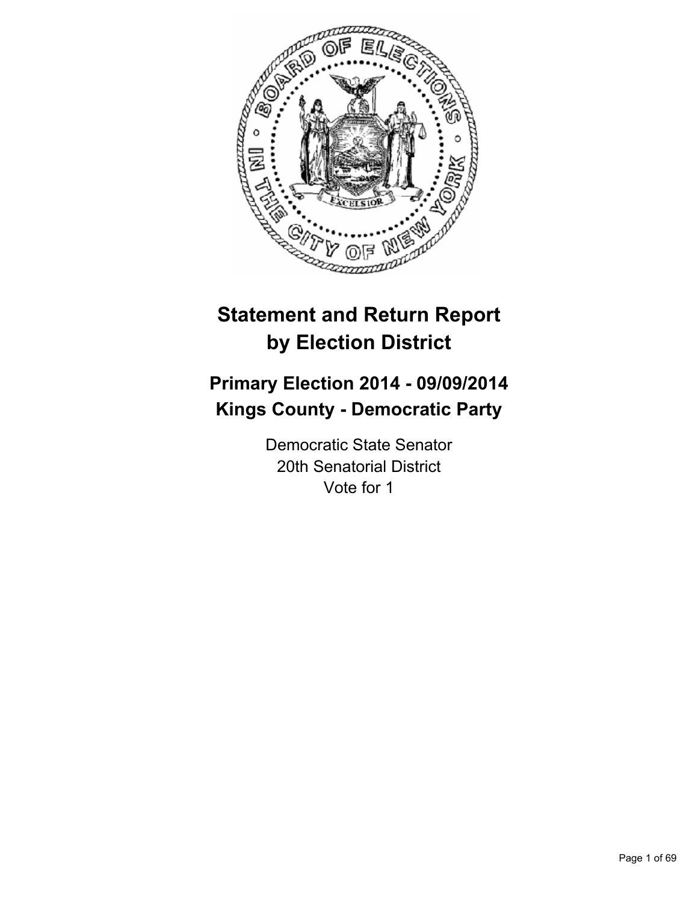# Statement and Return Report by Election District

## Primary Election 2014 - 09/09/2014
## Kings County - Democratic Party

Democratic State Senator
20th Senatorial District
Vote for 1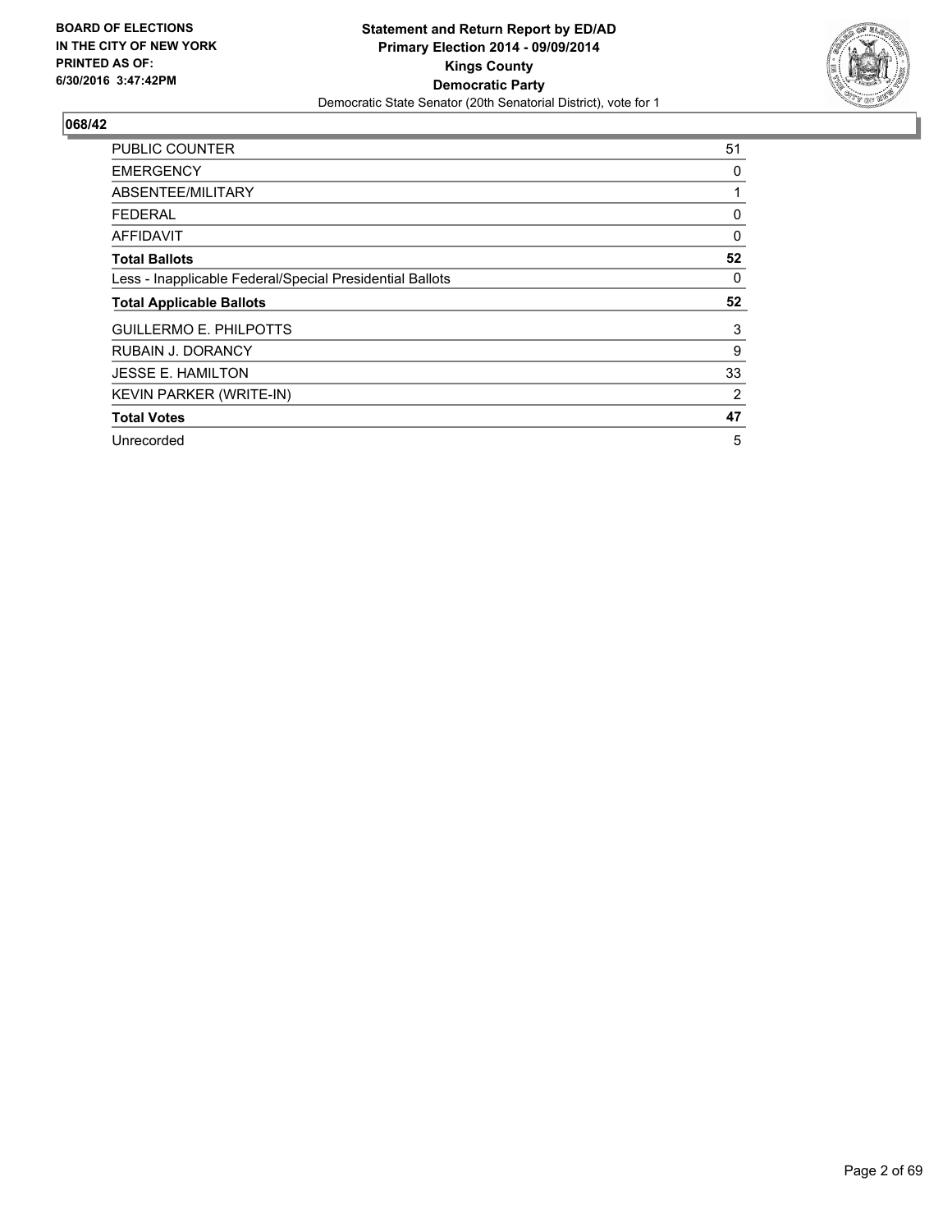BOARD OF ELECTIONS
IN THE CITY OF NEW YORK
PRINTED AS OF:
6/30/2016 3:47:42PM

**Statement and Return Report by ED/AD**
**Primary Election 2014 - 09/09/2014**
**Kings County**
**Democratic Party**
Democratic State Senator (20th Senatorial District), vote for 1

## 068/42

| | |
|---|---|
| PUBLIC COUNTER | 51 |
| EMERGENCY | 0 |
| ABSENTEE/MILITARY | 1 |
| FEDERAL | 0 |
| AFFIDAVIT | 0 |
| **Total Ballots** | **52** |
| Less - Inapplicable Federal/Special Presidential Ballots | 0 |
| **Total Applicable Ballots** | **52** |
| GUILLERMO E. PHILPOTTS | 3 |
| RUBAIN J. DORANCY | 9 |
| JESSE E. HAMILTON | 33 |
| KEVIN PARKER (WRITE-IN) | 2 |
| **Total Votes** | **47** |
| Unrecorded | 5 |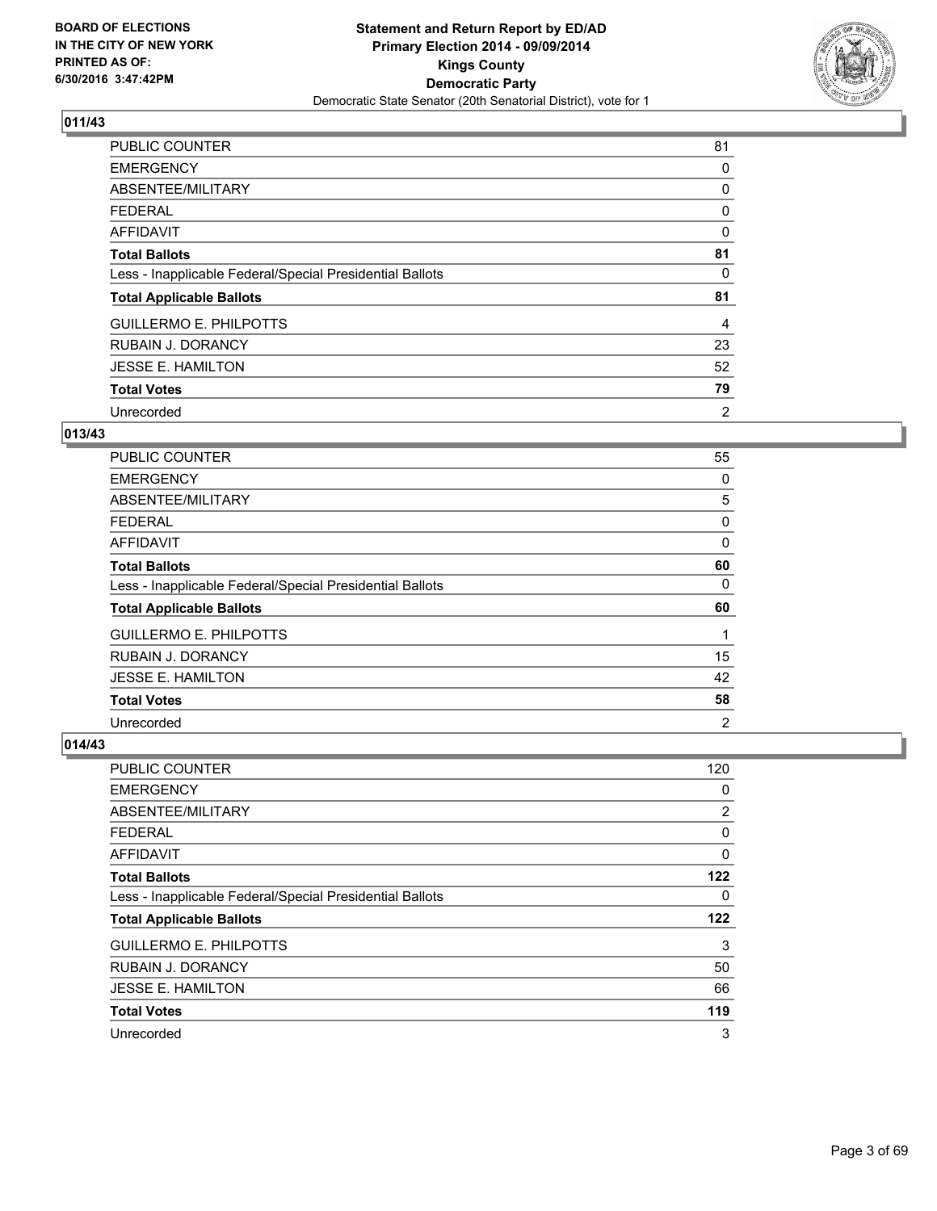**BOARD OF ELECTIONS IN THE CITY OF NEW YORK PRINTED AS OF: 6/30/2016 3:47:42PM**

**Statement and Return Report by ED/AD**
**Primary Election 2014 - 09/09/2014**
**Kings County**
**Democratic Party**
Democratic State Senator (20th Senatorial District), vote for 1

### 011/43

| | |
|---|---|
| PUBLIC COUNTER | 81 |
| EMERGENCY | 0 |
| ABSENTEE/MILITARY | 0 |
| FEDERAL | 0 |
| AFFIDAVIT | 0 |
| **Total Ballots** | **81** |
| Less - Inapplicable Federal/Special Presidential Ballots | 0 |
| **Total Applicable Ballots** | **81** |
| GUILLERMO E. PHILPOTTS | 4 |
| RUBAIN J. DORANCY | 23 |
| JESSE E. HAMILTON | 52 |
| **Total Votes** | **79** |
| Unrecorded | 2 |

### 013/43

| | |
|---|---|
| PUBLIC COUNTER | 55 |
| EMERGENCY | 0 |
| ABSENTEE/MILITARY | 5 |
| FEDERAL | 0 |
| AFFIDAVIT | 0 |
| **Total Ballots** | **60** |
| Less - Inapplicable Federal/Special Presidential Ballots | 0 |
| **Total Applicable Ballots** | **60** |
| GUILLERMO E. PHILPOTTS | 1 |
| RUBAIN J. DORANCY | 15 |
| JESSE E. HAMILTON | 42 |
| **Total Votes** | **58** |
| Unrecorded | 2 |

### 014/43

| | |
|---|---|
| PUBLIC COUNTER | 120 |
| EMERGENCY | 0 |
| ABSENTEE/MILITARY | 2 |
| FEDERAL | 0 |
| AFFIDAVIT | 0 |
| **Total Ballots** | **122** |
| Less - Inapplicable Federal/Special Presidential Ballots | 0 |
| **Total Applicable Ballots** | **122** |
| GUILLERMO E. PHILPOTTS | 3 |
| RUBAIN J. DORANCY | 50 |
| JESSE E. HAMILTON | 66 |
| **Total Votes** | **119** |
| Unrecorded | 3 |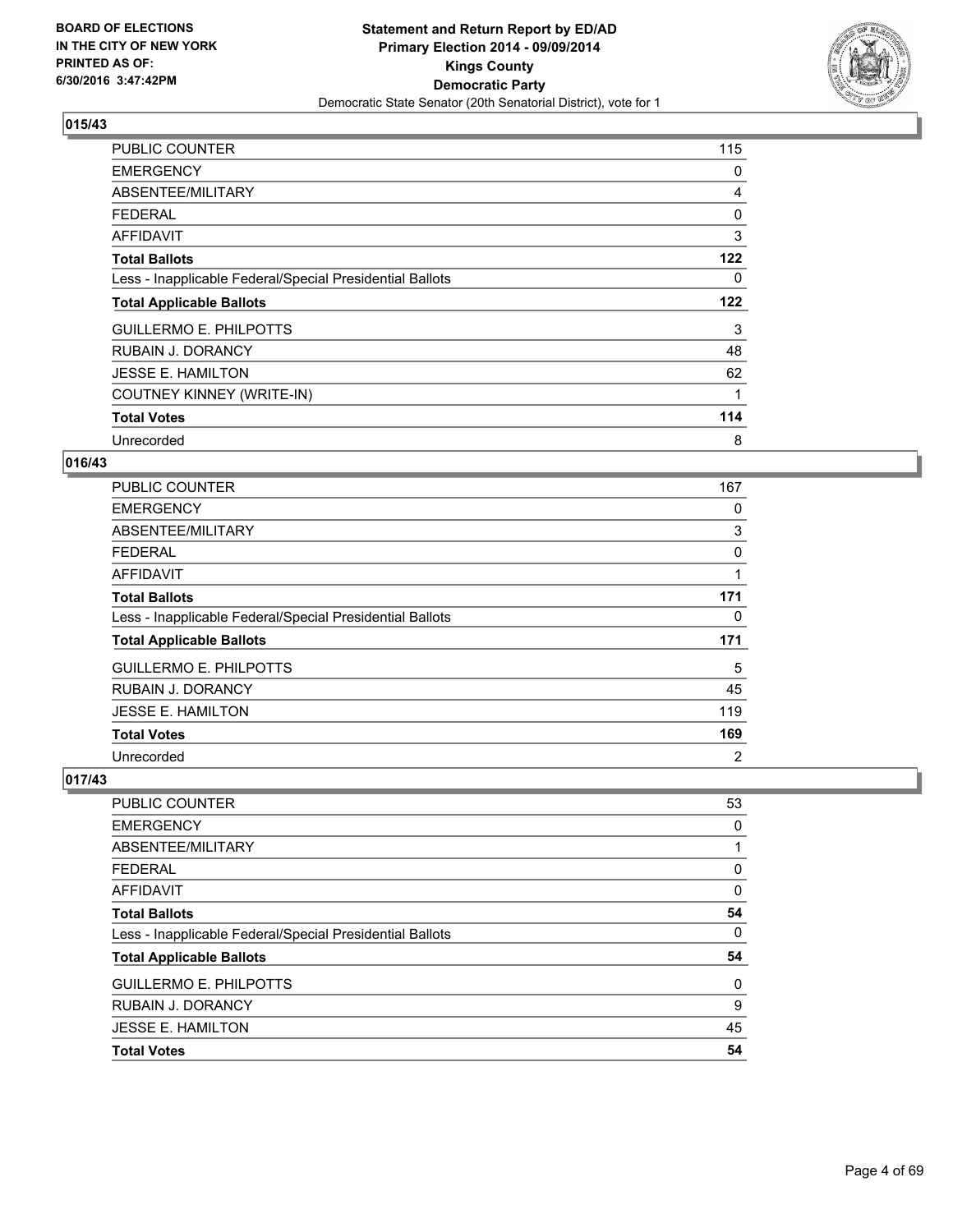**BOARD OF ELECTIONS IN THE CITY OF NEW YORK PRINTED AS OF: 6/30/2016 3:47:42PM**

**Statement and Return Report by ED/AD Primary Election 2014 - 09/09/2014 Kings County Democratic Party**

Democratic State Senator (20th Senatorial District), vote for 1

## 015/43

| | |
|---|---|
| PUBLIC COUNTER | 115 |
| EMERGENCY | 0 |
| ABSENTEE/MILITARY | 4 |
| FEDERAL | 0 |
| AFFIDAVIT | 3 |
| **Total Ballots** | **122** |
| Less - Inapplicable Federal/Special Presidential Ballots | 0 |
| **Total Applicable Ballots** | **122** |
| GUILLERMO E. PHILPOTTS | 3 |
| RUBAIN J. DORANCY | 48 |
| JESSE E. HAMILTON | 62 |
| COUTNEY KINNEY (WRITE-IN) | 1 |
| **Total Votes** | **114** |
| Unrecorded | 8 |

## 016/43

| | |
|---|---|
| PUBLIC COUNTER | 167 |
| EMERGENCY | 0 |
| ABSENTEE/MILITARY | 3 |
| FEDERAL | 0 |
| AFFIDAVIT | 1 |
| **Total Ballots** | **171** |
| Less - Inapplicable Federal/Special Presidential Ballots | 0 |
| **Total Applicable Ballots** | **171** |
| GUILLERMO E. PHILPOTTS | 5 |
| RUBAIN J. DORANCY | 45 |
| JESSE E. HAMILTON | 119 |
| **Total Votes** | **169** |
| Unrecorded | 2 |

## 017/43

| | |
|---|---|
| PUBLIC COUNTER | 53 |
| EMERGENCY | 0 |
| ABSENTEE/MILITARY | 1 |
| FEDERAL | 0 |
| AFFIDAVIT | 0 |
| **Total Ballots** | **54** |
| Less - Inapplicable Federal/Special Presidential Ballots | 0 |
| **Total Applicable Ballots** | **54** |
| GUILLERMO E. PHILPOTTS | 0 |
| RUBAIN J. DORANCY | 9 |
| JESSE E. HAMILTON | 45 |
| **Total Votes** | **54** |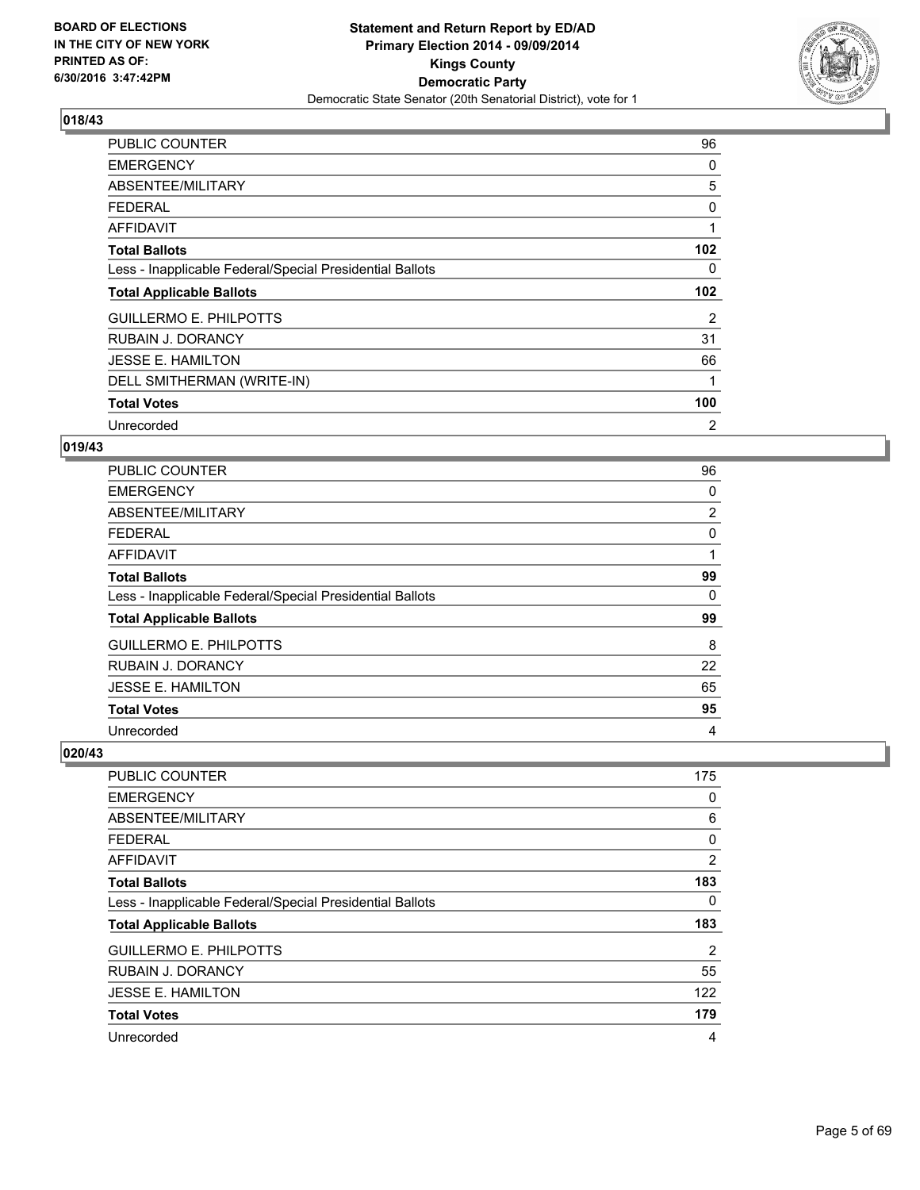## 018/43

| | |
|---|---|
| PUBLIC COUNTER | 96 |
| EMERGENCY | 0 |
| ABSENTEE/MILITARY | 5 |
| FEDERAL | 0 |
| AFFIDAVIT | 1 |
| **Total Ballots** | **102** |
| Less - Inapplicable Federal/Special Presidential Ballots | 0 |
| **Total Applicable Ballots** | **102** |
| GUILLERMO E. PHILPOTTS | 2 |
| RUBAIN J. DORANCY | 31 |
| JESSE E. HAMILTON | 66 |
| DELL SMITHERMAN (WRITE-IN) | 1 |
| **Total Votes** | **100** |
| Unrecorded | 2 |

## 019/43

| | |
|---|---|
| PUBLIC COUNTER | 96 |
| EMERGENCY | 0 |
| ABSENTEE/MILITARY | 2 |
| FEDERAL | 0 |
| AFFIDAVIT | 1 |
| **Total Ballots** | **99** |
| Less - Inapplicable Federal/Special Presidential Ballots | 0 |
| **Total Applicable Ballots** | **99** |
| GUILLERMO E. PHILPOTTS | 8 |
| RUBAIN J. DORANCY | 22 |
| JESSE E. HAMILTON | 65 |
| **Total Votes** | **95** |
| Unrecorded | 4 |

## 020/43

| | |
|---|---|
| PUBLIC COUNTER | 175 |
| EMERGENCY | 0 |
| ABSENTEE/MILITARY | 6 |
| FEDERAL | 0 |
| AFFIDAVIT | 2 |
| **Total Ballots** | **183** |
| Less - Inapplicable Federal/Special Presidential Ballots | 0 |
| **Total Applicable Ballots** | **183** |
| GUILLERMO E. PHILPOTTS | 2 |
| RUBAIN J. DORANCY | 55 |
| JESSE E. HAMILTON | 122 |
| **Total Votes** | **179** |
| Unrecorded | 4 |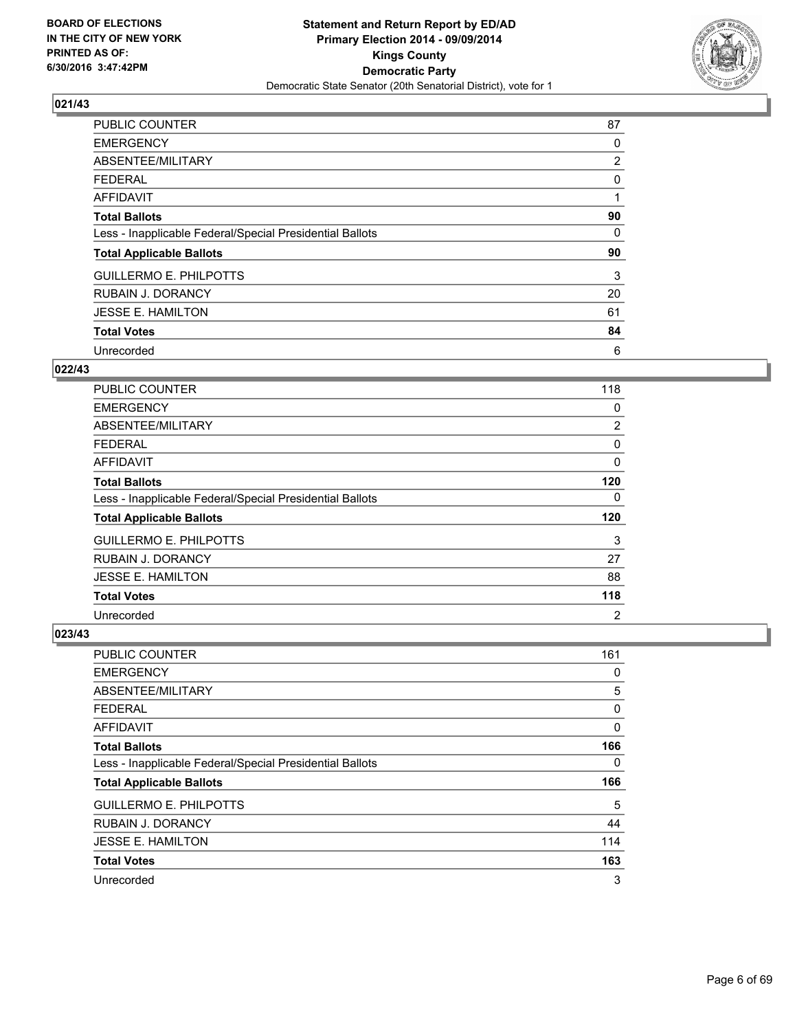BOARD OF ELECTIONS
IN THE CITY OF NEW YORK
PRINTED AS OF:
6/30/2016 3:47:42PM

**Statement and Return Report by ED/AD**
**Primary Election 2014 - 09/09/2014**
**Kings County**
**Democratic Party**
Democratic State Senator (20th Senatorial District), vote for 1

### 021/43

| | |
|---|---|
| PUBLIC COUNTER | 87 |
| EMERGENCY | 0 |
| ABSENTEE/MILITARY | 2 |
| FEDERAL | 0 |
| AFFIDAVIT | 1 |
| **Total Ballots** | **90** |
| Less - Inapplicable Federal/Special Presidential Ballots | 0 |
| **Total Applicable Ballots** | **90** |
| GUILLERMO E. PHILPOTTS | 3 |
| RUBAIN J. DORANCY | 20 |
| JESSE E. HAMILTON | 61 |
| **Total Votes** | **84** |
| Unrecorded | 6 |

### 022/43

| | |
|---|---|
| PUBLIC COUNTER | 118 |
| EMERGENCY | 0 |
| ABSENTEE/MILITARY | 2 |
| FEDERAL | 0 |
| AFFIDAVIT | 0 |
| **Total Ballots** | **120** |
| Less - Inapplicable Federal/Special Presidential Ballots | 0 |
| **Total Applicable Ballots** | **120** |
| GUILLERMO E. PHILPOTTS | 3 |
| RUBAIN J. DORANCY | 27 |
| JESSE E. HAMILTON | 88 |
| **Total Votes** | **118** |
| Unrecorded | 2 |

### 023/43

| | |
|---|---|
| PUBLIC COUNTER | 161 |
| EMERGENCY | 0 |
| ABSENTEE/MILITARY | 5 |
| FEDERAL | 0 |
| AFFIDAVIT | 0 |
| **Total Ballots** | **166** |
| Less - Inapplicable Federal/Special Presidential Ballots | 0 |
| **Total Applicable Ballots** | **166** |
| GUILLERMO E. PHILPOTTS | 5 |
| RUBAIN J. DORANCY | 44 |
| JESSE E. HAMILTON | 114 |
| **Total Votes** | **163** |
| Unrecorded | 3 |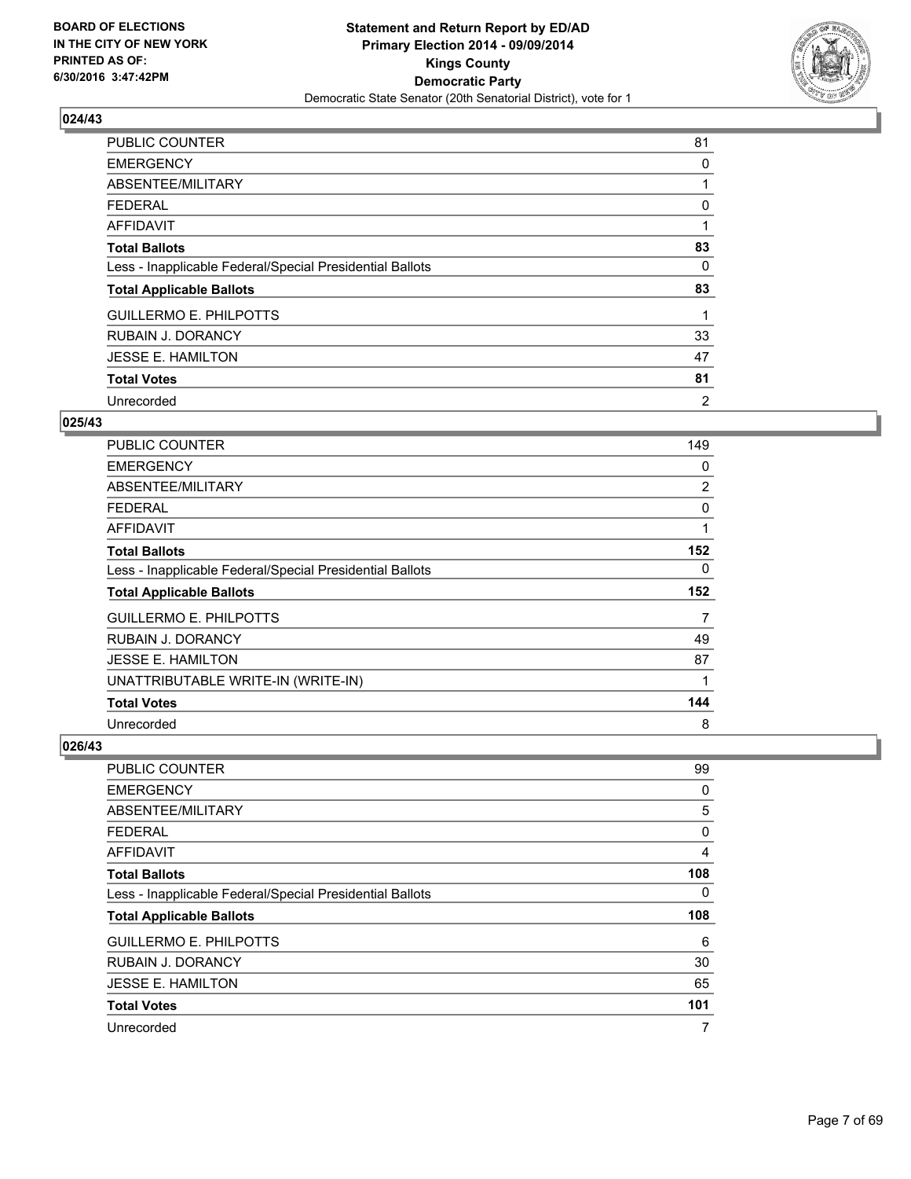BOARD OF ELECTIONS
IN THE CITY OF NEW YORK
PRINTED AS OF:
6/30/2016 3:47:42PM

**Statement and Return Report by ED/AD**
**Primary Election 2014 - 09/09/2014**
**Kings County**
**Democratic Party**
Democratic State Senator (20th Senatorial District), vote for 1

### 024/43

| | |
|---|---|
| PUBLIC COUNTER | 81 |
| EMERGENCY | 0 |
| ABSENTEE/MILITARY | 1 |
| FEDERAL | 0 |
| AFFIDAVIT | 1 |
| **Total Ballots** | **83** |
| Less - Inapplicable Federal/Special Presidential Ballots | 0 |
| **Total Applicable Ballots** | **83** |
| GUILLERMO E. PHILPOTTS | 1 |
| RUBAIN J. DORANCY | 33 |
| JESSE E. HAMILTON | 47 |
| **Total Votes** | **81** |
| Unrecorded | 2 |

### 025/43

| | |
|---|---|
| PUBLIC COUNTER | 149 |
| EMERGENCY | 0 |
| ABSENTEE/MILITARY | 2 |
| FEDERAL | 0 |
| AFFIDAVIT | 1 |
| **Total Ballots** | **152** |
| Less - Inapplicable Federal/Special Presidential Ballots | 0 |
| **Total Applicable Ballots** | **152** |
| GUILLERMO E. PHILPOTTS | 7 |
| RUBAIN J. DORANCY | 49 |
| JESSE E. HAMILTON | 87 |
| UNATTRIBUTABLE WRITE-IN (WRITE-IN) | 1 |
| **Total Votes** | **144** |
| Unrecorded | 8 |

### 026/43

| | |
|---|---|
| PUBLIC COUNTER | 99 |
| EMERGENCY | 0 |
| ABSENTEE/MILITARY | 5 |
| FEDERAL | 0 |
| AFFIDAVIT | 4 |
| **Total Ballots** | **108** |
| Less - Inapplicable Federal/Special Presidential Ballots | 0 |
| **Total Applicable Ballots** | **108** |
| GUILLERMO E. PHILPOTTS | 6 |
| RUBAIN J. DORANCY | 30 |
| JESSE E. HAMILTON | 65 |
| **Total Votes** | **101** |
| Unrecorded | 7 |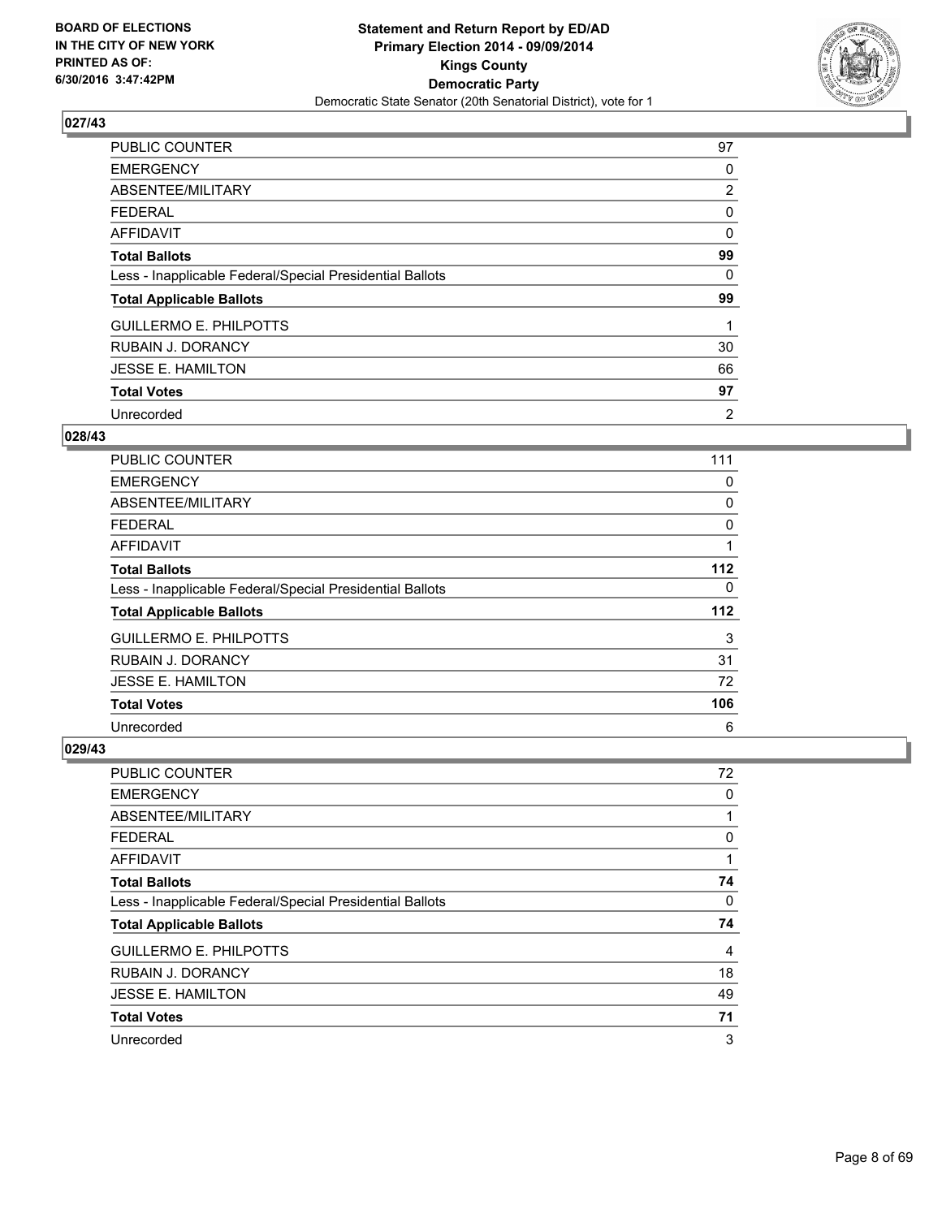## 027/43

| | |
|---|---|
| PUBLIC COUNTER | 97 |
| EMERGENCY | 0 |
| ABSENTEE/MILITARY | 2 |
| FEDERAL | 0 |
| AFFIDAVIT | 0 |
| **Total Ballots** | **99** |
| Less - Inapplicable Federal/Special Presidential Ballots | 0 |
| **Total Applicable Ballots** | **99** |
| GUILLERMO E. PHILPOTTS | 1 |
| RUBAIN J. DORANCY | 30 |
| JESSE E. HAMILTON | 66 |
| **Total Votes** | **97** |
| Unrecorded | 2 |

## 028/43

| | |
|---|---|
| PUBLIC COUNTER | 111 |
| EMERGENCY | 0 |
| ABSENTEE/MILITARY | 0 |
| FEDERAL | 0 |
| AFFIDAVIT | 1 |
| **Total Ballots** | **112** |
| Less - Inapplicable Federal/Special Presidential Ballots | 0 |
| **Total Applicable Ballots** | **112** |
| GUILLERMO E. PHILPOTTS | 3 |
| RUBAIN J. DORANCY | 31 |
| JESSE E. HAMILTON | 72 |
| **Total Votes** | **106** |
| Unrecorded | 6 |

## 029/43

| | |
|---|---|
| PUBLIC COUNTER | 72 |
| EMERGENCY | 0 |
| ABSENTEE/MILITARY | 1 |
| FEDERAL | 0 |
| AFFIDAVIT | 1 |
| **Total Ballots** | **74** |
| Less - Inapplicable Federal/Special Presidential Ballots | 0 |
| **Total Applicable Ballots** | **74** |
| GUILLERMO E. PHILPOTTS | 4 |
| RUBAIN J. DORANCY | 18 |
| JESSE E. HAMILTON | 49 |
| **Total Votes** | **71** |
| Unrecorded | 3 |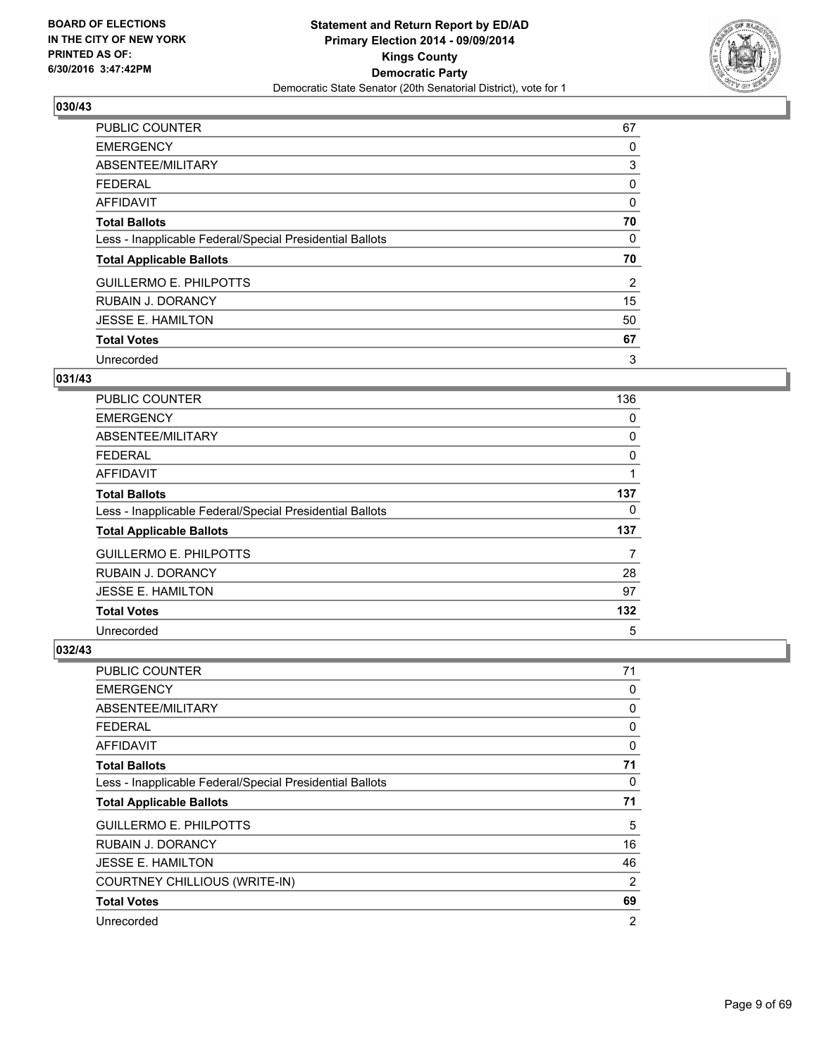**BOARD OF ELECTIONS IN THE CITY OF NEW YORK PRINTED AS OF: 6/30/2016 3:47:42PM**

**Statement and Return Report by ED/AD Primary Election 2014 - 09/09/2014 Kings County Democratic Party**

Democratic State Senator (20th Senatorial District), vote for 1

### 030/43

| | |
|---|---|
| PUBLIC COUNTER | 67 |
| EMERGENCY | 0 |
| ABSENTEE/MILITARY | 3 |
| FEDERAL | 0 |
| AFFIDAVIT | 0 |
| **Total Ballots** | **70** |
| Less - Inapplicable Federal/Special Presidential Ballots | 0 |
| **Total Applicable Ballots** | **70** |
| GUILLERMO E. PHILPOTTS | 2 |
| RUBAIN J. DORANCY | 15 |
| JESSE E. HAMILTON | 50 |
| **Total Votes** | **67** |
| Unrecorded | 3 |

### 031/43

| | |
|---|---|
| PUBLIC COUNTER | 136 |
| EMERGENCY | 0 |
| ABSENTEE/MILITARY | 0 |
| FEDERAL | 0 |
| AFFIDAVIT | 1 |
| **Total Ballots** | **137** |
| Less - Inapplicable Federal/Special Presidential Ballots | 0 |
| **Total Applicable Ballots** | **137** |
| GUILLERMO E. PHILPOTTS | 7 |
| RUBAIN J. DORANCY | 28 |
| JESSE E. HAMILTON | 97 |
| **Total Votes** | **132** |
| Unrecorded | 5 |

### 032/43

| | |
|---|---|
| PUBLIC COUNTER | 71 |
| EMERGENCY | 0 |
| ABSENTEE/MILITARY | 0 |
| FEDERAL | 0 |
| AFFIDAVIT | 0 |
| **Total Ballots** | **71** |
| Less - Inapplicable Federal/Special Presidential Ballots | 0 |
| **Total Applicable Ballots** | **71** |
| GUILLERMO E. PHILPOTTS | 5 |
| RUBAIN J. DORANCY | 16 |
| JESSE E. HAMILTON | 46 |
| COURTNEY CHILLIOUS (WRITE-IN) | 2 |
| **Total Votes** | **69** |
| Unrecorded | 2 |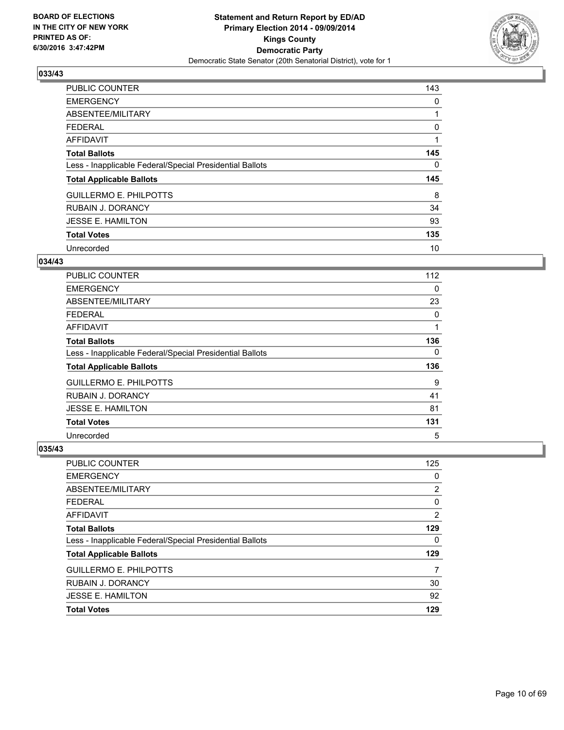**BOARD OF ELECTIONS IN THE CITY OF NEW YORK PRINTED AS OF: 6/30/2016 3:47:42PM**

**Statement and Return Report by ED/AD Primary Election 2014 - 09/09/2014 Kings County Democratic Party**

Democratic State Senator (20th Senatorial District), vote for 1

### 033/43

| | |
|---|---|
| PUBLIC COUNTER | 143 |
| EMERGENCY | 0 |
| ABSENTEE/MILITARY | 1 |
| FEDERAL | 0 |
| AFFIDAVIT | 1 |
| **Total Ballots** | **145** |
| Less - Inapplicable Federal/Special Presidential Ballots | 0 |
| **Total Applicable Ballots** | **145** |
| GUILLERMO E. PHILPOTTS | 8 |
| RUBAIN J. DORANCY | 34 |
| JESSE E. HAMILTON | 93 |
| **Total Votes** | **135** |
| Unrecorded | 10 |

### 034/43

| | |
|---|---|
| PUBLIC COUNTER | 112 |
| EMERGENCY | 0 |
| ABSENTEE/MILITARY | 23 |
| FEDERAL | 0 |
| AFFIDAVIT | 1 |
| **Total Ballots** | **136** |
| Less - Inapplicable Federal/Special Presidential Ballots | 0 |
| **Total Applicable Ballots** | **136** |
| GUILLERMO E. PHILPOTTS | 9 |
| RUBAIN J. DORANCY | 41 |
| JESSE E. HAMILTON | 81 |
| **Total Votes** | **131** |
| Unrecorded | 5 |

### 035/43

| | |
|---|---|
| PUBLIC COUNTER | 125 |
| EMERGENCY | 0 |
| ABSENTEE/MILITARY | 2 |
| FEDERAL | 0 |
| AFFIDAVIT | 2 |
| **Total Ballots** | **129** |
| Less - Inapplicable Federal/Special Presidential Ballots | 0 |
| **Total Applicable Ballots** | **129** |
| GUILLERMO E. PHILPOTTS | 7 |
| RUBAIN J. DORANCY | 30 |
| JESSE E. HAMILTON | 92 |
| **Total Votes** | **129** |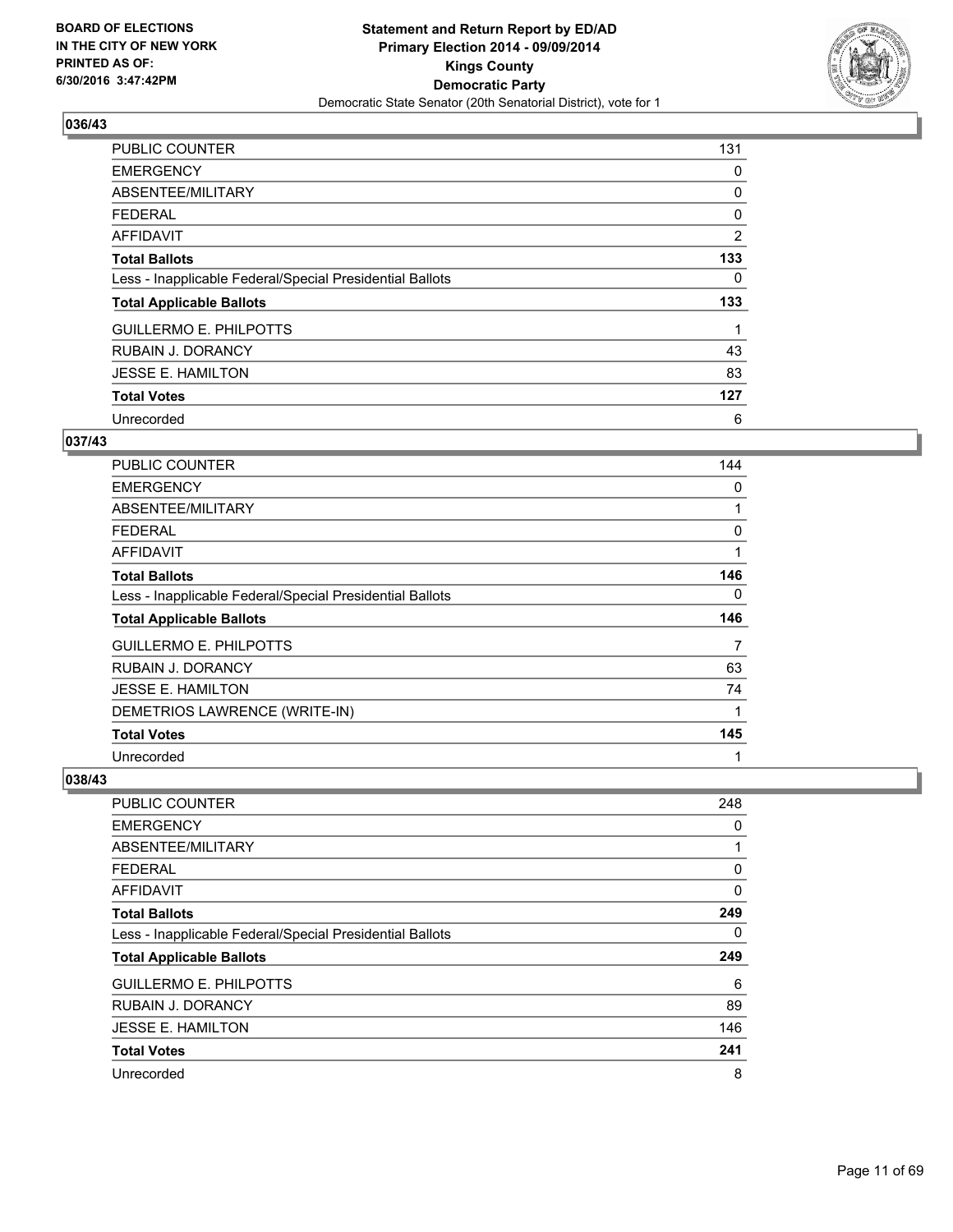**BOARD OF ELECTIONS IN THE CITY OF NEW YORK PRINTED AS OF: 6/30/2016 3:47:42PM**

**Statement and Return Report by ED/AD Primary Election 2014 - 09/09/2014 Kings County Democratic Party**

Democratic State Senator (20th Senatorial District), vote for 1

## 036/43

| | |
|---|---|
| PUBLIC COUNTER | 131 |
| EMERGENCY | 0 |
| ABSENTEE/MILITARY | 0 |
| FEDERAL | 0 |
| AFFIDAVIT | 2 |
| **Total Ballots** | **133** |
| Less - Inapplicable Federal/Special Presidential Ballots | 0 |
| **Total Applicable Ballots** | **133** |
| GUILLERMO E. PHILPOTTS | 1 |
| RUBAIN J. DORANCY | 43 |
| JESSE E. HAMILTON | 83 |
| **Total Votes** | **127** |
| Unrecorded | 6 |

## 037/43

| | |
|---|---|
| PUBLIC COUNTER | 144 |
| EMERGENCY | 0 |
| ABSENTEE/MILITARY | 1 |
| FEDERAL | 0 |
| AFFIDAVIT | 1 |
| **Total Ballots** | **146** |
| Less - Inapplicable Federal/Special Presidential Ballots | 0 |
| **Total Applicable Ballots** | **146** |
| GUILLERMO E. PHILPOTTS | 7 |
| RUBAIN J. DORANCY | 63 |
| JESSE E. HAMILTON | 74 |
| DEMETRIOS LAWRENCE (WRITE-IN) | 1 |
| **Total Votes** | **145** |
| Unrecorded | 1 |

## 038/43

| | |
|---|---|
| PUBLIC COUNTER | 248 |
| EMERGENCY | 0 |
| ABSENTEE/MILITARY | 1 |
| FEDERAL | 0 |
| AFFIDAVIT | 0 |
| **Total Ballots** | **249** |
| Less - Inapplicable Federal/Special Presidential Ballots | 0 |
| **Total Applicable Ballots** | **249** |
| GUILLERMO E. PHILPOTTS | 6 |
| RUBAIN J. DORANCY | 89 |
| JESSE E. HAMILTON | 146 |
| **Total Votes** | **241** |
| Unrecorded | 8 |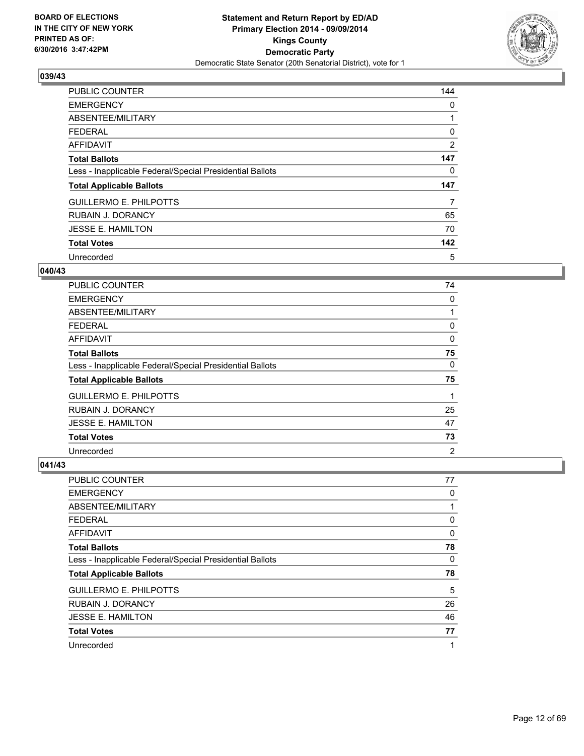**Statement and Return Report by ED/AD**
**Primary Election 2014 - 09/09/2014**
**Kings County**
**Democratic Party**
Democratic State Senator (20th Senatorial District), vote for 1

BOARD OF ELECTIONS
IN THE CITY OF NEW YORK
PRINTED AS OF:
6/30/2016 3:47:42PM

### 039/43

| | |
|---|---|
| PUBLIC COUNTER | 144 |
| EMERGENCY | 0 |
| ABSENTEE/MILITARY | 1 |
| FEDERAL | 0 |
| AFFIDAVIT | 2 |
| **Total Ballots** | **147** |
| Less - Inapplicable Federal/Special Presidential Ballots | 0 |
| **Total Applicable Ballots** | **147** |
| GUILLERMO E. PHILPOTTS | 7 |
| RUBAIN J. DORANCY | 65 |
| JESSE E. HAMILTON | 70 |
| **Total Votes** | **142** |
| Unrecorded | 5 |

### 040/43

| | |
|---|---|
| PUBLIC COUNTER | 74 |
| EMERGENCY | 0 |
| ABSENTEE/MILITARY | 1 |
| FEDERAL | 0 |
| AFFIDAVIT | 0 |
| **Total Ballots** | **75** |
| Less - Inapplicable Federal/Special Presidential Ballots | 0 |
| **Total Applicable Ballots** | **75** |
| GUILLERMO E. PHILPOTTS | 1 |
| RUBAIN J. DORANCY | 25 |
| JESSE E. HAMILTON | 47 |
| **Total Votes** | **73** |
| Unrecorded | 2 |

### 041/43

| | |
|---|---|
| PUBLIC COUNTER | 77 |
| EMERGENCY | 0 |
| ABSENTEE/MILITARY | 1 |
| FEDERAL | 0 |
| AFFIDAVIT | 0 |
| **Total Ballots** | **78** |
| Less - Inapplicable Federal/Special Presidential Ballots | 0 |
| **Total Applicable Ballots** | **78** |
| GUILLERMO E. PHILPOTTS | 5 |
| RUBAIN J. DORANCY | 26 |
| JESSE E. HAMILTON | 46 |
| **Total Votes** | **77** |
| Unrecorded | 1 |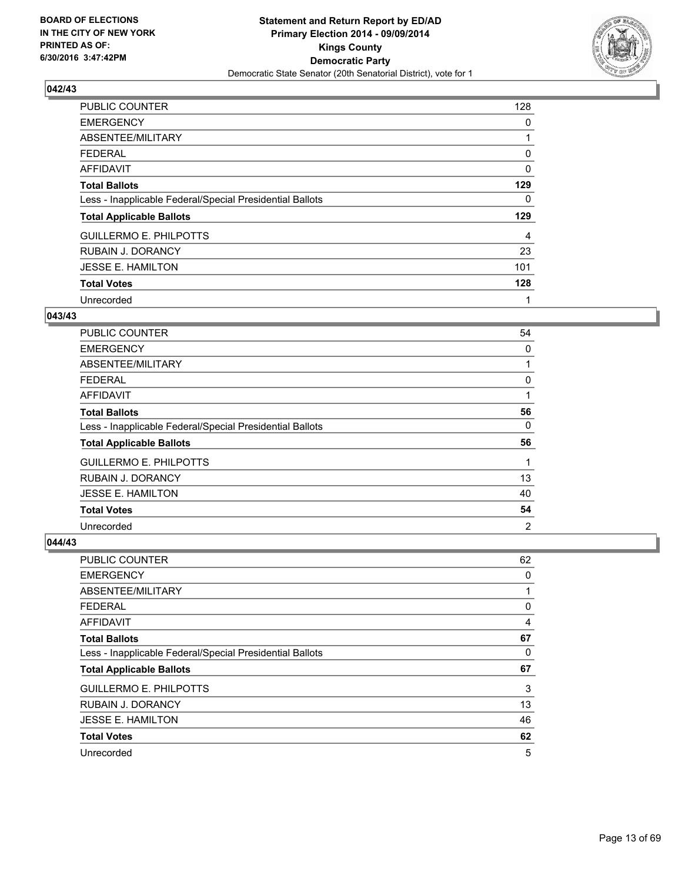BOARD OF ELECTIONS
IN THE CITY OF NEW YORK
PRINTED AS OF:
6/30/2016 3:47:42PM

**Statement and Return Report by ED/AD**
**Primary Election 2014 - 09/09/2014**
**Kings County**
**Democratic Party**
Democratic State Senator (20th Senatorial District), vote for 1

### 042/43

| | |
|---|---|
| PUBLIC COUNTER | 128 |
| EMERGENCY | 0 |
| ABSENTEE/MILITARY | 1 |
| FEDERAL | 0 |
| AFFIDAVIT | 0 |
| **Total Ballots** | **129** |
| Less - Inapplicable Federal/Special Presidential Ballots | 0 |
| **Total Applicable Ballots** | **129** |
| GUILLERMO E. PHILPOTTS | 4 |
| RUBAIN J. DORANCY | 23 |
| JESSE E. HAMILTON | 101 |
| **Total Votes** | **128** |
| Unrecorded | 1 |

### 043/43

| | |
|---|---|
| PUBLIC COUNTER | 54 |
| EMERGENCY | 0 |
| ABSENTEE/MILITARY | 1 |
| FEDERAL | 0 |
| AFFIDAVIT | 1 |
| **Total Ballots** | **56** |
| Less - Inapplicable Federal/Special Presidential Ballots | 0 |
| **Total Applicable Ballots** | **56** |
| GUILLERMO E. PHILPOTTS | 1 |
| RUBAIN J. DORANCY | 13 |
| JESSE E. HAMILTON | 40 |
| **Total Votes** | **54** |
| Unrecorded | 2 |

### 044/43

| | |
|---|---|
| PUBLIC COUNTER | 62 |
| EMERGENCY | 0 |
| ABSENTEE/MILITARY | 1 |
| FEDERAL | 0 |
| AFFIDAVIT | 4 |
| **Total Ballots** | **67** |
| Less - Inapplicable Federal/Special Presidential Ballots | 0 |
| **Total Applicable Ballots** | **67** |
| GUILLERMO E. PHILPOTTS | 3 |
| RUBAIN J. DORANCY | 13 |
| JESSE E. HAMILTON | 46 |
| **Total Votes** | **62** |
| Unrecorded | 5 |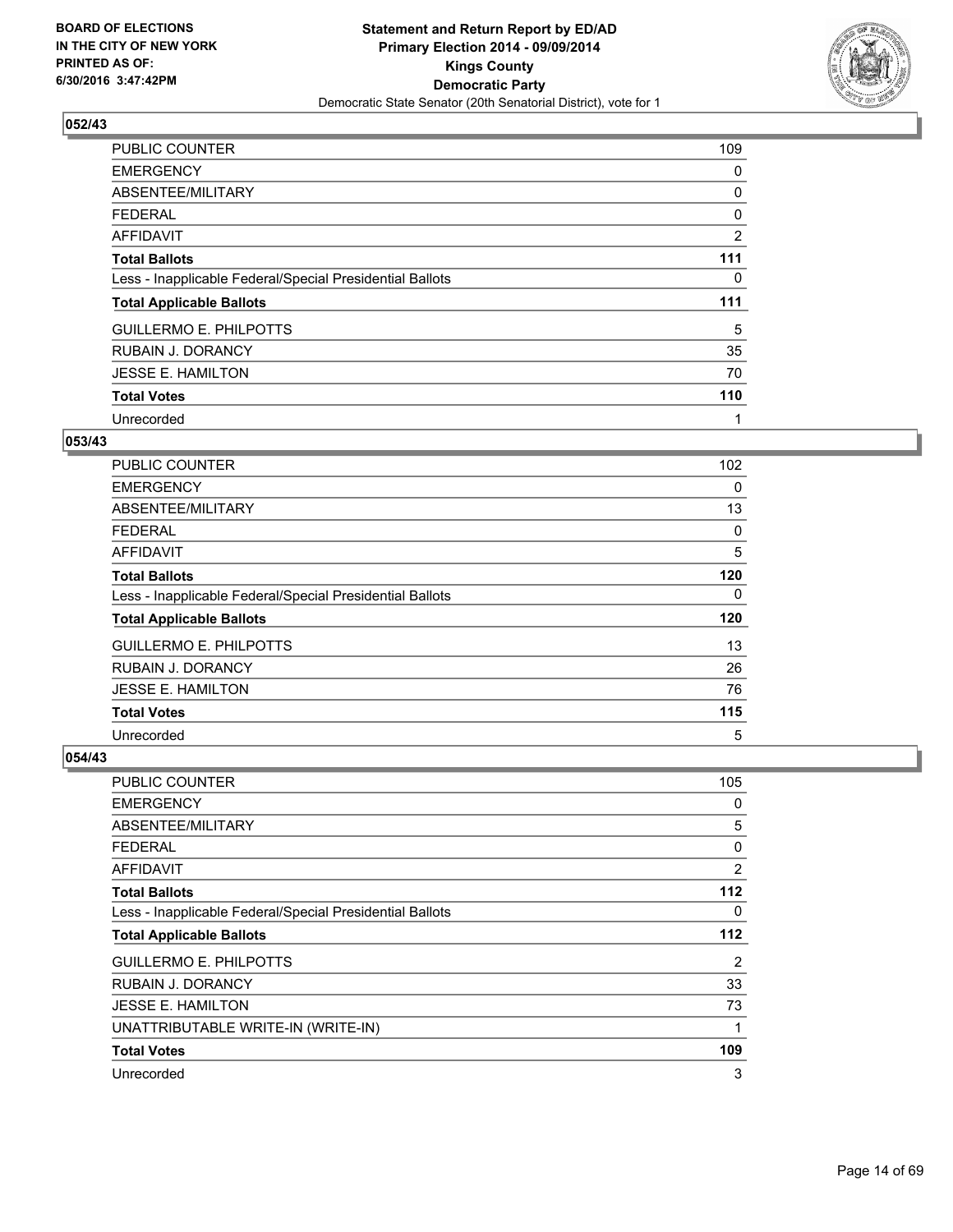BOARD OF ELECTIONS
IN THE CITY OF NEW YORK
PRINTED AS OF:
6/30/2016 3:47:42PM

**Statement and Return Report by ED/AD**
**Primary Election 2014 - 09/09/2014**
**Kings County**
**Democratic Party**
Democratic State Senator (20th Senatorial District), vote for 1

### 052/43

| | |
|---|---|
| PUBLIC COUNTER | 109 |
| EMERGENCY | 0 |
| ABSENTEE/MILITARY | 0 |
| FEDERAL | 0 |
| AFFIDAVIT | 2 |
| **Total Ballots** | **111** |
| Less - Inapplicable Federal/Special Presidential Ballots | 0 |
| **Total Applicable Ballots** | **111** |
| GUILLERMO E. PHILPOTTS | 5 |
| RUBAIN J. DORANCY | 35 |
| JESSE E. HAMILTON | 70 |
| **Total Votes** | **110** |
| Unrecorded | 1 |

### 053/43

| | |
|---|---|
| PUBLIC COUNTER | 102 |
| EMERGENCY | 0 |
| ABSENTEE/MILITARY | 13 |
| FEDERAL | 0 |
| AFFIDAVIT | 5 |
| **Total Ballots** | **120** |
| Less - Inapplicable Federal/Special Presidential Ballots | 0 |
| **Total Applicable Ballots** | **120** |
| GUILLERMO E. PHILPOTTS | 13 |
| RUBAIN J. DORANCY | 26 |
| JESSE E. HAMILTON | 76 |
| **Total Votes** | **115** |
| Unrecorded | 5 |

### 054/43

| | |
|---|---|
| PUBLIC COUNTER | 105 |
| EMERGENCY | 0 |
| ABSENTEE/MILITARY | 5 |
| FEDERAL | 0 |
| AFFIDAVIT | 2 |
| **Total Ballots** | **112** |
| Less - Inapplicable Federal/Special Presidential Ballots | 0 |
| **Total Applicable Ballots** | **112** |
| GUILLERMO E. PHILPOTTS | 2 |
| RUBAIN J. DORANCY | 33 |
| JESSE E. HAMILTON | 73 |
| UNATTRIBUTABLE WRITE-IN (WRITE-IN) | 1 |
| **Total Votes** | **109** |
| Unrecorded | 3 |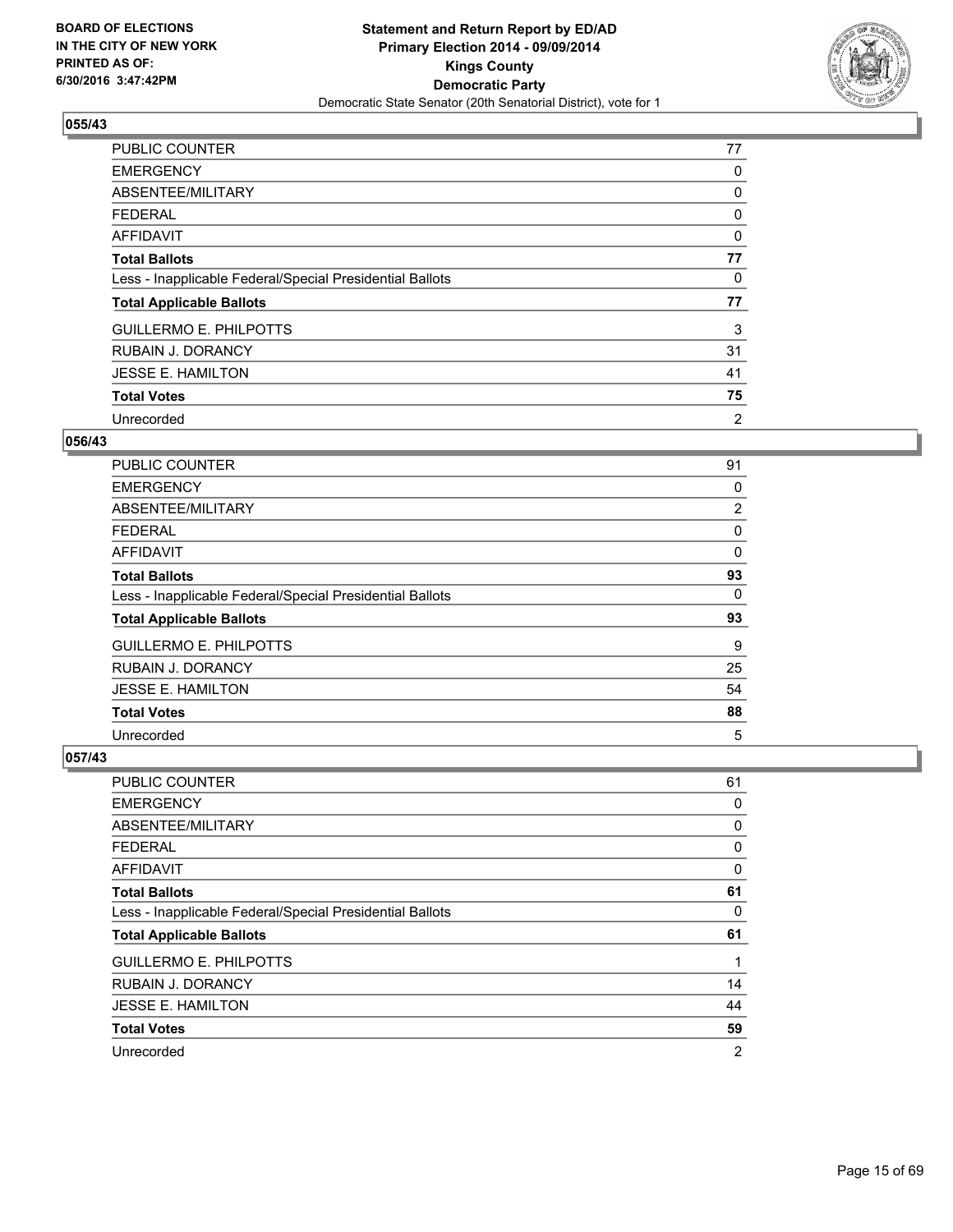**BOARD OF ELECTIONS IN THE CITY OF NEW YORK PRINTED AS OF: 6/30/2016 3:47:42PM**

**Statement and Return Report by ED/AD Primary Election 2014 - 09/09/2014 Kings County Democratic Party**

Democratic State Senator (20th Senatorial District), vote for 1

### 055/43

| | |
|---|---|
| PUBLIC COUNTER | 77 |
| EMERGENCY | 0 |
| ABSENTEE/MILITARY | 0 |
| FEDERAL | 0 |
| AFFIDAVIT | 0 |
| **Total Ballots** | **77** |
| Less - Inapplicable Federal/Special Presidential Ballots | 0 |
| **Total Applicable Ballots** | **77** |
| GUILLERMO E. PHILPOTTS | 3 |
| RUBAIN J. DORANCY | 31 |
| JESSE E. HAMILTON | 41 |
| **Total Votes** | **75** |
| Unrecorded | 2 |

### 056/43

| | |
|---|---|
| PUBLIC COUNTER | 91 |
| EMERGENCY | 0 |
| ABSENTEE/MILITARY | 2 |
| FEDERAL | 0 |
| AFFIDAVIT | 0 |
| **Total Ballots** | **93** |
| Less - Inapplicable Federal/Special Presidential Ballots | 0 |
| **Total Applicable Ballots** | **93** |
| GUILLERMO E. PHILPOTTS | 9 |
| RUBAIN J. DORANCY | 25 |
| JESSE E. HAMILTON | 54 |
| **Total Votes** | **88** |
| Unrecorded | 5 |

### 057/43

| | |
|---|---|
| PUBLIC COUNTER | 61 |
| EMERGENCY | 0 |
| ABSENTEE/MILITARY | 0 |
| FEDERAL | 0 |
| AFFIDAVIT | 0 |
| **Total Ballots** | **61** |
| Less - Inapplicable Federal/Special Presidential Ballots | 0 |
| **Total Applicable Ballots** | **61** |
| GUILLERMO E. PHILPOTTS | 1 |
| RUBAIN J. DORANCY | 14 |
| JESSE E. HAMILTON | 44 |
| **Total Votes** | **59** |
| Unrecorded | 2 |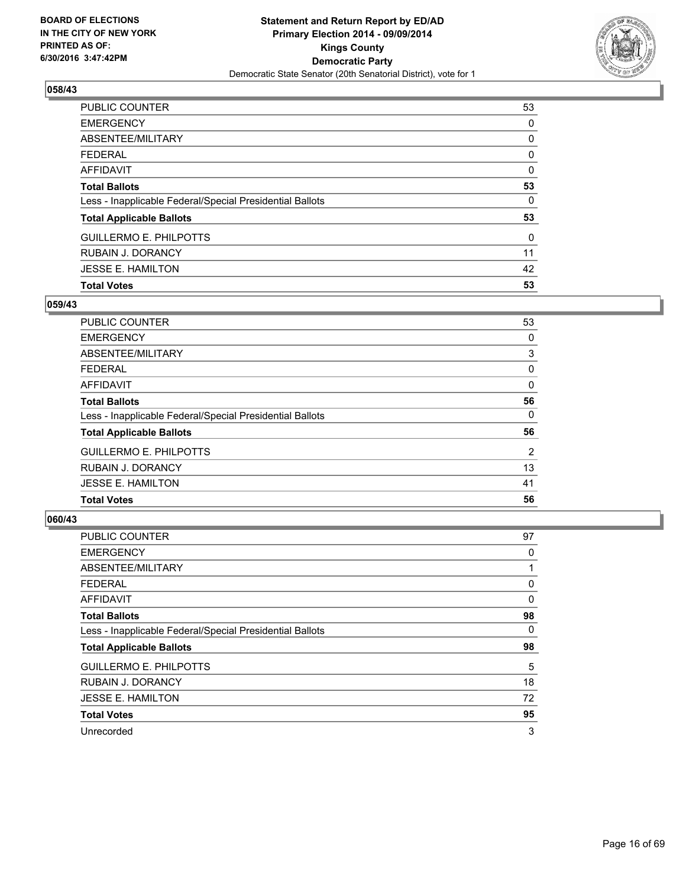## 058/43

| | |
|---|---|
| PUBLIC COUNTER | 53 |
| EMERGENCY | 0 |
| ABSENTEE/MILITARY | 0 |
| FEDERAL | 0 |
| AFFIDAVIT | 0 |
| **Total Ballots** | **53** |
| Less - Inapplicable Federal/Special Presidential Ballots | 0 |
| **Total Applicable Ballots** | **53** |
| GUILLERMO E. PHILPOTTS | 0 |
| RUBAIN J. DORANCY | 11 |
| JESSE E. HAMILTON | 42 |
| **Total Votes** | **53** |

## 059/43

| | |
|---|---|
| PUBLIC COUNTER | 53 |
| EMERGENCY | 0 |
| ABSENTEE/MILITARY | 3 |
| FEDERAL | 0 |
| AFFIDAVIT | 0 |
| **Total Ballots** | **56** |
| Less - Inapplicable Federal/Special Presidential Ballots | 0 |
| **Total Applicable Ballots** | **56** |
| GUILLERMO E. PHILPOTTS | 2 |
| RUBAIN J. DORANCY | 13 |
| JESSE E. HAMILTON | 41 |
| **Total Votes** | **56** |

## 060/43

| | |
|---|---|
| PUBLIC COUNTER | 97 |
| EMERGENCY | 0 |
| ABSENTEE/MILITARY | 1 |
| FEDERAL | 0 |
| AFFIDAVIT | 0 |
| **Total Ballots** | **98** |
| Less - Inapplicable Federal/Special Presidential Ballots | 0 |
| **Total Applicable Ballots** | **98** |
| GUILLERMO E. PHILPOTTS | 5 |
| RUBAIN J. DORANCY | 18 |
| JESSE E. HAMILTON | 72 |
| **Total Votes** | **95** |
| Unrecorded | 3 |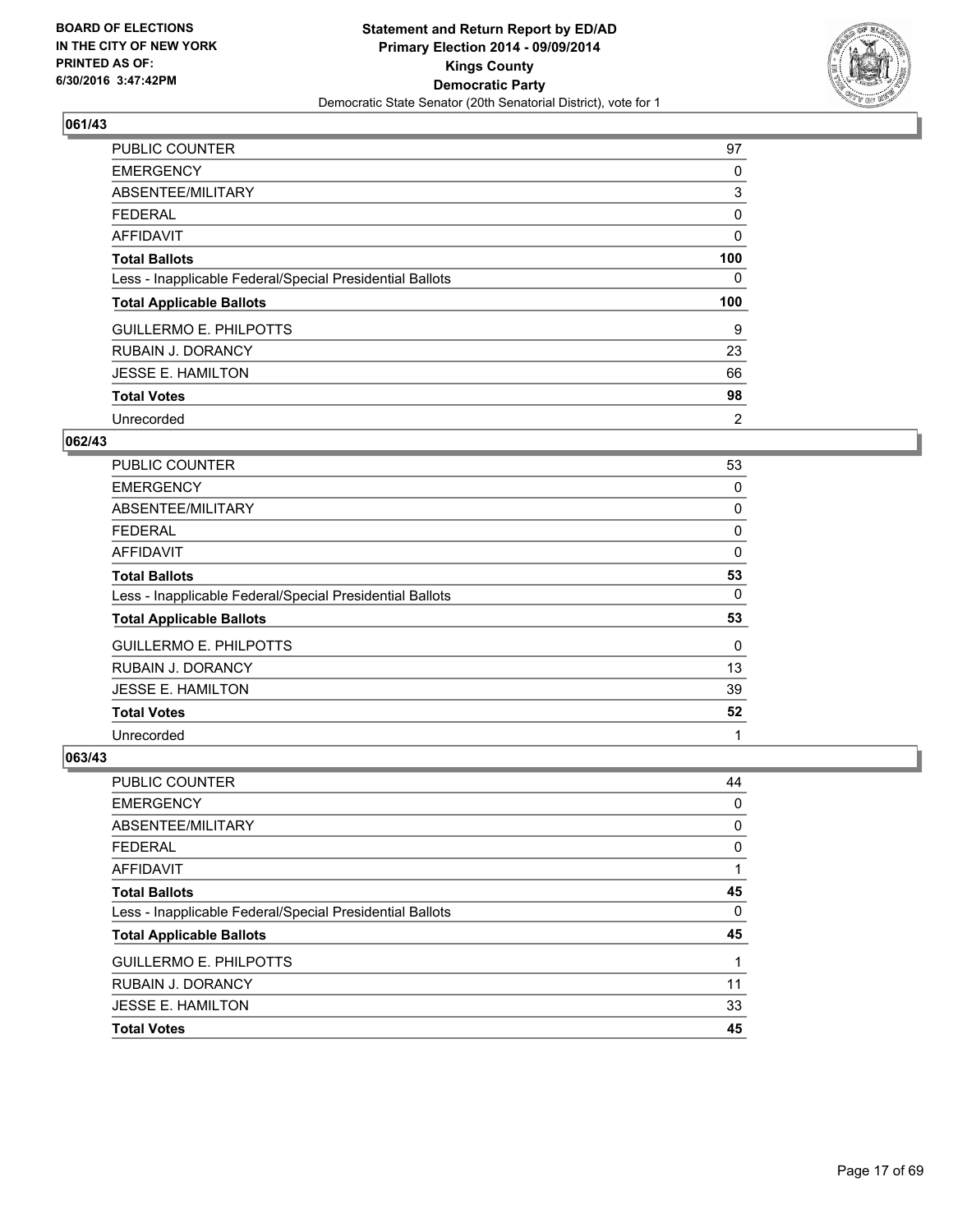**BOARD OF ELECTIONS IN THE CITY OF NEW YORK PRINTED AS OF: 6/30/2016 3:47:42PM**

# Statement and Return Report by ED/AD
## Primary Election 2014 - 09/09/2014
## Kings County
## Democratic Party
### Democratic State Senator (20th Senatorial District), vote for 1

**061/43**

| | |
|---|---|
| PUBLIC COUNTER | 97 |
| EMERGENCY | 0 |
| ABSENTEE/MILITARY | 3 |
| FEDERAL | 0 |
| AFFIDAVIT | 0 |
| **Total Ballots** | **100** |
| Less - Inapplicable Federal/Special Presidential Ballots | 0 |
| **Total Applicable Ballots** | **100** |
| GUILLERMO E. PHILPOTTS | 9 |
| RUBAIN J. DORANCY | 23 |
| JESSE E. HAMILTON | 66 |
| **Total Votes** | **98** |
| Unrecorded | 2 |

**062/43**

| | |
|---|---|
| PUBLIC COUNTER | 53 |
| EMERGENCY | 0 |
| ABSENTEE/MILITARY | 0 |
| FEDERAL | 0 |
| AFFIDAVIT | 0 |
| **Total Ballots** | **53** |
| Less - Inapplicable Federal/Special Presidential Ballots | 0 |
| **Total Applicable Ballots** | **53** |
| GUILLERMO E. PHILPOTTS | 0 |
| RUBAIN J. DORANCY | 13 |
| JESSE E. HAMILTON | 39 |
| **Total Votes** | **52** |
| Unrecorded | 1 |

**063/43**

| | |
|---|---|
| PUBLIC COUNTER | 44 |
| EMERGENCY | 0 |
| ABSENTEE/MILITARY | 0 |
| FEDERAL | 0 |
| AFFIDAVIT | 1 |
| **Total Ballots** | **45** |
| Less - Inapplicable Federal/Special Presidential Ballots | 0 |
| **Total Applicable Ballots** | **45** |
| GUILLERMO E. PHILPOTTS | 1 |
| RUBAIN J. DORANCY | 11 |
| JESSE E. HAMILTON | 33 |
| **Total Votes** | **45** |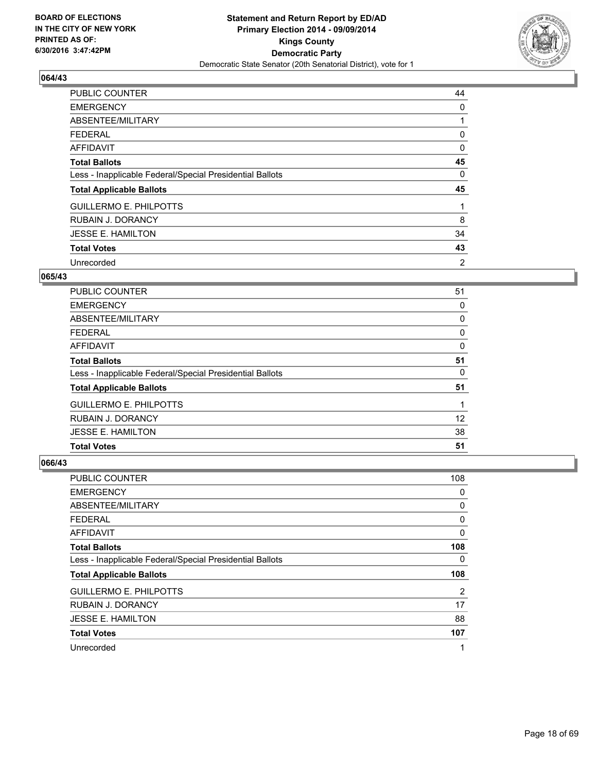**BOARD OF ELECTIONS IN THE CITY OF NEW YORK PRINTED AS OF: 6/30/2016 3:47:42PM**

**Statement and Return Report by ED/AD Primary Election 2014 - 09/09/2014 Kings County Democratic Party**

Democratic State Senator (20th Senatorial District), vote for 1

### 064/43

| | |
|---|---|
| PUBLIC COUNTER | 44 |
| EMERGENCY | 0 |
| ABSENTEE/MILITARY | 1 |
| FEDERAL | 0 |
| AFFIDAVIT | 0 |
| **Total Ballots** | **45** |
| Less - Inapplicable Federal/Special Presidential Ballots | 0 |
| **Total Applicable Ballots** | **45** |
| GUILLERMO E. PHILPOTTS | 1 |
| RUBAIN J. DORANCY | 8 |
| JESSE E. HAMILTON | 34 |
| **Total Votes** | **43** |
| Unrecorded | 2 |

### 065/43

| | |
|---|---|
| PUBLIC COUNTER | 51 |
| EMERGENCY | 0 |
| ABSENTEE/MILITARY | 0 |
| FEDERAL | 0 |
| AFFIDAVIT | 0 |
| **Total Ballots** | **51** |
| Less - Inapplicable Federal/Special Presidential Ballots | 0 |
| **Total Applicable Ballots** | **51** |
| GUILLERMO E. PHILPOTTS | 1 |
| RUBAIN J. DORANCY | 12 |
| JESSE E. HAMILTON | 38 |
| **Total Votes** | **51** |

### 066/43

| | |
|---|---|
| PUBLIC COUNTER | 108 |
| EMERGENCY | 0 |
| ABSENTEE/MILITARY | 0 |
| FEDERAL | 0 |
| AFFIDAVIT | 0 |
| **Total Ballots** | **108** |
| Less - Inapplicable Federal/Special Presidential Ballots | 0 |
| **Total Applicable Ballots** | **108** |
| GUILLERMO E. PHILPOTTS | 2 |
| RUBAIN J. DORANCY | 17 |
| JESSE E. HAMILTON | 88 |
| **Total Votes** | **107** |
| Unrecorded | 1 |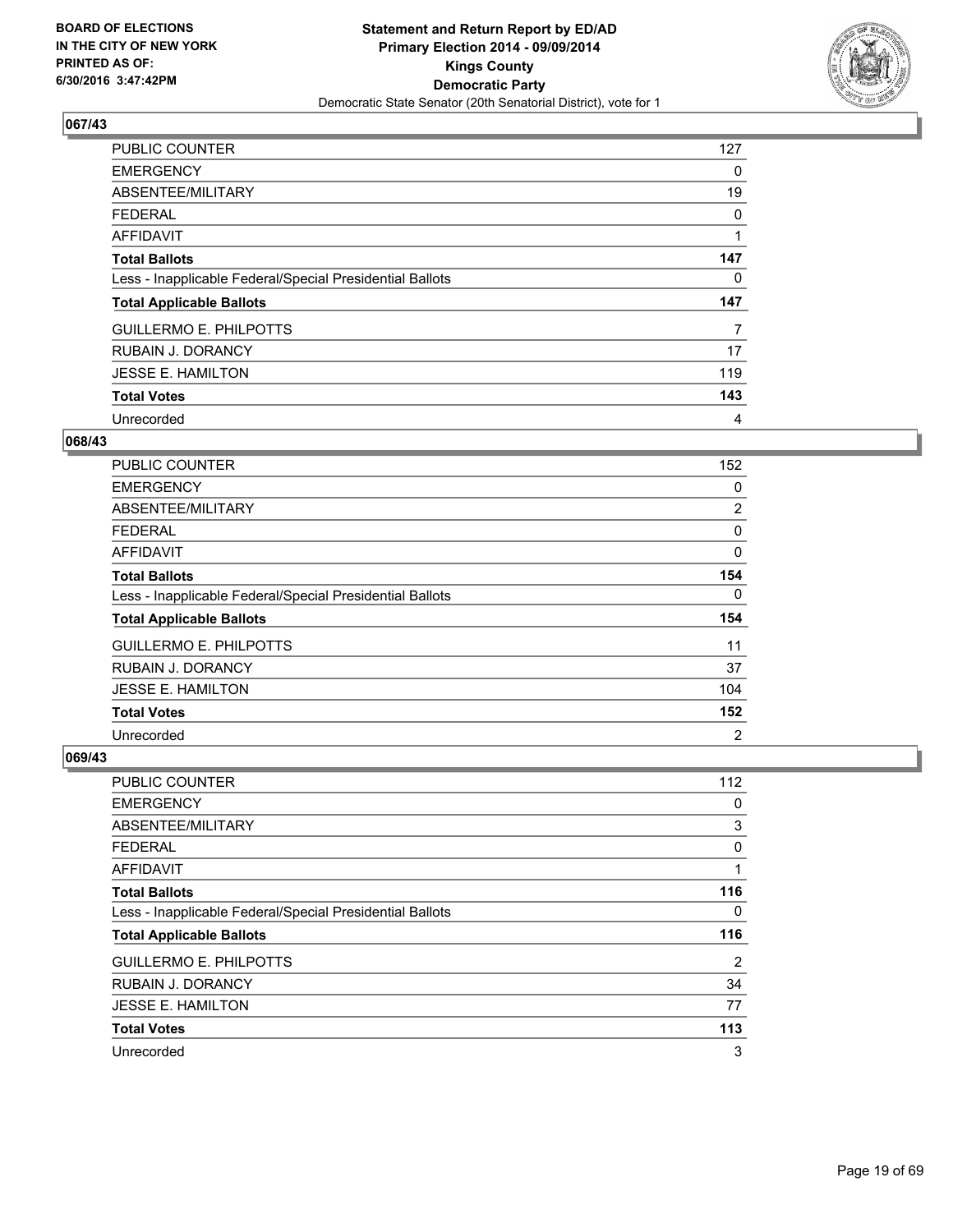**BOARD OF ELECTIONS IN THE CITY OF NEW YORK PRINTED AS OF: 6/30/2016 3:47:42PM**

**Statement and Return Report by ED/AD Primary Election 2014 - 09/09/2014 Kings County Democratic Party**

Democratic State Senator (20th Senatorial District), vote for 1

## 067/43

| | |
|---|---|
| PUBLIC COUNTER | 127 |
| EMERGENCY | 0 |
| ABSENTEE/MILITARY | 19 |
| FEDERAL | 0 |
| AFFIDAVIT | 1 |
| **Total Ballots** | **147** |
| Less - Inapplicable Federal/Special Presidential Ballots | 0 |
| **Total Applicable Ballots** | **147** |
| GUILLERMO E. PHILPOTTS | 7 |
| RUBAIN J. DORANCY | 17 |
| JESSE E. HAMILTON | 119 |
| **Total Votes** | **143** |
| Unrecorded | 4 |

## 068/43

| | |
|---|---|
| PUBLIC COUNTER | 152 |
| EMERGENCY | 0 |
| ABSENTEE/MILITARY | 2 |
| FEDERAL | 0 |
| AFFIDAVIT | 0 |
| **Total Ballots** | **154** |
| Less - Inapplicable Federal/Special Presidential Ballots | 0 |
| **Total Applicable Ballots** | **154** |
| GUILLERMO E. PHILPOTTS | 11 |
| RUBAIN J. DORANCY | 37 |
| JESSE E. HAMILTON | 104 |
| **Total Votes** | **152** |
| Unrecorded | 2 |

## 069/43

| | |
|---|---|
| PUBLIC COUNTER | 112 |
| EMERGENCY | 0 |
| ABSENTEE/MILITARY | 3 |
| FEDERAL | 0 |
| AFFIDAVIT | 1 |
| **Total Ballots** | **116** |
| Less - Inapplicable Federal/Special Presidential Ballots | 0 |
| **Total Applicable Ballots** | **116** |
| GUILLERMO E. PHILPOTTS | 2 |
| RUBAIN J. DORANCY | 34 |
| JESSE E. HAMILTON | 77 |
| **Total Votes** | **113** |
| Unrecorded | 3 |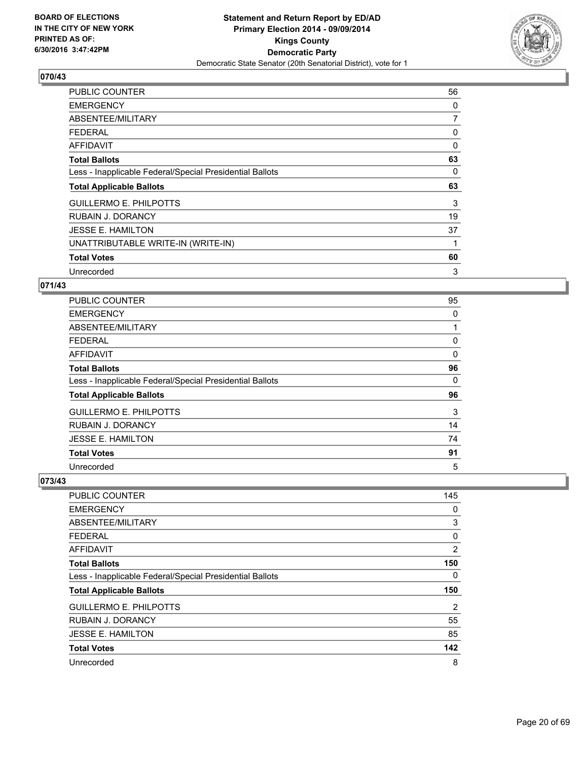BOARD OF ELECTIONS
IN THE CITY OF NEW YORK
PRINTED AS OF:
6/30/2016 3:47:42PM

**Statement and Return Report by ED/AD**
**Primary Election 2014 - 09/09/2014**
**Kings County**
**Democratic Party**
Democratic State Senator (20th Senatorial District), vote for 1

### 070/43

| | |
|---|---|
| PUBLIC COUNTER | 56 |
| EMERGENCY | 0 |
| ABSENTEE/MILITARY | 7 |
| FEDERAL | 0 |
| AFFIDAVIT | 0 |
| **Total Ballots** | **63** |
| Less - Inapplicable Federal/Special Presidential Ballots | 0 |
| **Total Applicable Ballots** | **63** |
| GUILLERMO E. PHILPOTTS | 3 |
| RUBAIN J. DORANCY | 19 |
| JESSE E. HAMILTON | 37 |
| UNATTRIBUTABLE WRITE-IN (WRITE-IN) | 1 |
| **Total Votes** | **60** |
| Unrecorded | 3 |

### 071/43

| | |
|---|---|
| PUBLIC COUNTER | 95 |
| EMERGENCY | 0 |
| ABSENTEE/MILITARY | 1 |
| FEDERAL | 0 |
| AFFIDAVIT | 0 |
| **Total Ballots** | **96** |
| Less - Inapplicable Federal/Special Presidential Ballots | 0 |
| **Total Applicable Ballots** | **96** |
| GUILLERMO E. PHILPOTTS | 3 |
| RUBAIN J. DORANCY | 14 |
| JESSE E. HAMILTON | 74 |
| **Total Votes** | **91** |
| Unrecorded | 5 |

### 073/43

| | |
|---|---|
| PUBLIC COUNTER | 145 |
| EMERGENCY | 0 |
| ABSENTEE/MILITARY | 3 |
| FEDERAL | 0 |
| AFFIDAVIT | 2 |
| **Total Ballots** | **150** |
| Less - Inapplicable Federal/Special Presidential Ballots | 0 |
| **Total Applicable Ballots** | **150** |
| GUILLERMO E. PHILPOTTS | 2 |
| RUBAIN J. DORANCY | 55 |
| JESSE E. HAMILTON | 85 |
| **Total Votes** | **142** |
| Unrecorded | 8 |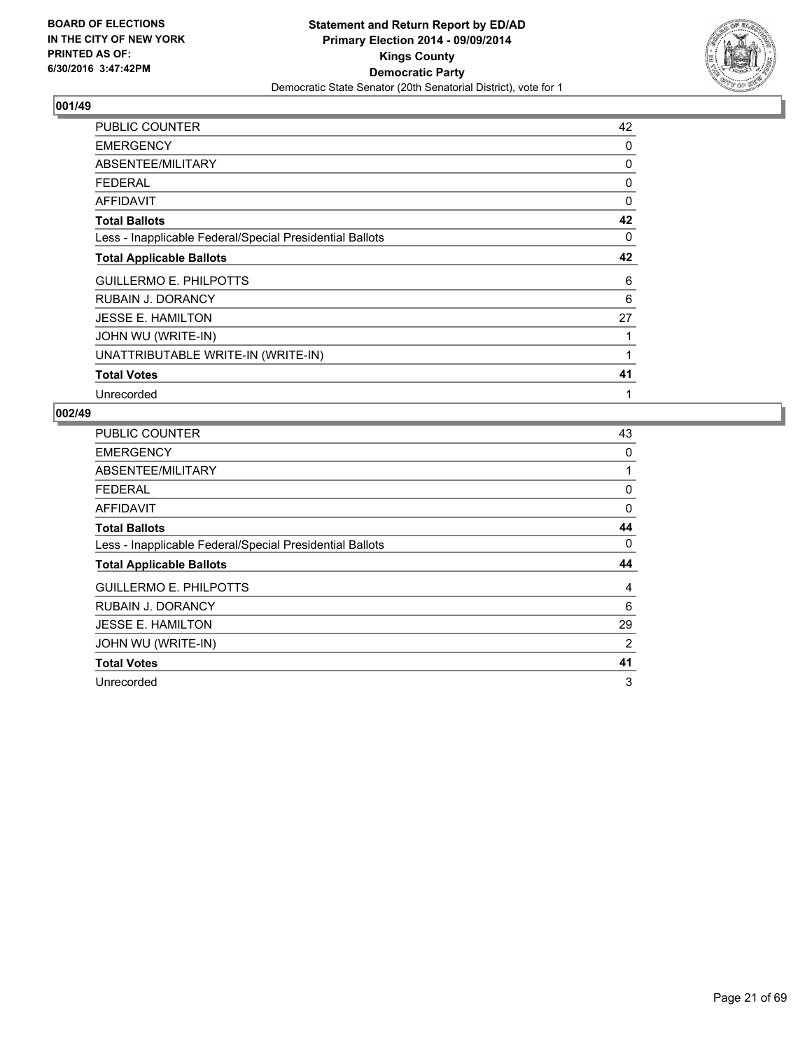BOARD OF ELECTIONS
IN THE CITY OF NEW YORK
PRINTED AS OF:
6/30/2016 3:47:42PM

**Statement and Return Report by ED/AD**
**Primary Election 2014 - 09/09/2014**
**Kings County**
**Democratic Party**
Democratic State Senator (20th Senatorial District), vote for 1

### 001/49

| | |
|---|---|
| PUBLIC COUNTER | 42 |
| EMERGENCY | 0 |
| ABSENTEE/MILITARY | 0 |
| FEDERAL | 0 |
| AFFIDAVIT | 0 |
| **Total Ballots** | **42** |
| Less - Inapplicable Federal/Special Presidential Ballots | 0 |
| **Total Applicable Ballots** | **42** |
| GUILLERMO E. PHILPOTTS | 6 |
| RUBAIN J. DORANCY | 6 |
| JESSE E. HAMILTON | 27 |
| JOHN WU (WRITE-IN) | 1 |
| UNATTRIBUTABLE WRITE-IN (WRITE-IN) | 1 |
| **Total Votes** | **41** |
| Unrecorded | 1 |

### 002/49

| | |
|---|---|
| PUBLIC COUNTER | 43 |
| EMERGENCY | 0 |
| ABSENTEE/MILITARY | 1 |
| FEDERAL | 0 |
| AFFIDAVIT | 0 |
| **Total Ballots** | **44** |
| Less - Inapplicable Federal/Special Presidential Ballots | 0 |
| **Total Applicable Ballots** | **44** |
| GUILLERMO E. PHILPOTTS | 4 |
| RUBAIN J. DORANCY | 6 |
| JESSE E. HAMILTON | 29 |
| JOHN WU (WRITE-IN) | 2 |
| **Total Votes** | **41** |
| Unrecorded | 3 |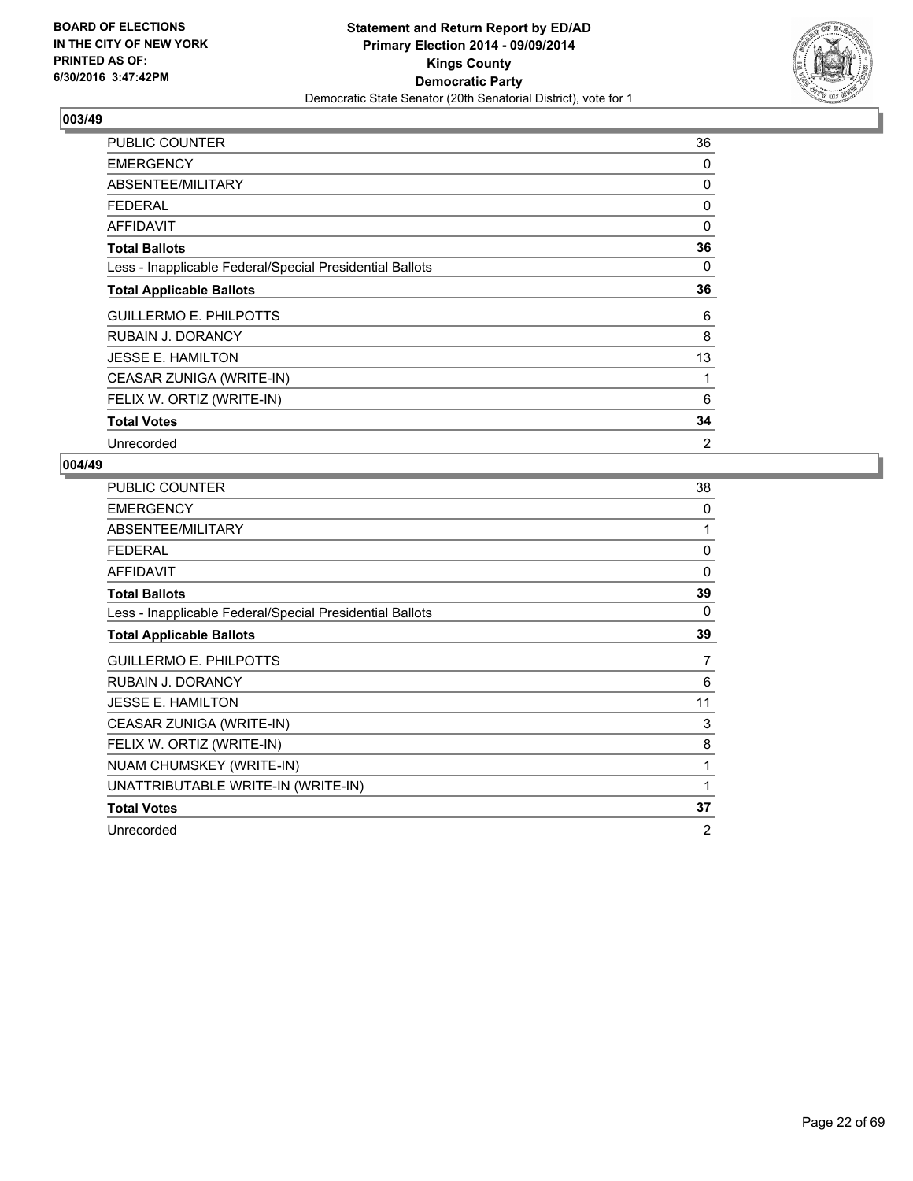BOARD OF ELECTIONS
IN THE CITY OF NEW YORK
PRINTED AS OF:
6/30/2016 3:47:42PM

**Statement and Return Report by ED/AD**
**Primary Election 2014 - 09/09/2014**
**Kings County**
**Democratic Party**
Democratic State Senator (20th Senatorial District), vote for 1

## 003/49

| | |
|---|---|
| PUBLIC COUNTER | 36 |
| EMERGENCY | 0 |
| ABSENTEE/MILITARY | 0 |
| FEDERAL | 0 |
| AFFIDAVIT | 0 |
| **Total Ballots** | **36** |
| Less - Inapplicable Federal/Special Presidential Ballots | 0 |
| **Total Applicable Ballots** | **36** |
| GUILLERMO E. PHILPOTTS | 6 |
| RUBAIN J. DORANCY | 8 |
| JESSE E. HAMILTON | 13 |
| CEASAR ZUNIGA (WRITE-IN) | 1 |
| FELIX W. ORTIZ (WRITE-IN) | 6 |
| **Total Votes** | **34** |
| Unrecorded | 2 |

## 004/49

| | |
|---|---|
| PUBLIC COUNTER | 38 |
| EMERGENCY | 0 |
| ABSENTEE/MILITARY | 1 |
| FEDERAL | 0 |
| AFFIDAVIT | 0 |
| **Total Ballots** | **39** |
| Less - Inapplicable Federal/Special Presidential Ballots | 0 |
| **Total Applicable Ballots** | **39** |
| GUILLERMO E. PHILPOTTS | 7 |
| RUBAIN J. DORANCY | 6 |
| JESSE E. HAMILTON | 11 |
| CEASAR ZUNIGA (WRITE-IN) | 3 |
| FELIX W. ORTIZ (WRITE-IN) | 8 |
| NUAM CHUMSKEY (WRITE-IN) | 1 |
| UNATTRIBUTABLE WRITE-IN (WRITE-IN) | 1 |
| **Total Votes** | **37** |
| Unrecorded | 2 |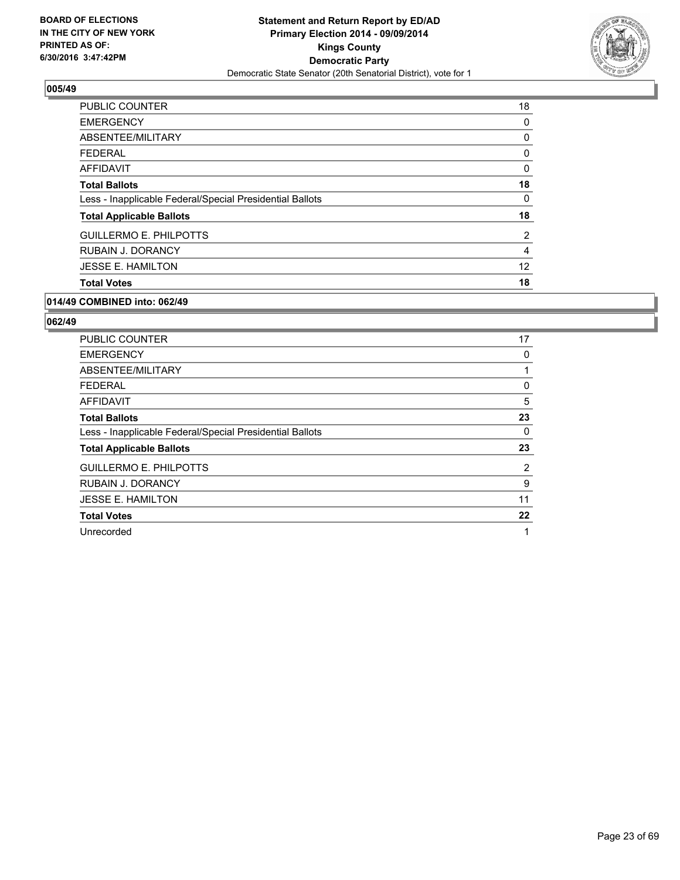**BOARD OF ELECTIONS IN THE CITY OF NEW YORK PRINTED AS OF: 6/30/2016 3:47:42PM**

**Statement and Return Report by ED/AD**
**Primary Election 2014 - 09/09/2014**
**Kings County**
**Democratic Party**
Democratic State Senator (20th Senatorial District), vote for 1

### 005/49

| | |
|---|---|
| PUBLIC COUNTER | 18 |
| EMERGENCY | 0 |
| ABSENTEE/MILITARY | 0 |
| FEDERAL | 0 |
| AFFIDAVIT | 0 |
| **Total Ballots** | **18** |
| Less - Inapplicable Federal/Special Presidential Ballots | 0 |
| **Total Applicable Ballots** | **18** |
| GUILLERMO E. PHILPOTTS | 2 |
| RUBAIN J. DORANCY | 4 |
| JESSE E. HAMILTON | 12 |
| **Total Votes** | **18** |

### 014/49 COMBINED into: 062/49

### 062/49

| | |
|---|---|
| PUBLIC COUNTER | 17 |
| EMERGENCY | 0 |
| ABSENTEE/MILITARY | 1 |
| FEDERAL | 0 |
| AFFIDAVIT | 5 |
| **Total Ballots** | **23** |
| Less - Inapplicable Federal/Special Presidential Ballots | 0 |
| **Total Applicable Ballots** | **23** |
| GUILLERMO E. PHILPOTTS | 2 |
| RUBAIN J. DORANCY | 9 |
| JESSE E. HAMILTON | 11 |
| **Total Votes** | **22** |
| Unrecorded | 1 |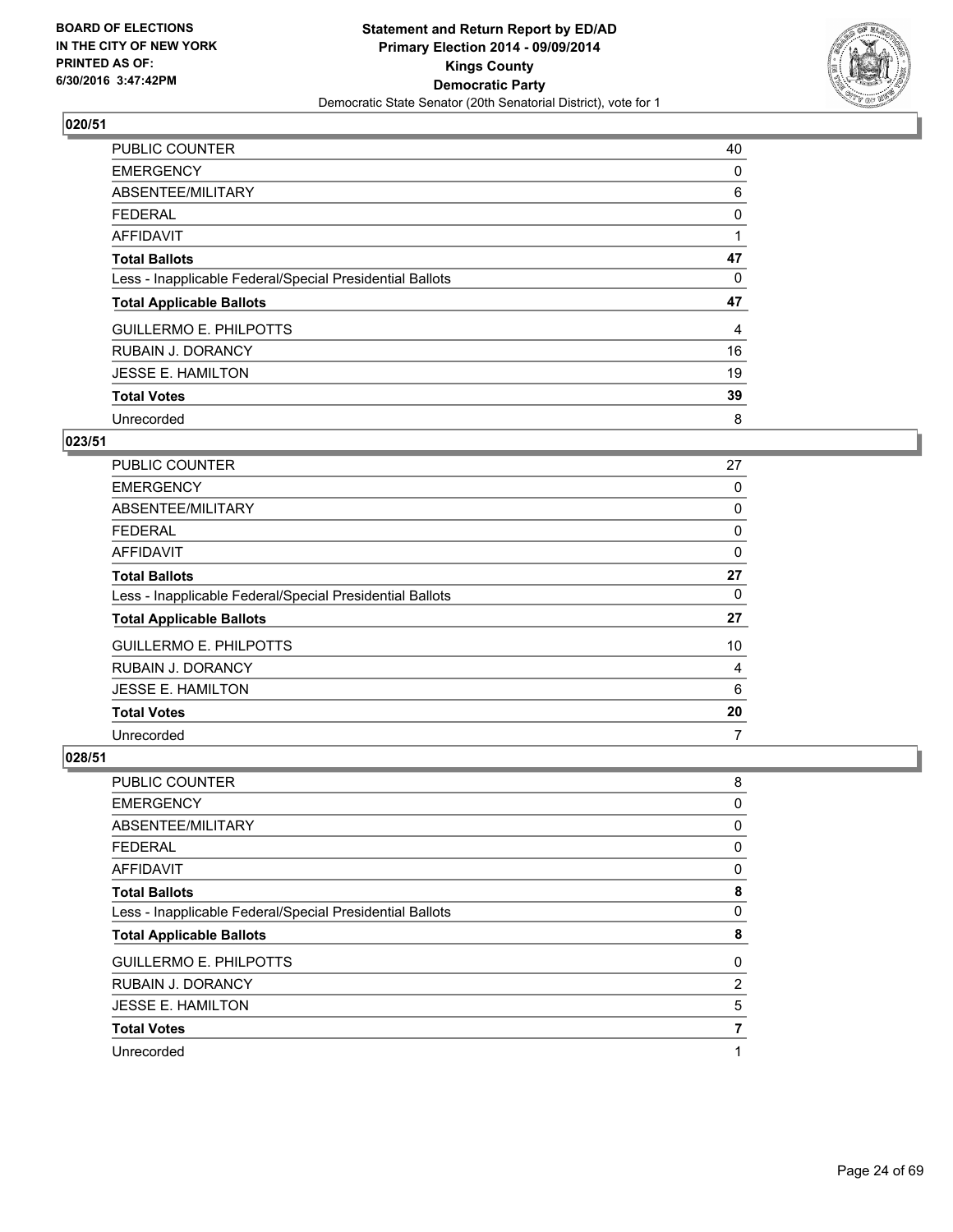BOARD OF ELECTIONS
IN THE CITY OF NEW YORK
PRINTED AS OF:
6/30/2016 3:47:42PM

**Statement and Return Report by ED/AD**
**Primary Election 2014 - 09/09/2014**
**Kings County**
**Democratic Party**
Democratic State Senator (20th Senatorial District), vote for 1

### 020/51

| | |
|---|---|
| PUBLIC COUNTER | 40 |
| EMERGENCY | 0 |
| ABSENTEE/MILITARY | 6 |
| FEDERAL | 0 |
| AFFIDAVIT | 1 |
| **Total Ballots** | **47** |
| Less - Inapplicable Federal/Special Presidential Ballots | 0 |
| **Total Applicable Ballots** | **47** |
| GUILLERMO E. PHILPOTTS | 4 |
| RUBAIN J. DORANCY | 16 |
| JESSE E. HAMILTON | 19 |
| **Total Votes** | **39** |
| Unrecorded | 8 |

### 023/51

| | |
|---|---|
| PUBLIC COUNTER | 27 |
| EMERGENCY | 0 |
| ABSENTEE/MILITARY | 0 |
| FEDERAL | 0 |
| AFFIDAVIT | 0 |
| **Total Ballots** | **27** |
| Less - Inapplicable Federal/Special Presidential Ballots | 0 |
| **Total Applicable Ballots** | **27** |
| GUILLERMO E. PHILPOTTS | 10 |
| RUBAIN J. DORANCY | 4 |
| JESSE E. HAMILTON | 6 |
| **Total Votes** | **20** |
| Unrecorded | 7 |

### 028/51

| | |
|---|---|
| PUBLIC COUNTER | 8 |
| EMERGENCY | 0 |
| ABSENTEE/MILITARY | 0 |
| FEDERAL | 0 |
| AFFIDAVIT | 0 |
| **Total Ballots** | **8** |
| Less - Inapplicable Federal/Special Presidential Ballots | 0 |
| **Total Applicable Ballots** | **8** |
| GUILLERMO E. PHILPOTTS | 0 |
| RUBAIN J. DORANCY | 2 |
| JESSE E. HAMILTON | 5 |
| **Total Votes** | **7** |
| Unrecorded | 1 |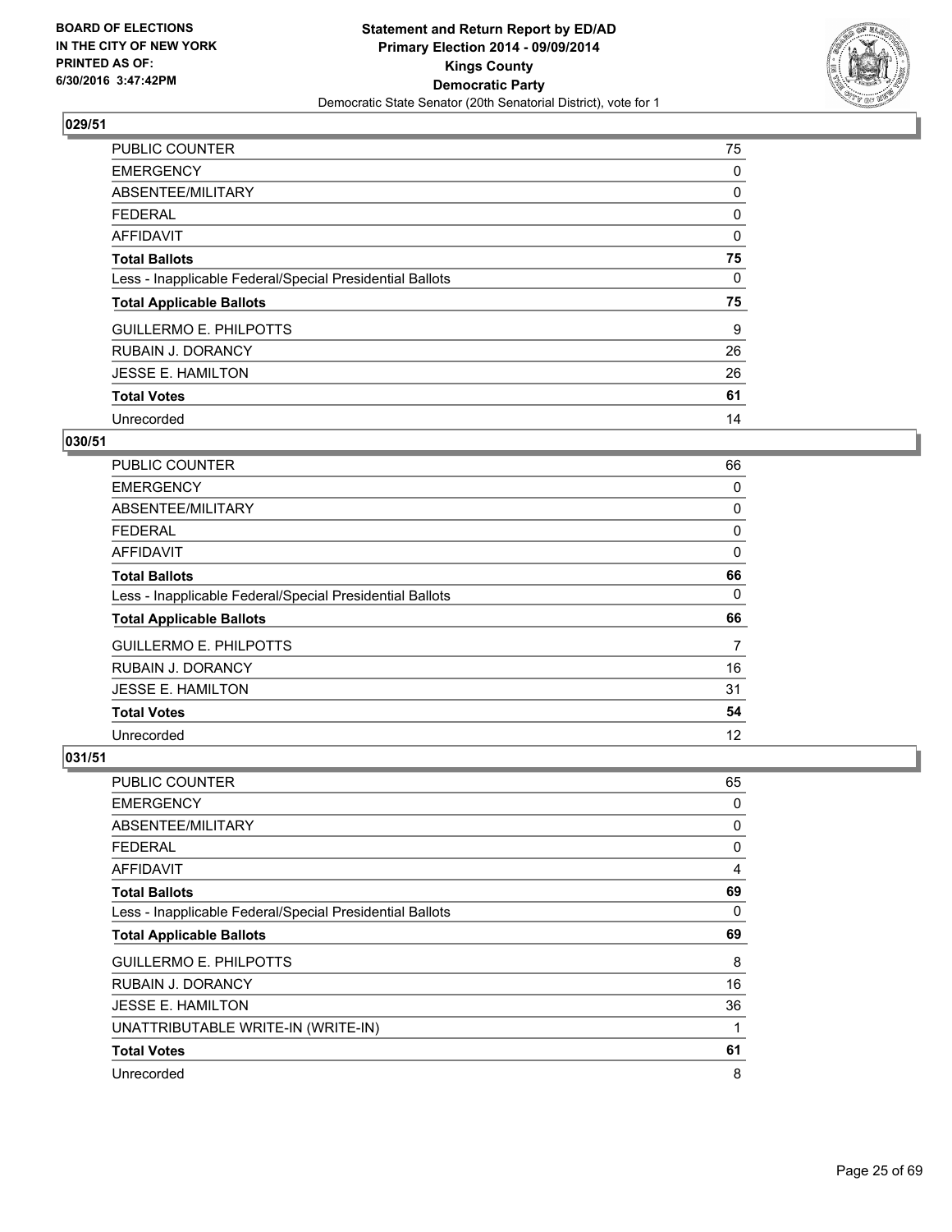**Statement and Return Report by ED/AD**
**Primary Election 2014 - 09/09/2014**
**Kings County**
**Democratic Party**
Democratic State Senator (20th Senatorial District), vote for 1

BOARD OF ELECTIONS
IN THE CITY OF NEW YORK
PRINTED AS OF:
6/30/2016 3:47:42PM

## 029/51

| | |
|---|---|
| PUBLIC COUNTER | 75 |
| EMERGENCY | 0 |
| ABSENTEE/MILITARY | 0 |
| FEDERAL | 0 |
| AFFIDAVIT | 0 |
| **Total Ballots** | **75** |
| Less - Inapplicable Federal/Special Presidential Ballots | 0 |
| **Total Applicable Ballots** | **75** |
| GUILLERMO E. PHILPOTTS | 9 |
| RUBAIN J. DORANCY | 26 |
| JESSE E. HAMILTON | 26 |
| **Total Votes** | **61** |
| Unrecorded | 14 |

## 030/51

| | |
|---|---|
| PUBLIC COUNTER | 66 |
| EMERGENCY | 0 |
| ABSENTEE/MILITARY | 0 |
| FEDERAL | 0 |
| AFFIDAVIT | 0 |
| **Total Ballots** | **66** |
| Less - Inapplicable Federal/Special Presidential Ballots | 0 |
| **Total Applicable Ballots** | **66** |
| GUILLERMO E. PHILPOTTS | 7 |
| RUBAIN J. DORANCY | 16 |
| JESSE E. HAMILTON | 31 |
| **Total Votes** | **54** |
| Unrecorded | 12 |

## 031/51

| | |
|---|---|
| PUBLIC COUNTER | 65 |
| EMERGENCY | 0 |
| ABSENTEE/MILITARY | 0 |
| FEDERAL | 0 |
| AFFIDAVIT | 4 |
| **Total Ballots** | **69** |
| Less - Inapplicable Federal/Special Presidential Ballots | 0 |
| **Total Applicable Ballots** | **69** |
| GUILLERMO E. PHILPOTTS | 8 |
| RUBAIN J. DORANCY | 16 |
| JESSE E. HAMILTON | 36 |
| UNATTRIBUTABLE WRITE-IN (WRITE-IN) | 1 |
| **Total Votes** | **61** |
| Unrecorded | 8 |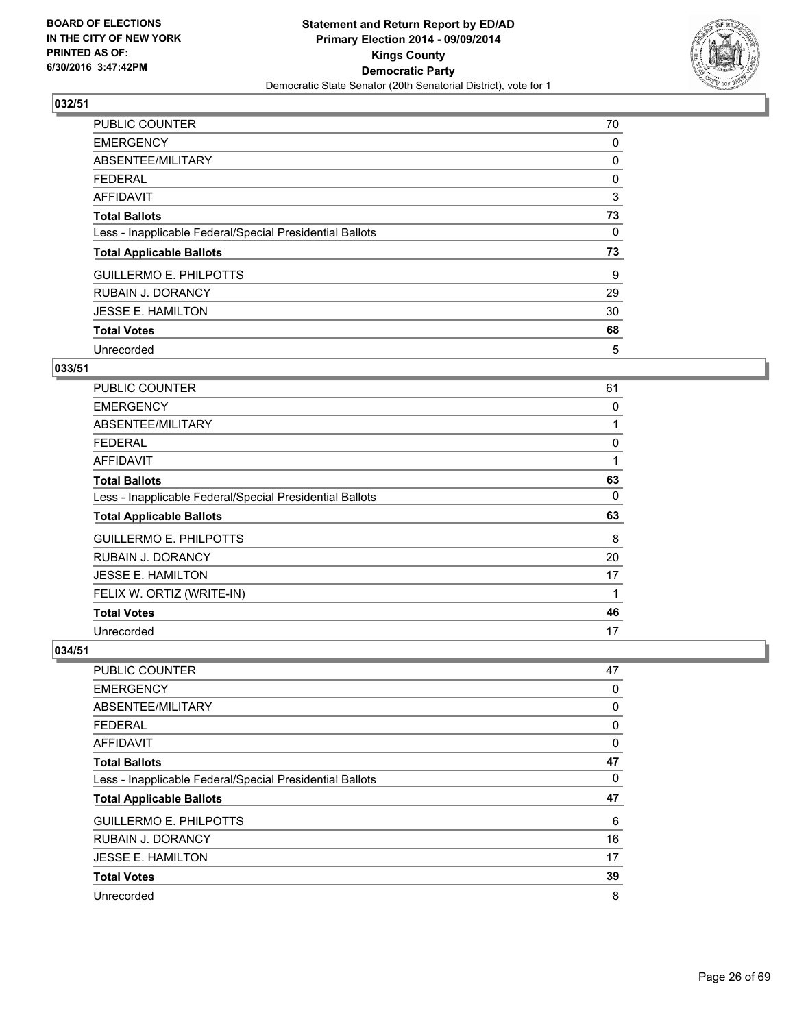BOARD OF ELECTIONS
IN THE CITY OF NEW YORK
PRINTED AS OF:
6/30/2016 3:47:42PM

**Statement and Return Report by ED/AD**
**Primary Election 2014 - 09/09/2014**
**Kings County**
**Democratic Party**
Democratic State Senator (20th Senatorial District), vote for 1

### 032/51

| | |
|---|---|
| PUBLIC COUNTER | 70 |
| EMERGENCY | 0 |
| ABSENTEE/MILITARY | 0 |
| FEDERAL | 0 |
| AFFIDAVIT | 3 |
| **Total Ballots** | **73** |
| Less - Inapplicable Federal/Special Presidential Ballots | 0 |
| **Total Applicable Ballots** | **73** |
| GUILLERMO E. PHILPOTTS | 9 |
| RUBAIN J. DORANCY | 29 |
| JESSE E. HAMILTON | 30 |
| **Total Votes** | **68** |
| Unrecorded | 5 |

### 033/51

| | |
|---|---|
| PUBLIC COUNTER | 61 |
| EMERGENCY | 0 |
| ABSENTEE/MILITARY | 1 |
| FEDERAL | 0 |
| AFFIDAVIT | 1 |
| **Total Ballots** | **63** |
| Less - Inapplicable Federal/Special Presidential Ballots | 0 |
| **Total Applicable Ballots** | **63** |
| GUILLERMO E. PHILPOTTS | 8 |
| RUBAIN J. DORANCY | 20 |
| JESSE E. HAMILTON | 17 |
| FELIX W. ORTIZ (WRITE-IN) | 1 |
| **Total Votes** | **46** |
| Unrecorded | 17 |

### 034/51

| | |
|---|---|
| PUBLIC COUNTER | 47 |
| EMERGENCY | 0 |
| ABSENTEE/MILITARY | 0 |
| FEDERAL | 0 |
| AFFIDAVIT | 0 |
| **Total Ballots** | **47** |
| Less - Inapplicable Federal/Special Presidential Ballots | 0 |
| **Total Applicable Ballots** | **47** |
| GUILLERMO E. PHILPOTTS | 6 |
| RUBAIN J. DORANCY | 16 |
| JESSE E. HAMILTON | 17 |
| **Total Votes** | **39** |
| Unrecorded | 8 |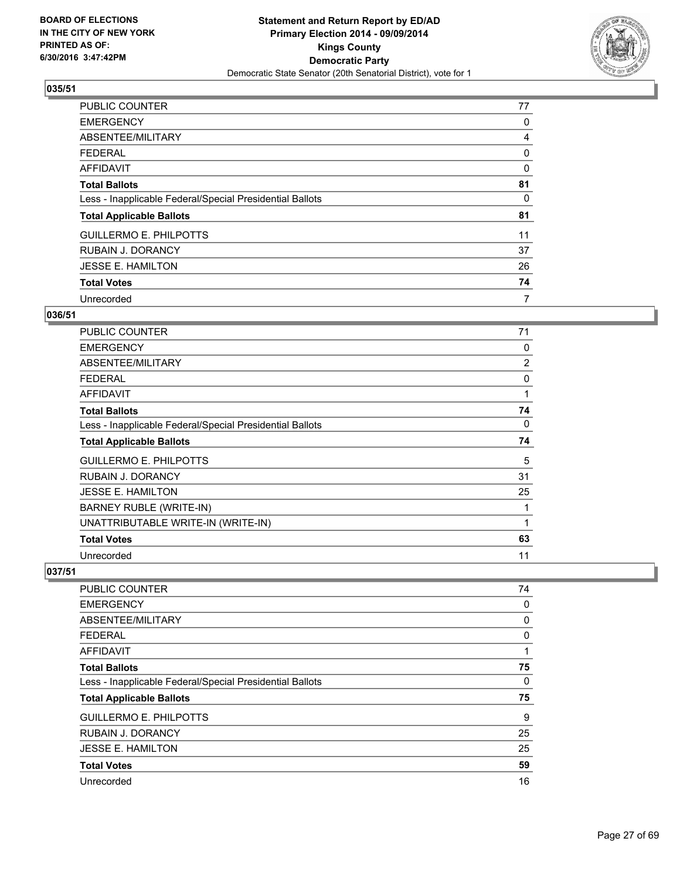BOARD OF ELECTIONS
IN THE CITY OF NEW YORK
PRINTED AS OF:
6/30/2016 3:47:42PM

**Statement and Return Report by ED/AD**
**Primary Election 2014 - 09/09/2014**
**Kings County**
**Democratic Party**
Democratic State Senator (20th Senatorial District), vote for 1

### 035/51

| | |
|---|---|
| PUBLIC COUNTER | 77 |
| EMERGENCY | 0 |
| ABSENTEE/MILITARY | 4 |
| FEDERAL | 0 |
| AFFIDAVIT | 0 |
| **Total Ballots** | **81** |
| Less - Inapplicable Federal/Special Presidential Ballots | 0 |
| **Total Applicable Ballots** | **81** |
| GUILLERMO E. PHILPOTTS | 11 |
| RUBAIN J. DORANCY | 37 |
| JESSE E. HAMILTON | 26 |
| **Total Votes** | **74** |
| Unrecorded | 7 |

### 036/51

| | |
|---|---|
| PUBLIC COUNTER | 71 |
| EMERGENCY | 0 |
| ABSENTEE/MILITARY | 2 |
| FEDERAL | 0 |
| AFFIDAVIT | 1 |
| **Total Ballots** | **74** |
| Less - Inapplicable Federal/Special Presidential Ballots | 0 |
| **Total Applicable Ballots** | **74** |
| GUILLERMO E. PHILPOTTS | 5 |
| RUBAIN J. DORANCY | 31 |
| JESSE E. HAMILTON | 25 |
| BARNEY RUBLE (WRITE-IN) | 1 |
| UNATTRIBUTABLE WRITE-IN (WRITE-IN) | 1 |
| **Total Votes** | **63** |
| Unrecorded | 11 |

### 037/51

| | |
|---|---|
| PUBLIC COUNTER | 74 |
| EMERGENCY | 0 |
| ABSENTEE/MILITARY | 0 |
| FEDERAL | 0 |
| AFFIDAVIT | 1 |
| **Total Ballots** | **75** |
| Less - Inapplicable Federal/Special Presidential Ballots | 0 |
| **Total Applicable Ballots** | **75** |
| GUILLERMO E. PHILPOTTS | 9 |
| RUBAIN J. DORANCY | 25 |
| JESSE E. HAMILTON | 25 |
| **Total Votes** | **59** |
| Unrecorded | 16 |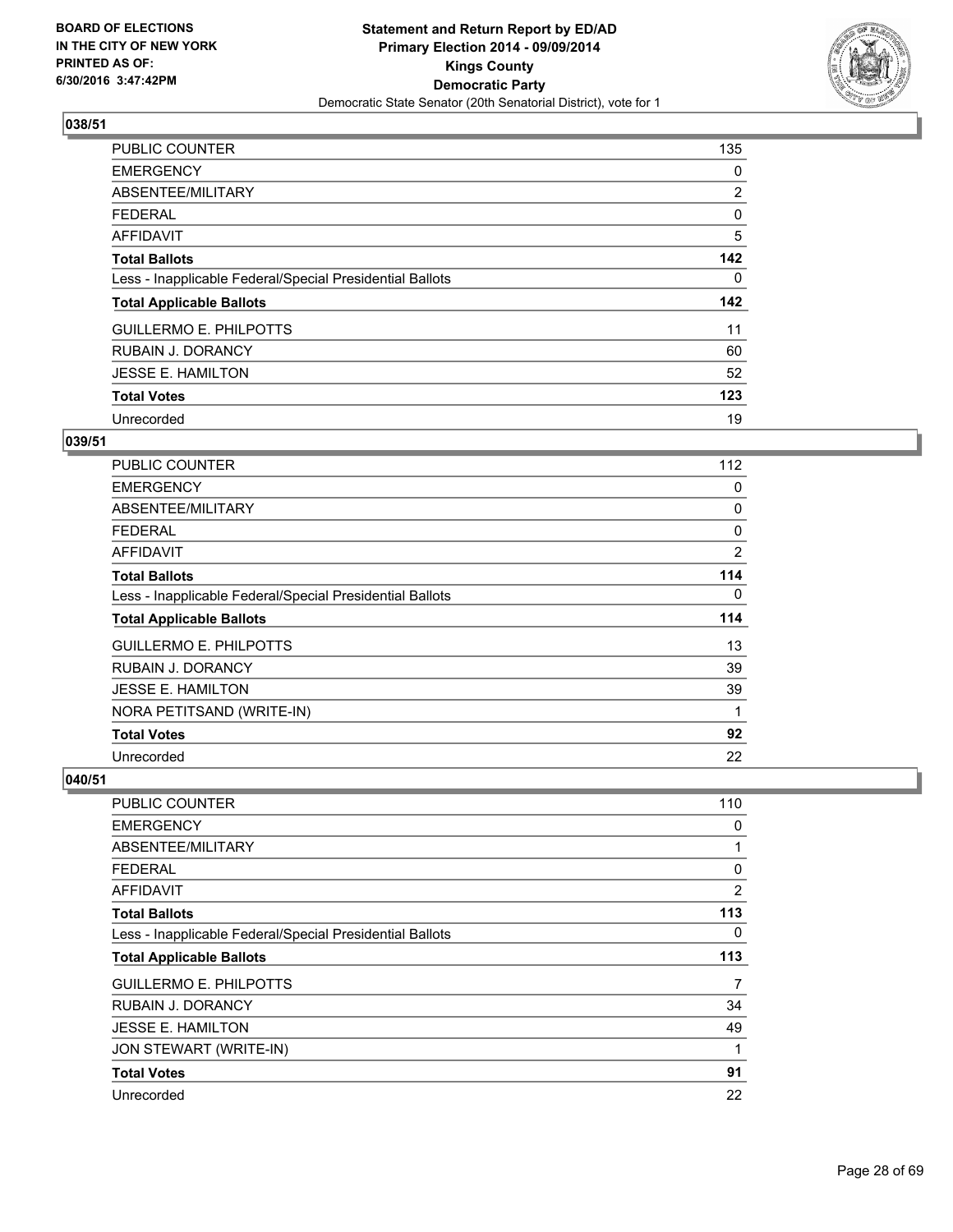**BOARD OF ELECTIONS IN THE CITY OF NEW YORK PRINTED AS OF: 6/30/2016 3:47:42PM**

**Statement and Return Report by ED/AD Primary Election 2014 - 09/09/2014 Kings County Democratic Party**

Democratic State Senator (20th Senatorial District), vote for 1

### 038/51

| | |
|---|---|
| PUBLIC COUNTER | 135 |
| EMERGENCY | 0 |
| ABSENTEE/MILITARY | 2 |
| FEDERAL | 0 |
| AFFIDAVIT | 5 |
| **Total Ballots** | **142** |
| Less - Inapplicable Federal/Special Presidential Ballots | 0 |
| **Total Applicable Ballots** | **142** |
| GUILLERMO E. PHILPOTTS | 11 |
| RUBAIN J. DORANCY | 60 |
| JESSE E. HAMILTON | 52 |
| **Total Votes** | **123** |
| Unrecorded | 19 |

### 039/51

| | |
|---|---|
| PUBLIC COUNTER | 112 |
| EMERGENCY | 0 |
| ABSENTEE/MILITARY | 0 |
| FEDERAL | 0 |
| AFFIDAVIT | 2 |
| **Total Ballots** | **114** |
| Less - Inapplicable Federal/Special Presidential Ballots | 0 |
| **Total Applicable Ballots** | **114** |
| GUILLERMO E. PHILPOTTS | 13 |
| RUBAIN J. DORANCY | 39 |
| JESSE E. HAMILTON | 39 |
| NORA PETITSAND (WRITE-IN) | 1 |
| **Total Votes** | **92** |
| Unrecorded | 22 |

### 040/51

| | |
|---|---|
| PUBLIC COUNTER | 110 |
| EMERGENCY | 0 |
| ABSENTEE/MILITARY | 1 |
| FEDERAL | 0 |
| AFFIDAVIT | 2 |
| **Total Ballots** | **113** |
| Less - Inapplicable Federal/Special Presidential Ballots | 0 |
| **Total Applicable Ballots** | **113** |
| GUILLERMO E. PHILPOTTS | 7 |
| RUBAIN J. DORANCY | 34 |
| JESSE E. HAMILTON | 49 |
| JON STEWART (WRITE-IN) | 1 |
| **Total Votes** | **91** |
| Unrecorded | 22 |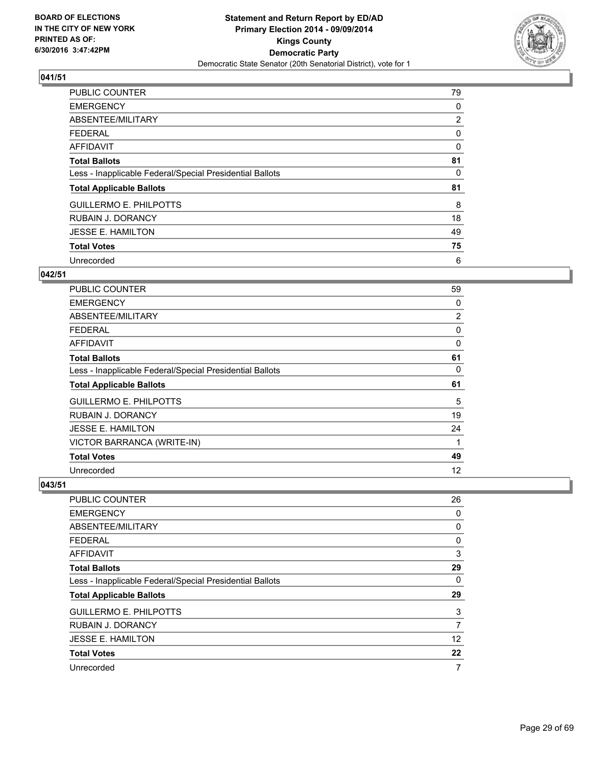BOARD OF ELECTIONS
IN THE CITY OF NEW YORK
PRINTED AS OF:
6/30/2016 3:47:42PM

**Statement and Return Report by ED/AD**
**Primary Election 2014 - 09/09/2014**
**Kings County**
**Democratic Party**
Democratic State Senator (20th Senatorial District), vote for 1

### 041/51

| | |
|---|---|
| PUBLIC COUNTER | 79 |
| EMERGENCY | 0 |
| ABSENTEE/MILITARY | 2 |
| FEDERAL | 0 |
| AFFIDAVIT | 0 |
| **Total Ballots** | **81** |
| Less - Inapplicable Federal/Special Presidential Ballots | 0 |
| **Total Applicable Ballots** | **81** |
| GUILLERMO E. PHILPOTTS | 8 |
| RUBAIN J. DORANCY | 18 |
| JESSE E. HAMILTON | 49 |
| **Total Votes** | **75** |
| Unrecorded | 6 |

### 042/51

| | |
|---|---|
| PUBLIC COUNTER | 59 |
| EMERGENCY | 0 |
| ABSENTEE/MILITARY | 2 |
| FEDERAL | 0 |
| AFFIDAVIT | 0 |
| **Total Ballots** | **61** |
| Less - Inapplicable Federal/Special Presidential Ballots | 0 |
| **Total Applicable Ballots** | **61** |
| GUILLERMO E. PHILPOTTS | 5 |
| RUBAIN J. DORANCY | 19 |
| JESSE E. HAMILTON | 24 |
| VICTOR BARRANCA (WRITE-IN) | 1 |
| **Total Votes** | **49** |
| Unrecorded | 12 |

### 043/51

| | |
|---|---|
| PUBLIC COUNTER | 26 |
| EMERGENCY | 0 |
| ABSENTEE/MILITARY | 0 |
| FEDERAL | 0 |
| AFFIDAVIT | 3 |
| **Total Ballots** | **29** |
| Less - Inapplicable Federal/Special Presidential Ballots | 0 |
| **Total Applicable Ballots** | **29** |
| GUILLERMO E. PHILPOTTS | 3 |
| RUBAIN J. DORANCY | 7 |
| JESSE E. HAMILTON | 12 |
| **Total Votes** | **22** |
| Unrecorded | 7 |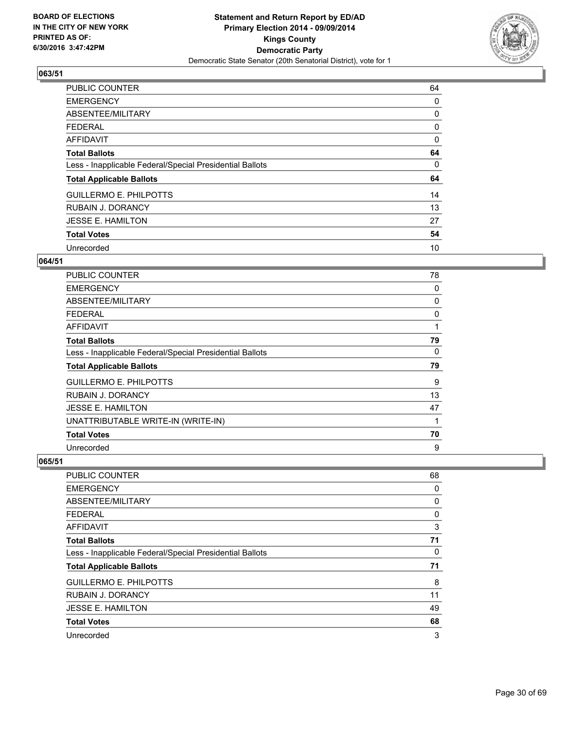**BOARD OF ELECTIONS IN THE CITY OF NEW YORK PRINTED AS OF: 6/30/2016 3:47:42PM**

**Statement and Return Report by ED/AD**
**Primary Election 2014 - 09/09/2014**
**Kings County**
**Democratic Party**
Democratic State Senator (20th Senatorial District), vote for 1

## 063/51

| | |
|---|---|
| PUBLIC COUNTER | 64 |
| EMERGENCY | 0 |
| ABSENTEE/MILITARY | 0 |
| FEDERAL | 0 |
| AFFIDAVIT | 0 |
| **Total Ballots** | **64** |
| Less - Inapplicable Federal/Special Presidential Ballots | 0 |
| **Total Applicable Ballots** | **64** |
| GUILLERMO E. PHILPOTTS | 14 |
| RUBAIN J. DORANCY | 13 |
| JESSE E. HAMILTON | 27 |
| **Total Votes** | **54** |
| Unrecorded | 10 |

## 064/51

| | |
|---|---|
| PUBLIC COUNTER | 78 |
| EMERGENCY | 0 |
| ABSENTEE/MILITARY | 0 |
| FEDERAL | 0 |
| AFFIDAVIT | 1 |
| **Total Ballots** | **79** |
| Less - Inapplicable Federal/Special Presidential Ballots | 0 |
| **Total Applicable Ballots** | **79** |
| GUILLERMO E. PHILPOTTS | 9 |
| RUBAIN J. DORANCY | 13 |
| JESSE E. HAMILTON | 47 |
| UNATTRIBUTABLE WRITE-IN (WRITE-IN) | 1 |
| **Total Votes** | **70** |
| Unrecorded | 9 |

## 065/51

| | |
|---|---|
| PUBLIC COUNTER | 68 |
| EMERGENCY | 0 |
| ABSENTEE/MILITARY | 0 |
| FEDERAL | 0 |
| AFFIDAVIT | 3 |
| **Total Ballots** | **71** |
| Less - Inapplicable Federal/Special Presidential Ballots | 0 |
| **Total Applicable Ballots** | **71** |
| GUILLERMO E. PHILPOTTS | 8 |
| RUBAIN J. DORANCY | 11 |
| JESSE E. HAMILTON | 49 |
| **Total Votes** | **68** |
| Unrecorded | 3 |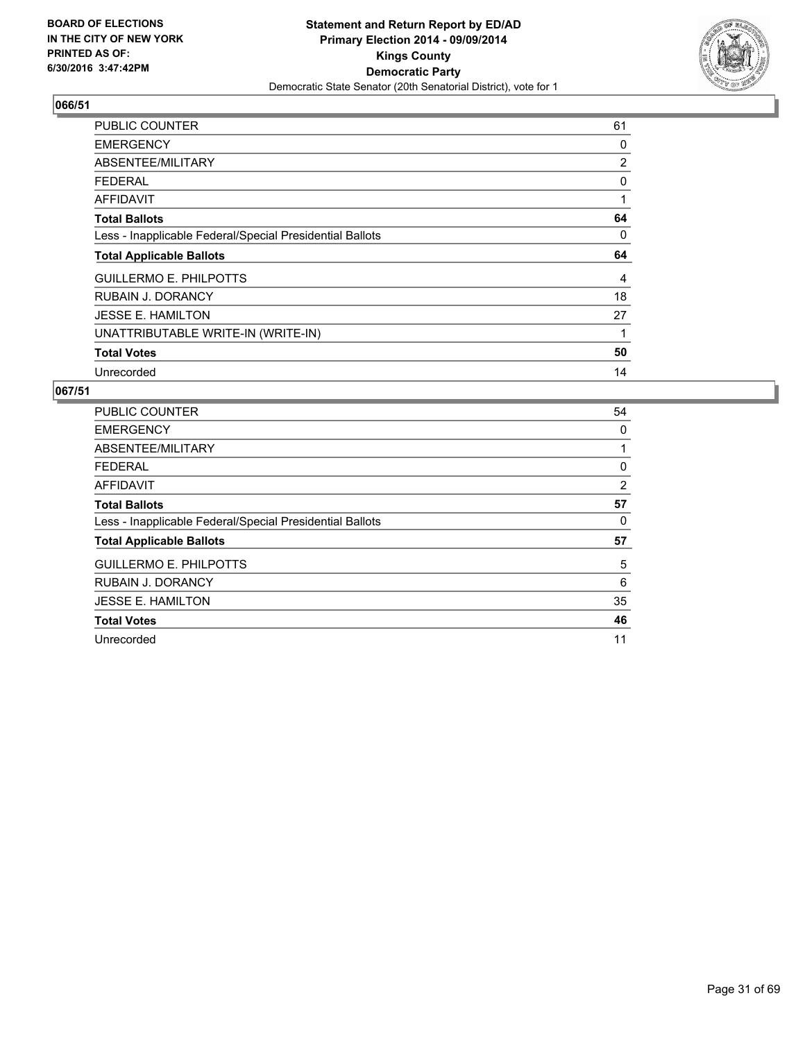BOARD OF ELECTIONS
IN THE CITY OF NEW YORK
PRINTED AS OF:
6/30/2016 3:47:42PM

**Statement and Return Report by ED/AD**
**Primary Election 2014 - 09/09/2014**
**Kings County**
**Democratic Party**
Democratic State Senator (20th Senatorial District), vote for 1

## 066/51

| | |
|---|---|
| PUBLIC COUNTER | 61 |
| EMERGENCY | 0 |
| ABSENTEE/MILITARY | 2 |
| FEDERAL | 0 |
| AFFIDAVIT | 1 |
| **Total Ballots** | **64** |
| Less - Inapplicable Federal/Special Presidential Ballots | 0 |
| **Total Applicable Ballots** | **64** |
| GUILLERMO E. PHILPOTTS | 4 |
| RUBAIN J. DORANCY | 18 |
| JESSE E. HAMILTON | 27 |
| UNATTRIBUTABLE WRITE-IN (WRITE-IN) | 1 |
| **Total Votes** | **50** |
| Unrecorded | 14 |

## 067/51

| | |
|---|---|
| PUBLIC COUNTER | 54 |
| EMERGENCY | 0 |
| ABSENTEE/MILITARY | 1 |
| FEDERAL | 0 |
| AFFIDAVIT | 2 |
| **Total Ballots** | **57** |
| Less - Inapplicable Federal/Special Presidential Ballots | 0 |
| **Total Applicable Ballots** | **57** |
| GUILLERMO E. PHILPOTTS | 5 |
| RUBAIN J. DORANCY | 6 |
| JESSE E. HAMILTON | 35 |
| **Total Votes** | **46** |
| Unrecorded | 11 |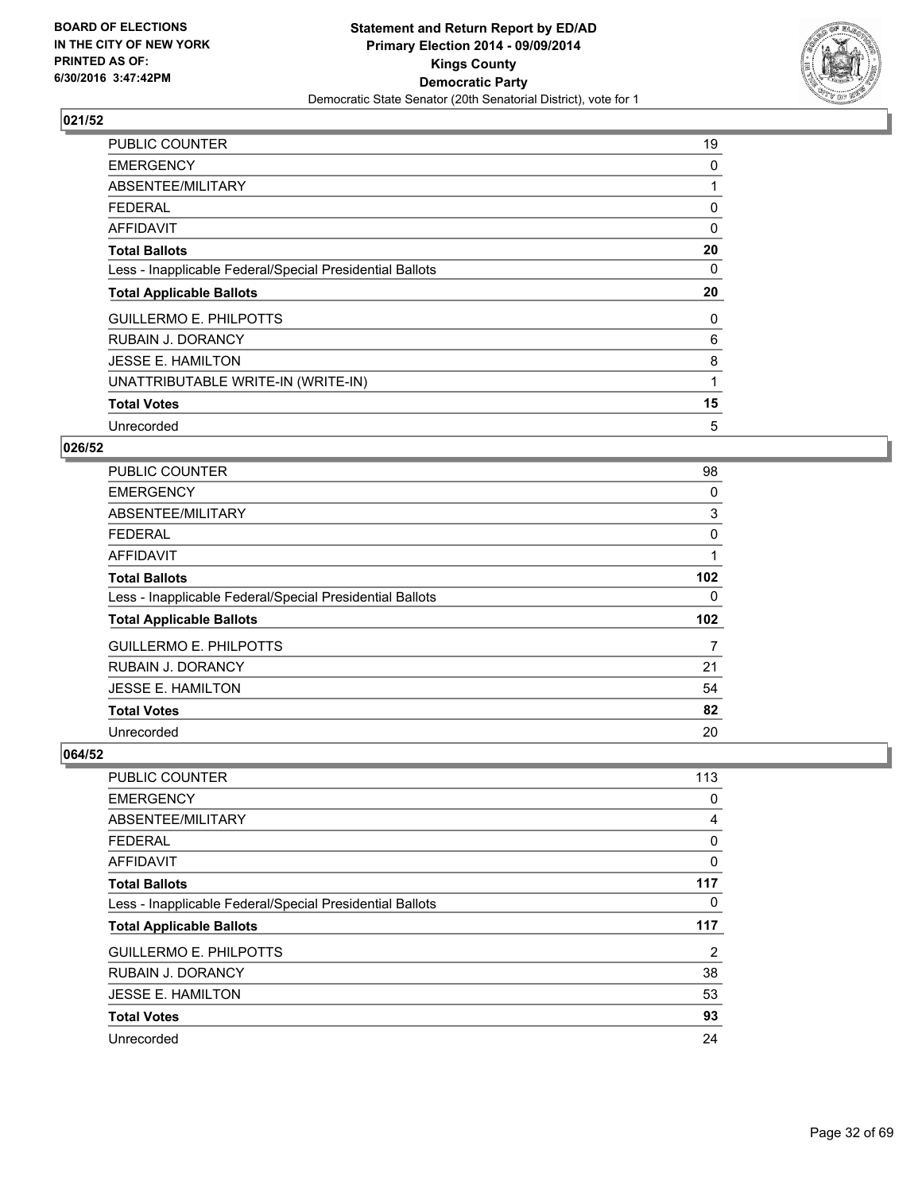BOARD OF ELECTIONS
IN THE CITY OF NEW YORK
PRINTED AS OF:
6/30/2016 3:47:42PM

**Statement and Return Report by ED/AD**
**Primary Election 2014 - 09/09/2014**
**Kings County**
**Democratic Party**
Democratic State Senator (20th Senatorial District), vote for 1

### 021/52

| | |
|---|---|
| PUBLIC COUNTER | 19 |
| EMERGENCY | 0 |
| ABSENTEE/MILITARY | 1 |
| FEDERAL | 0 |
| AFFIDAVIT | 0 |
| **Total Ballots** | **20** |
| Less - Inapplicable Federal/Special Presidential Ballots | 0 |
| **Total Applicable Ballots** | **20** |
| GUILLERMO E. PHILPOTTS | 0 |
| RUBAIN J. DORANCY | 6 |
| JESSE E. HAMILTON | 8 |
| UNATTRIBUTABLE WRITE-IN (WRITE-IN) | 1 |
| **Total Votes** | **15** |
| Unrecorded | 5 |

### 026/52

| | |
|---|---|
| PUBLIC COUNTER | 98 |
| EMERGENCY | 0 |
| ABSENTEE/MILITARY | 3 |
| FEDERAL | 0 |
| AFFIDAVIT | 1 |
| **Total Ballots** | **102** |
| Less - Inapplicable Federal/Special Presidential Ballots | 0 |
| **Total Applicable Ballots** | **102** |
| GUILLERMO E. PHILPOTTS | 7 |
| RUBAIN J. DORANCY | 21 |
| JESSE E. HAMILTON | 54 |
| **Total Votes** | **82** |
| Unrecorded | 20 |

### 064/52

| | |
|---|---|
| PUBLIC COUNTER | 113 |
| EMERGENCY | 0 |
| ABSENTEE/MILITARY | 4 |
| FEDERAL | 0 |
| AFFIDAVIT | 0 |
| **Total Ballots** | **117** |
| Less - Inapplicable Federal/Special Presidential Ballots | 0 |
| **Total Applicable Ballots** | **117** |
| GUILLERMO E. PHILPOTTS | 2 |
| RUBAIN J. DORANCY | 38 |
| JESSE E. HAMILTON | 53 |
| **Total Votes** | **93** |
| Unrecorded | 24 |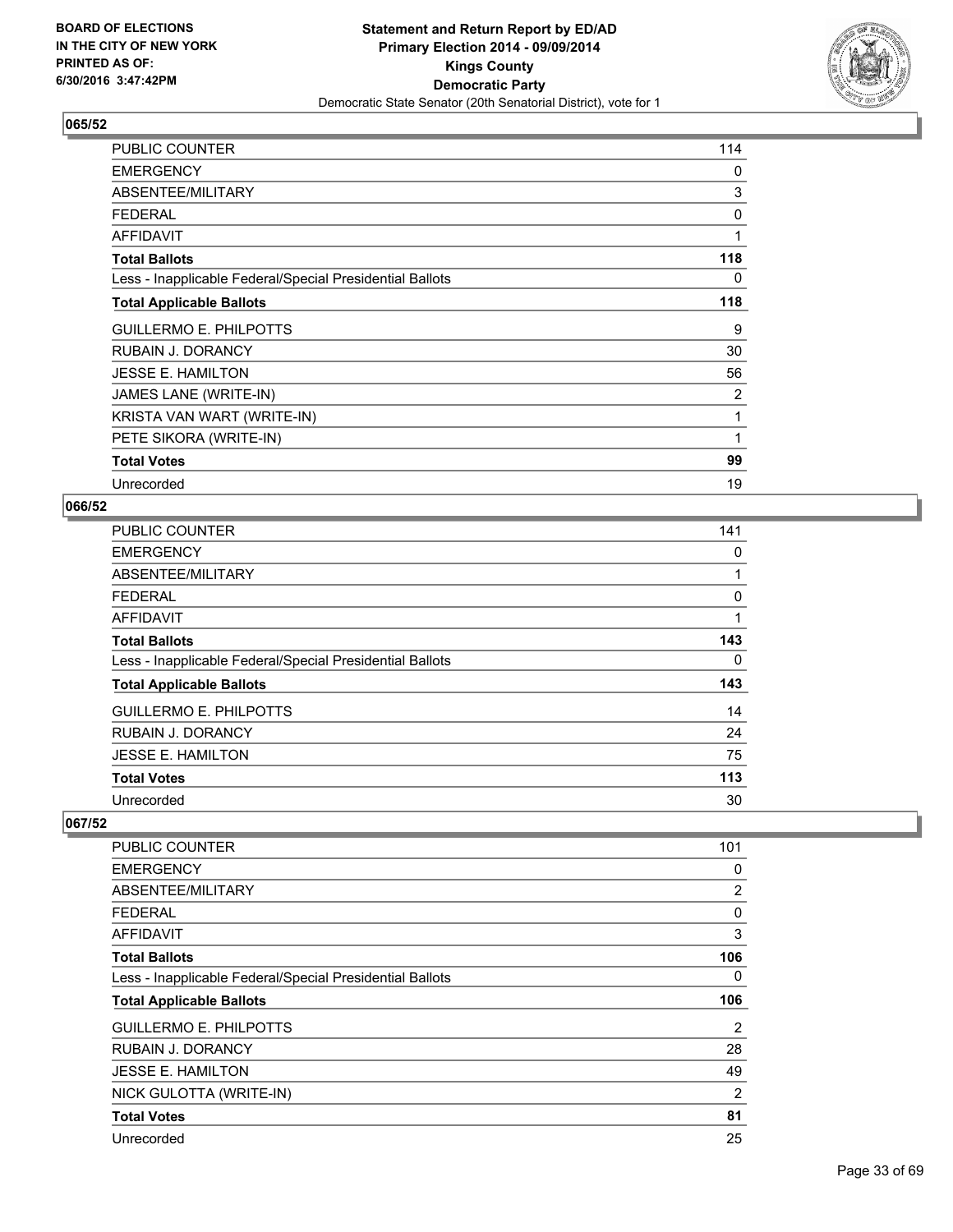**Statement and Return Report by ED/AD**
**Primary Election 2014 - 09/09/2014**
**Kings County**
**Democratic Party**
Democratic State Senator (20th Senatorial District), vote for 1

BOARD OF ELECTIONS
IN THE CITY OF NEW YORK
PRINTED AS OF:
6/30/2016 3:47:42PM

### 065/52

| | |
|---|---|
| PUBLIC COUNTER | 114 |
| EMERGENCY | 0 |
| ABSENTEE/MILITARY | 3 |
| FEDERAL | 0 |
| AFFIDAVIT | 1 |
| **Total Ballots** | **118** |
| Less - Inapplicable Federal/Special Presidential Ballots | 0 |
| **Total Applicable Ballots** | **118** |
| GUILLERMO E. PHILPOTTS | 9 |
| RUBAIN J. DORANCY | 30 |
| JESSE E. HAMILTON | 56 |
| JAMES LANE (WRITE-IN) | 2 |
| KRISTA VAN WART (WRITE-IN) | 1 |
| PETE SIKORA (WRITE-IN) | 1 |
| **Total Votes** | **99** |
| Unrecorded | 19 |

### 066/52

| | |
|---|---|
| PUBLIC COUNTER | 141 |
| EMERGENCY | 0 |
| ABSENTEE/MILITARY | 1 |
| FEDERAL | 0 |
| AFFIDAVIT | 1 |
| **Total Ballots** | **143** |
| Less - Inapplicable Federal/Special Presidential Ballots | 0 |
| **Total Applicable Ballots** | **143** |
| GUILLERMO E. PHILPOTTS | 14 |
| RUBAIN J. DORANCY | 24 |
| JESSE E. HAMILTON | 75 |
| **Total Votes** | **113** |
| Unrecorded | 30 |

### 067/52

| | |
|---|---|
| PUBLIC COUNTER | 101 |
| EMERGENCY | 0 |
| ABSENTEE/MILITARY | 2 |
| FEDERAL | 0 |
| AFFIDAVIT | 3 |
| **Total Ballots** | **106** |
| Less - Inapplicable Federal/Special Presidential Ballots | 0 |
| **Total Applicable Ballots** | **106** |
| GUILLERMO E. PHILPOTTS | 2 |
| RUBAIN J. DORANCY | 28 |
| JESSE E. HAMILTON | 49 |
| NICK GULOTTA (WRITE-IN) | 2 |
| **Total Votes** | **81** |
| Unrecorded | 25 |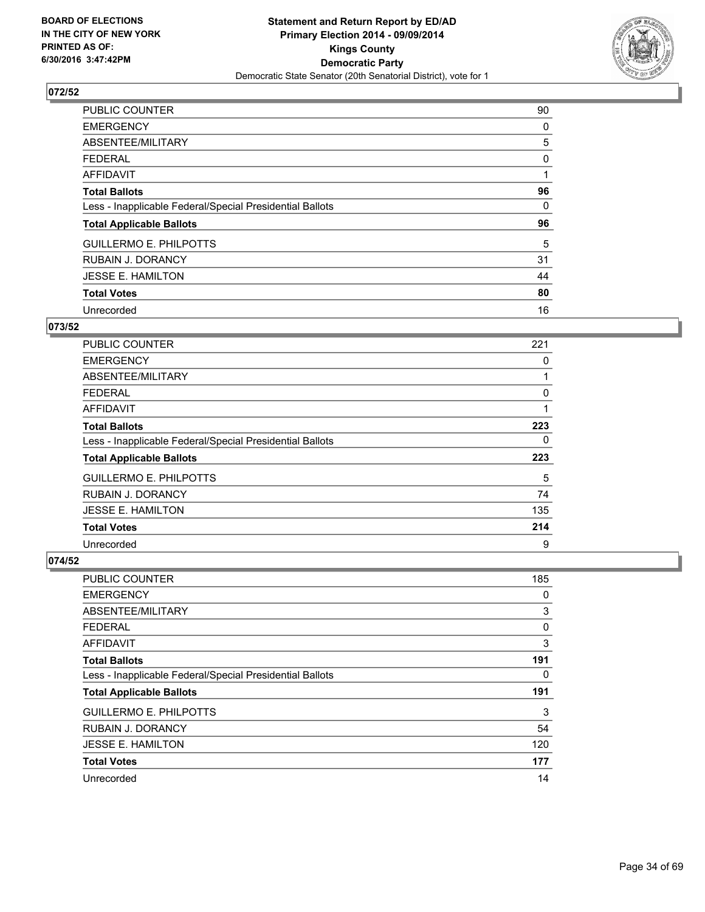## 072/52

| | |
|---|---|
| PUBLIC COUNTER | 90 |
| EMERGENCY | 0 |
| ABSENTEE/MILITARY | 5 |
| FEDERAL | 0 |
| AFFIDAVIT | 1 |
| **Total Ballots** | **96** |
| Less - Inapplicable Federal/Special Presidential Ballots | 0 |
| **Total Applicable Ballots** | **96** |
| GUILLERMO E. PHILPOTTS | 5 |
| RUBAIN J. DORANCY | 31 |
| JESSE E. HAMILTON | 44 |
| **Total Votes** | **80** |
| Unrecorded | 16 |

## 073/52

| | |
|---|---|
| PUBLIC COUNTER | 221 |
| EMERGENCY | 0 |
| ABSENTEE/MILITARY | 1 |
| FEDERAL | 0 |
| AFFIDAVIT | 1 |
| **Total Ballots** | **223** |
| Less - Inapplicable Federal/Special Presidential Ballots | 0 |
| **Total Applicable Ballots** | **223** |
| GUILLERMO E. PHILPOTTS | 5 |
| RUBAIN J. DORANCY | 74 |
| JESSE E. HAMILTON | 135 |
| **Total Votes** | **214** |
| Unrecorded | 9 |

## 074/52

| | |
|---|---|
| PUBLIC COUNTER | 185 |
| EMERGENCY | 0 |
| ABSENTEE/MILITARY | 3 |
| FEDERAL | 0 |
| AFFIDAVIT | 3 |
| **Total Ballots** | **191** |
| Less - Inapplicable Federal/Special Presidential Ballots | 0 |
| **Total Applicable Ballots** | **191** |
| GUILLERMO E. PHILPOTTS | 3 |
| RUBAIN J. DORANCY | 54 |
| JESSE E. HAMILTON | 120 |
| **Total Votes** | **177** |
| Unrecorded | 14 |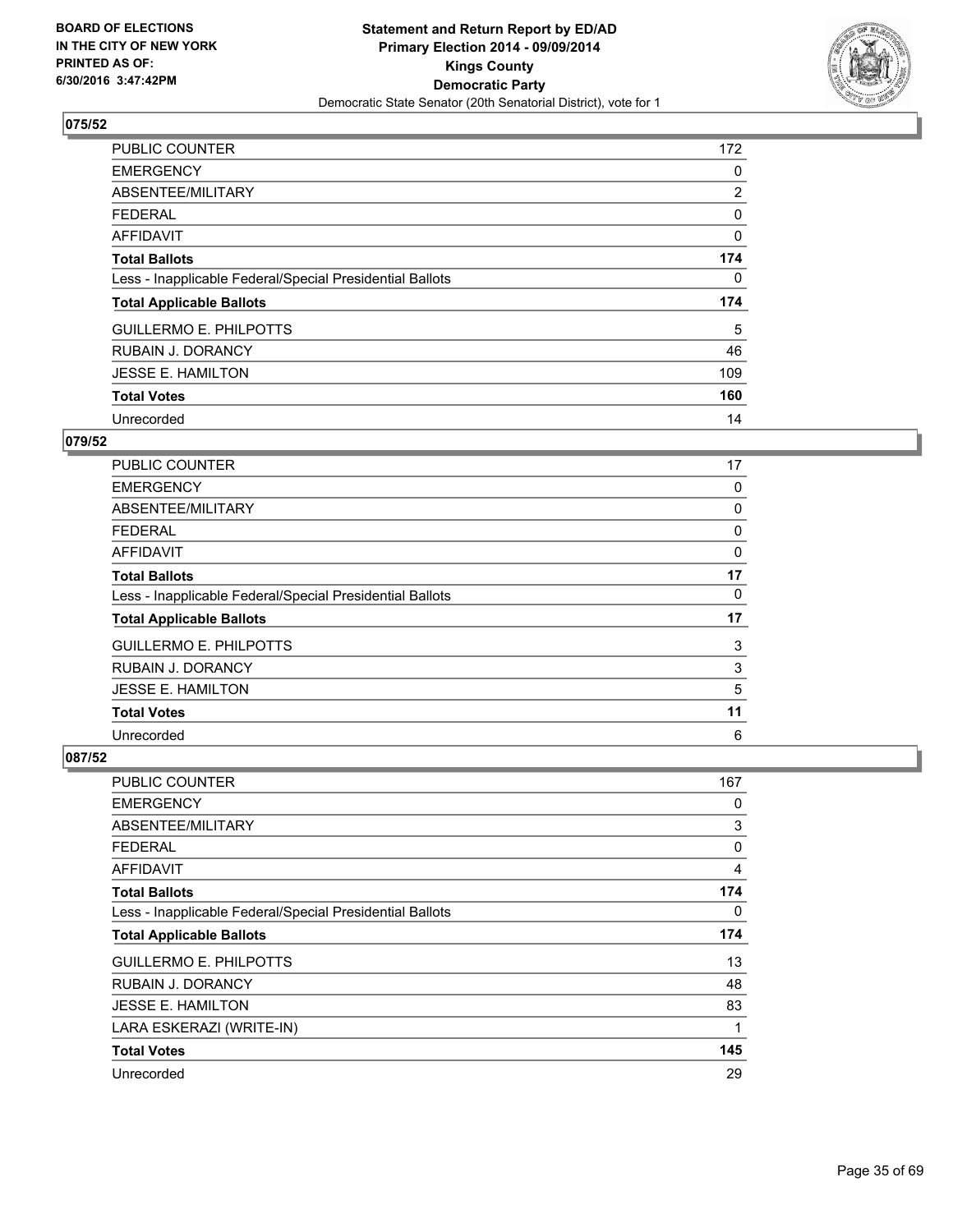**Statement and Return Report by ED/AD**
**Primary Election 2014 - 09/09/2014**
**Kings County**
**Democratic Party**
Democratic State Senator (20th Senatorial District), vote for 1

BOARD OF ELECTIONS IN THE CITY OF NEW YORK PRINTED AS OF: 6/30/2016 3:47:42PM

## 075/52

| | |
|---|---|
| PUBLIC COUNTER | 172 |
| EMERGENCY | 0 |
| ABSENTEE/MILITARY | 2 |
| FEDERAL | 0 |
| AFFIDAVIT | 0 |
| **Total Ballots** | **174** |
| Less - Inapplicable Federal/Special Presidential Ballots | 0 |
| **Total Applicable Ballots** | **174** |
| GUILLERMO E. PHILPOTTS | 5 |
| RUBAIN J. DORANCY | 46 |
| JESSE E. HAMILTON | 109 |
| **Total Votes** | **160** |
| Unrecorded | 14 |

## 079/52

| | |
|---|---|
| PUBLIC COUNTER | 17 |
| EMERGENCY | 0 |
| ABSENTEE/MILITARY | 0 |
| FEDERAL | 0 |
| AFFIDAVIT | 0 |
| **Total Ballots** | **17** |
| Less - Inapplicable Federal/Special Presidential Ballots | 0 |
| **Total Applicable Ballots** | **17** |
| GUILLERMO E. PHILPOTTS | 3 |
| RUBAIN J. DORANCY | 3 |
| JESSE E. HAMILTON | 5 |
| **Total Votes** | **11** |
| Unrecorded | 6 |

## 087/52

| | |
|---|---|
| PUBLIC COUNTER | 167 |
| EMERGENCY | 0 |
| ABSENTEE/MILITARY | 3 |
| FEDERAL | 0 |
| AFFIDAVIT | 4 |
| **Total Ballots** | **174** |
| Less - Inapplicable Federal/Special Presidential Ballots | 0 |
| **Total Applicable Ballots** | **174** |
| GUILLERMO E. PHILPOTTS | 13 |
| RUBAIN J. DORANCY | 48 |
| JESSE E. HAMILTON | 83 |
| LARA ESKERAZI (WRITE-IN) | 1 |
| **Total Votes** | **145** |
| Unrecorded | 29 |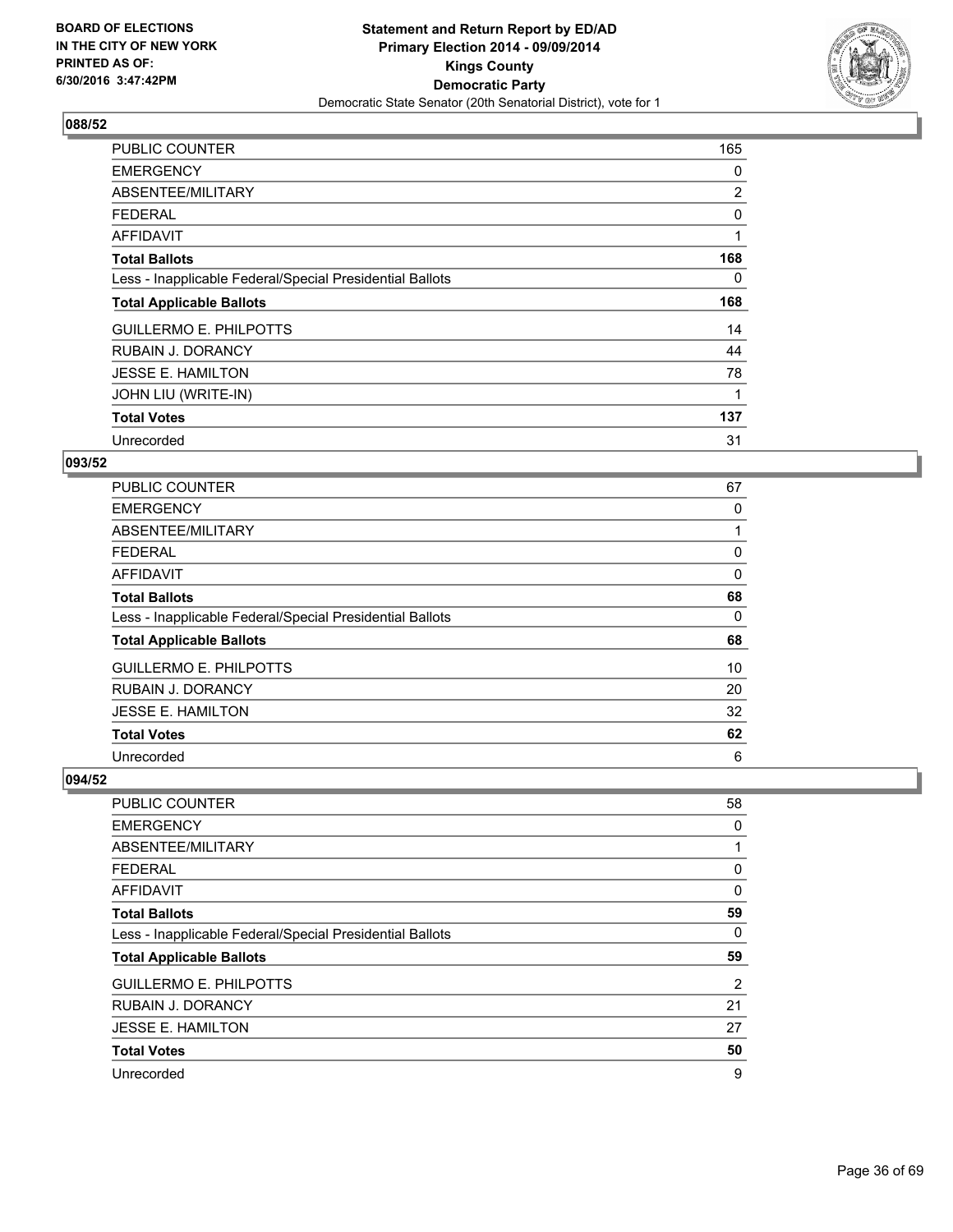**BOARD OF ELECTIONS IN THE CITY OF NEW YORK PRINTED AS OF: 6/30/2016 3:47:42PM**

**Statement and Return Report by ED/AD Primary Election 2014 - 09/09/2014 Kings County Democratic Party**

Democratic State Senator (20th Senatorial District), vote for 1

## 088/52

| | |
|---|---|
| PUBLIC COUNTER | 165 |
| EMERGENCY | 0 |
| ABSENTEE/MILITARY | 2 |
| FEDERAL | 0 |
| AFFIDAVIT | 1 |
| **Total Ballots** | **168** |
| Less - Inapplicable Federal/Special Presidential Ballots | 0 |
| **Total Applicable Ballots** | **168** |
| GUILLERMO E. PHILPOTTS | 14 |
| RUBAIN J. DORANCY | 44 |
| JESSE E. HAMILTON | 78 |
| JOHN LIU (WRITE-IN) | 1 |
| **Total Votes** | **137** |
| Unrecorded | 31 |

## 093/52

| | |
|---|---|
| PUBLIC COUNTER | 67 |
| EMERGENCY | 0 |
| ABSENTEE/MILITARY | 1 |
| FEDERAL | 0 |
| AFFIDAVIT | 0 |
| **Total Ballots** | **68** |
| Less - Inapplicable Federal/Special Presidential Ballots | 0 |
| **Total Applicable Ballots** | **68** |
| GUILLERMO E. PHILPOTTS | 10 |
| RUBAIN J. DORANCY | 20 |
| JESSE E. HAMILTON | 32 |
| **Total Votes** | **62** |
| Unrecorded | 6 |

## 094/52

| | |
|---|---|
| PUBLIC COUNTER | 58 |
| EMERGENCY | 0 |
| ABSENTEE/MILITARY | 1 |
| FEDERAL | 0 |
| AFFIDAVIT | 0 |
| **Total Ballots** | **59** |
| Less - Inapplicable Federal/Special Presidential Ballots | 0 |
| **Total Applicable Ballots** | **59** |
| GUILLERMO E. PHILPOTTS | 2 |
| RUBAIN J. DORANCY | 21 |
| JESSE E. HAMILTON | 27 |
| **Total Votes** | **50** |
| Unrecorded | 9 |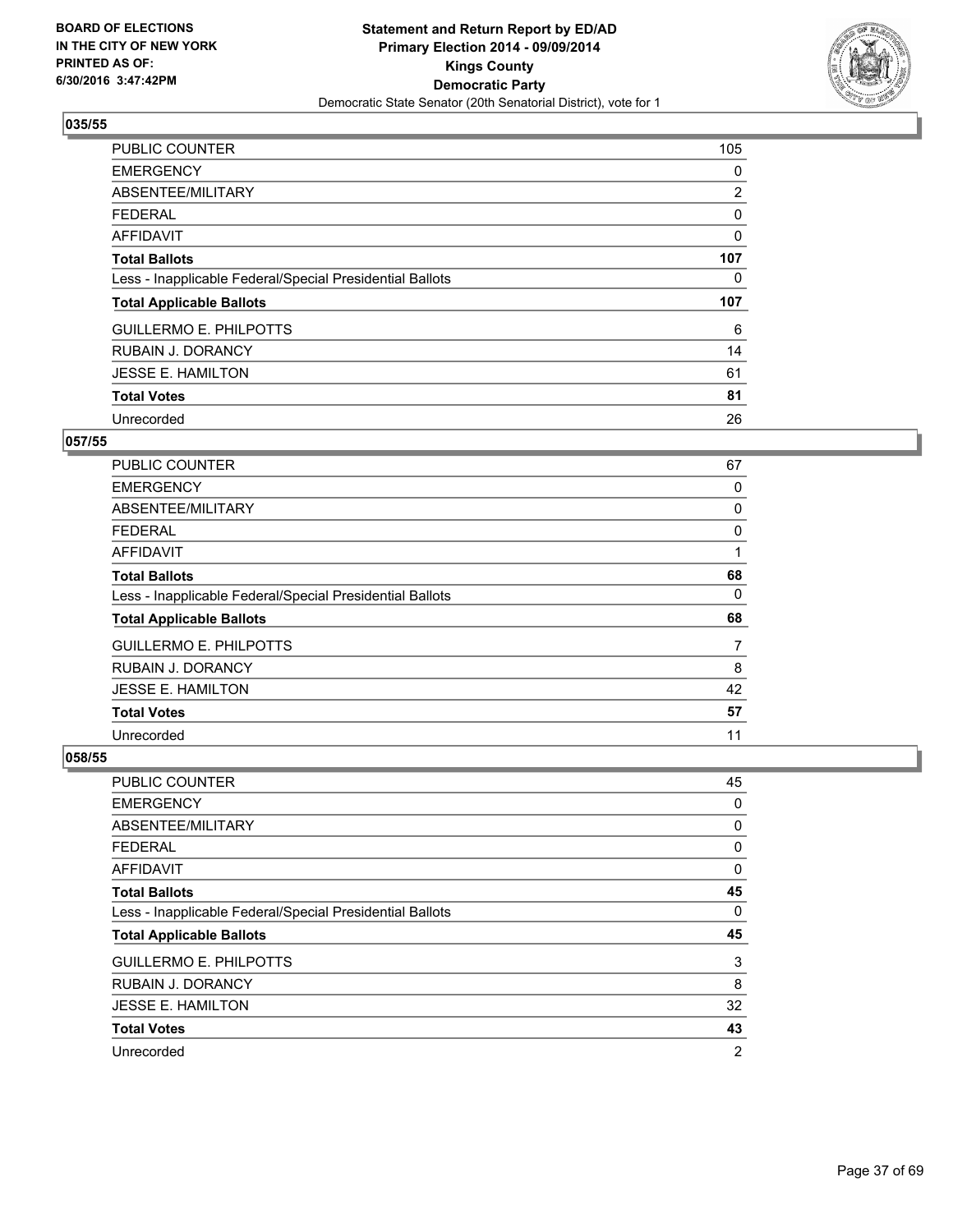**BOARD OF ELECTIONS IN THE CITY OF NEW YORK PRINTED AS OF: 6/30/2016 3:47:42PM**

**Statement and Return Report by ED/AD Primary Election 2014 - 09/09/2014 Kings County Democratic Party**

Democratic State Senator (20th Senatorial District), vote for 1

### 035/55

| | |
|---|---|
| PUBLIC COUNTER | 105 |
| EMERGENCY | 0 |
| ABSENTEE/MILITARY | 2 |
| FEDERAL | 0 |
| AFFIDAVIT | 0 |
| **Total Ballots** | **107** |
| Less - Inapplicable Federal/Special Presidential Ballots | 0 |
| **Total Applicable Ballots** | **107** |
| GUILLERMO E. PHILPOTTS | 6 |
| RUBAIN J. DORANCY | 14 |
| JESSE E. HAMILTON | 61 |
| **Total Votes** | **81** |
| Unrecorded | 26 |

### 057/55

| | |
|---|---|
| PUBLIC COUNTER | 67 |
| EMERGENCY | 0 |
| ABSENTEE/MILITARY | 0 |
| FEDERAL | 0 |
| AFFIDAVIT | 1 |
| **Total Ballots** | **68** |
| Less - Inapplicable Federal/Special Presidential Ballots | 0 |
| **Total Applicable Ballots** | **68** |
| GUILLERMO E. PHILPOTTS | 7 |
| RUBAIN J. DORANCY | 8 |
| JESSE E. HAMILTON | 42 |
| **Total Votes** | **57** |
| Unrecorded | 11 |

### 058/55

| | |
|---|---|
| PUBLIC COUNTER | 45 |
| EMERGENCY | 0 |
| ABSENTEE/MILITARY | 0 |
| FEDERAL | 0 |
| AFFIDAVIT | 0 |
| **Total Ballots** | **45** |
| Less - Inapplicable Federal/Special Presidential Ballots | 0 |
| **Total Applicable Ballots** | **45** |
| GUILLERMO E. PHILPOTTS | 3 |
| RUBAIN J. DORANCY | 8 |
| JESSE E. HAMILTON | 32 |
| **Total Votes** | **43** |
| Unrecorded | 2 |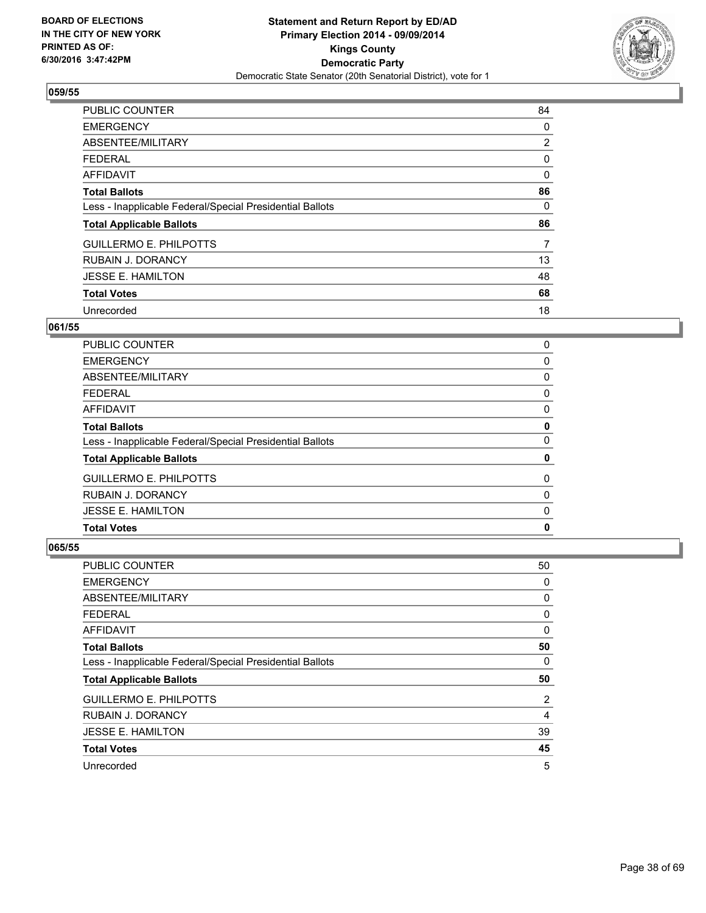## 059/55

| | |
|---|---|
| PUBLIC COUNTER | 84 |
| EMERGENCY | 0 |
| ABSENTEE/MILITARY | 2 |
| FEDERAL | 0 |
| AFFIDAVIT | 0 |
| **Total Ballots** | **86** |
| Less - Inapplicable Federal/Special Presidential Ballots | 0 |
| **Total Applicable Ballots** | **86** |
| GUILLERMO E. PHILPOTTS | 7 |
| RUBAIN J. DORANCY | 13 |
| JESSE E. HAMILTON | 48 |
| **Total Votes** | **68** |
| Unrecorded | 18 |

## 061/55

| | |
|---|---|
| PUBLIC COUNTER | 0 |
| EMERGENCY | 0 |
| ABSENTEE/MILITARY | 0 |
| FEDERAL | 0 |
| AFFIDAVIT | 0 |
| **Total Ballots** | **0** |
| Less - Inapplicable Federal/Special Presidential Ballots | 0 |
| **Total Applicable Ballots** | **0** |
| GUILLERMO E. PHILPOTTS | 0 |
| RUBAIN J. DORANCY | 0 |
| JESSE E. HAMILTON | 0 |
| **Total Votes** | **0** |

## 065/55

| | |
|---|---|
| PUBLIC COUNTER | 50 |
| EMERGENCY | 0 |
| ABSENTEE/MILITARY | 0 |
| FEDERAL | 0 |
| AFFIDAVIT | 0 |
| **Total Ballots** | **50** |
| Less - Inapplicable Federal/Special Presidential Ballots | 0 |
| **Total Applicable Ballots** | **50** |
| GUILLERMO E. PHILPOTTS | 2 |
| RUBAIN J. DORANCY | 4 |
| JESSE E. HAMILTON | 39 |
| **Total Votes** | **45** |
| Unrecorded | 5 |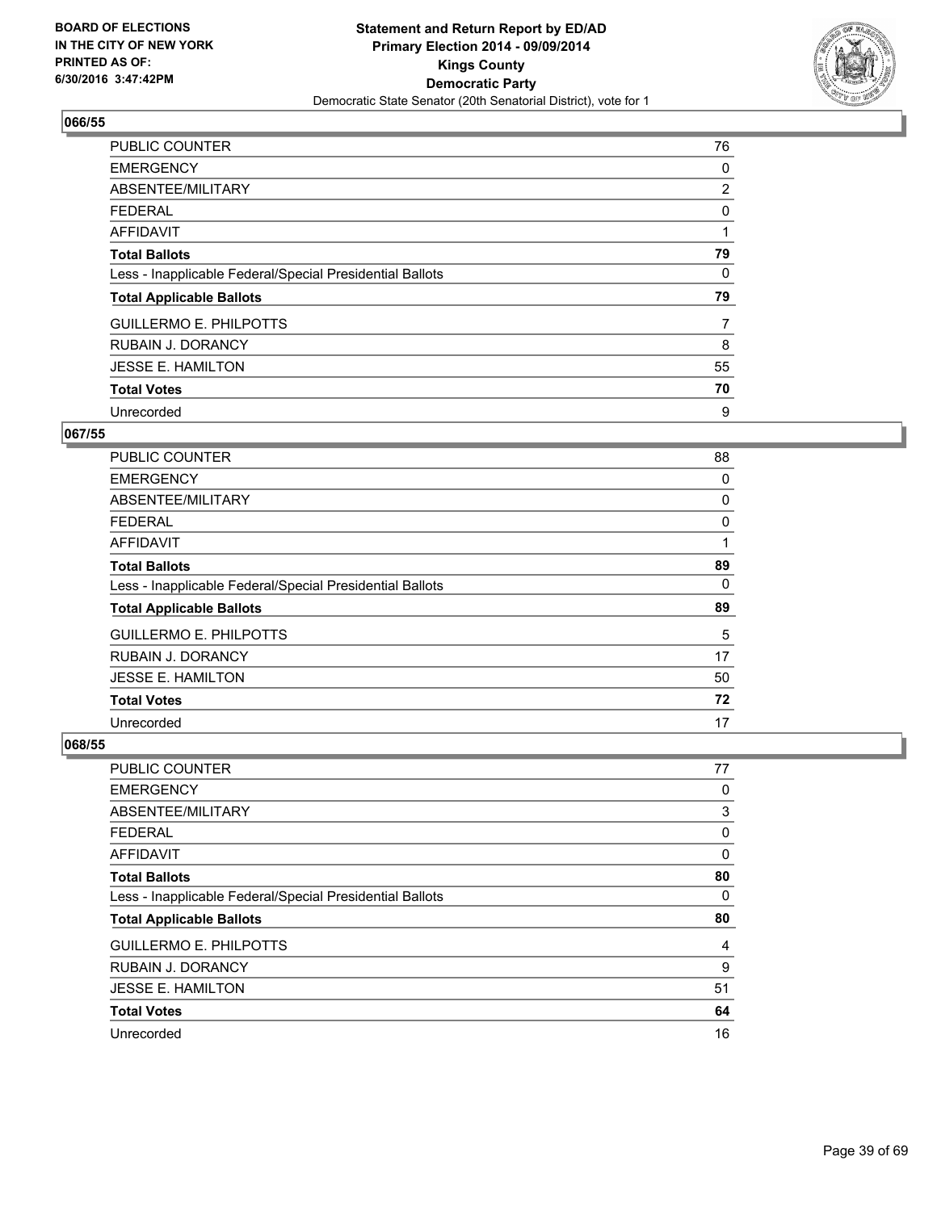BOARD OF ELECTIONS
IN THE CITY OF NEW YORK
PRINTED AS OF:
6/30/2016 3:47:42PM

**Statement and Return Report by ED/AD**
**Primary Election 2014 - 09/09/2014**
**Kings County**
**Democratic Party**
Democratic State Senator (20th Senatorial District), vote for 1

## 066/55

| | |
|---|---|
| PUBLIC COUNTER | 76 |
| EMERGENCY | 0 |
| ABSENTEE/MILITARY | 2 |
| FEDERAL | 0 |
| AFFIDAVIT | 1 |
| **Total Ballots** | **79** |
| Less - Inapplicable Federal/Special Presidential Ballots | 0 |
| **Total Applicable Ballots** | **79** |
| GUILLERMO E. PHILPOTTS | 7 |
| RUBAIN J. DORANCY | 8 |
| JESSE E. HAMILTON | 55 |
| **Total Votes** | **70** |
| Unrecorded | 9 |

## 067/55

| | |
|---|---|
| PUBLIC COUNTER | 88 |
| EMERGENCY | 0 |
| ABSENTEE/MILITARY | 0 |
| FEDERAL | 0 |
| AFFIDAVIT | 1 |
| **Total Ballots** | **89** |
| Less - Inapplicable Federal/Special Presidential Ballots | 0 |
| **Total Applicable Ballots** | **89** |
| GUILLERMO E. PHILPOTTS | 5 |
| RUBAIN J. DORANCY | 17 |
| JESSE E. HAMILTON | 50 |
| **Total Votes** | **72** |
| Unrecorded | 17 |

## 068/55

| | |
|---|---|
| PUBLIC COUNTER | 77 |
| EMERGENCY | 0 |
| ABSENTEE/MILITARY | 3 |
| FEDERAL | 0 |
| AFFIDAVIT | 0 |
| **Total Ballots** | **80** |
| Less - Inapplicable Federal/Special Presidential Ballots | 0 |
| **Total Applicable Ballots** | **80** |
| GUILLERMO E. PHILPOTTS | 4 |
| RUBAIN J. DORANCY | 9 |
| JESSE E. HAMILTON | 51 |
| **Total Votes** | **64** |
| Unrecorded | 16 |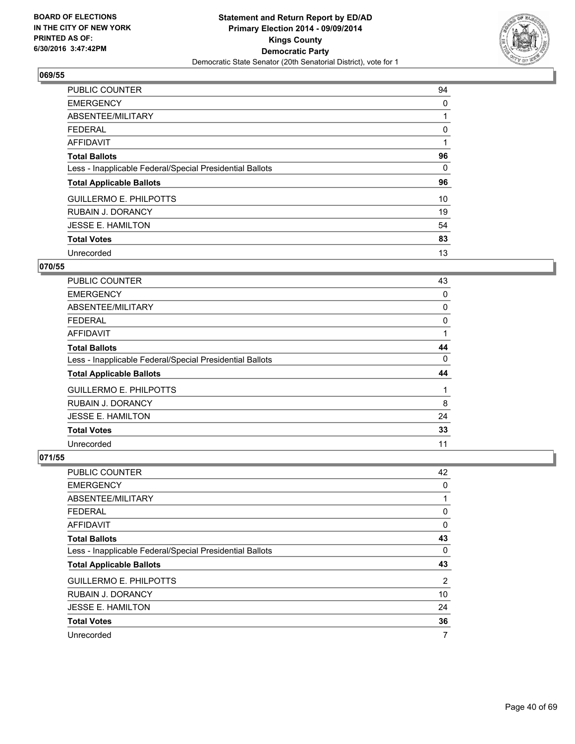**BOARD OF ELECTIONS IN THE CITY OF NEW YORK PRINTED AS OF: 6/30/2016 3:47:42PM**

**Statement and Return Report by ED/AD Primary Election 2014 - 09/09/2014 Kings County Democratic Party**

Democratic State Senator (20th Senatorial District), vote for 1

## 069/55

| | |
|---|---|
| PUBLIC COUNTER | 94 |
| EMERGENCY | 0 |
| ABSENTEE/MILITARY | 1 |
| FEDERAL | 0 |
| AFFIDAVIT | 1 |
| **Total Ballots** | **96** |
| Less - Inapplicable Federal/Special Presidential Ballots | 0 |
| **Total Applicable Ballots** | **96** |
| GUILLERMO E. PHILPOTTS | 10 |
| RUBAIN J. DORANCY | 19 |
| JESSE E. HAMILTON | 54 |
| **Total Votes** | **83** |
| Unrecorded | 13 |

## 070/55

| | |
|---|---|
| PUBLIC COUNTER | 43 |
| EMERGENCY | 0 |
| ABSENTEE/MILITARY | 0 |
| FEDERAL | 0 |
| AFFIDAVIT | 1 |
| **Total Ballots** | **44** |
| Less - Inapplicable Federal/Special Presidential Ballots | 0 |
| **Total Applicable Ballots** | **44** |
| GUILLERMO E. PHILPOTTS | 1 |
| RUBAIN J. DORANCY | 8 |
| JESSE E. HAMILTON | 24 |
| **Total Votes** | **33** |
| Unrecorded | 11 |

## 071/55

| | |
|---|---|
| PUBLIC COUNTER | 42 |
| EMERGENCY | 0 |
| ABSENTEE/MILITARY | 1 |
| FEDERAL | 0 |
| AFFIDAVIT | 0 |
| **Total Ballots** | **43** |
| Less - Inapplicable Federal/Special Presidential Ballots | 0 |
| **Total Applicable Ballots** | **43** |
| GUILLERMO E. PHILPOTTS | 2 |
| RUBAIN J. DORANCY | 10 |
| JESSE E. HAMILTON | 24 |
| **Total Votes** | **36** |
| Unrecorded | 7 |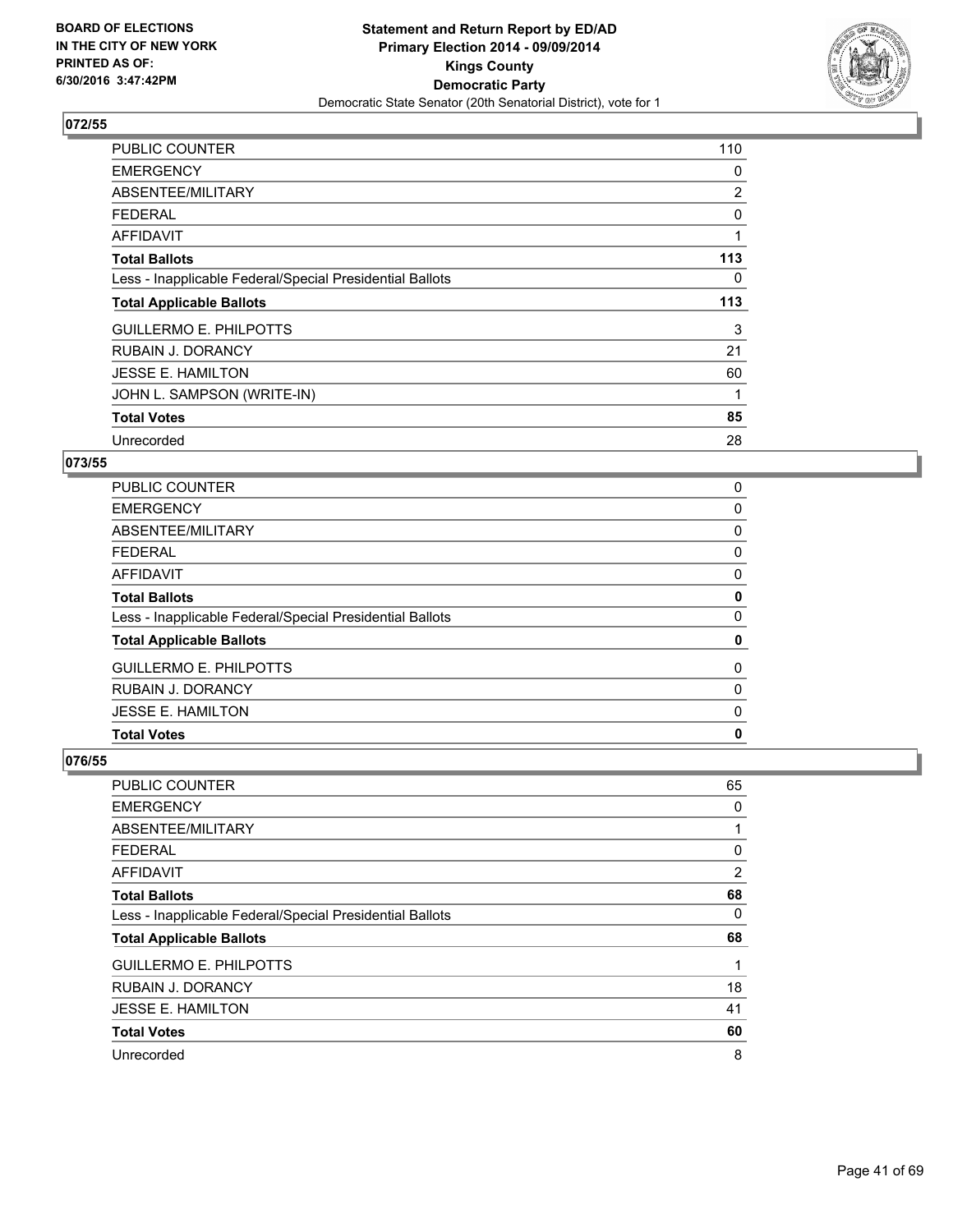# Statement and Return Report by ED/AD
## Primary Election 2014 - 09/09/2014
## Kings County
## Democratic Party
### Democratic State Senator (20th Senatorial District), vote for 1

BOARD OF ELECTIONS
IN THE CITY OF NEW YORK
PRINTED AS OF:
6/30/2016 3:47:42PM

### 072/55

| | |
|---|---|
| PUBLIC COUNTER | 110 |
| EMERGENCY | 0 |
| ABSENTEE/MILITARY | 2 |
| FEDERAL | 0 |
| AFFIDAVIT | 1 |
| **Total Ballots** | **113** |
| Less - Inapplicable Federal/Special Presidential Ballots | 0 |
| **Total Applicable Ballots** | **113** |
| GUILLERMO E. PHILPOTTS | 3 |
| RUBAIN J. DORANCY | 21 |
| JESSE E. HAMILTON | 60 |
| JOHN L. SAMPSON (WRITE-IN) | 1 |
| **Total Votes** | **85** |
| Unrecorded | 28 |

### 073/55

| | |
|---|---|
| PUBLIC COUNTER | 0 |
| EMERGENCY | 0 |
| ABSENTEE/MILITARY | 0 |
| FEDERAL | 0 |
| AFFIDAVIT | 0 |
| **Total Ballots** | **0** |
| Less - Inapplicable Federal/Special Presidential Ballots | 0 |
| **Total Applicable Ballots** | **0** |
| GUILLERMO E. PHILPOTTS | 0 |
| RUBAIN J. DORANCY | 0 |
| JESSE E. HAMILTON | 0 |
| **Total Votes** | **0** |

### 076/55

| | |
|---|---|
| PUBLIC COUNTER | 65 |
| EMERGENCY | 0 |
| ABSENTEE/MILITARY | 1 |
| FEDERAL | 0 |
| AFFIDAVIT | 2 |
| **Total Ballots** | **68** |
| Less - Inapplicable Federal/Special Presidential Ballots | 0 |
| **Total Applicable Ballots** | **68** |
| GUILLERMO E. PHILPOTTS | 1 |
| RUBAIN J. DORANCY | 18 |
| JESSE E. HAMILTON | 41 |
| **Total Votes** | **60** |
| Unrecorded | 8 |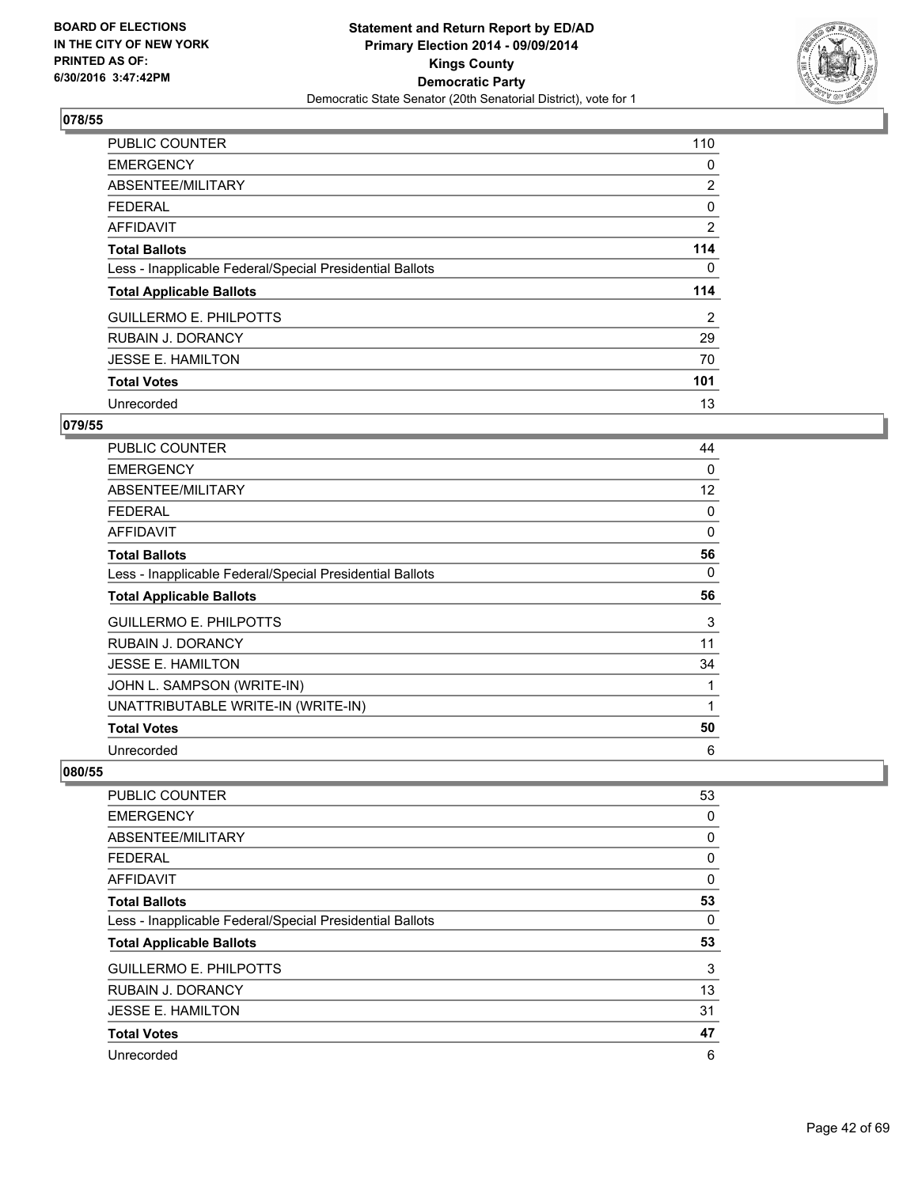# 078/55

| | |
|---|---|
| PUBLIC COUNTER | 110 |
| EMERGENCY | 0 |
| ABSENTEE/MILITARY | 2 |
| FEDERAL | 0 |
| AFFIDAVIT | 2 |
| **Total Ballots** | **114** |
| Less - Inapplicable Federal/Special Presidential Ballots | 0 |
| **Total Applicable Ballots** | **114** |
| GUILLERMO E. PHILPOTTS | 2 |
| RUBAIN J. DORANCY | 29 |
| JESSE E. HAMILTON | 70 |
| **Total Votes** | **101** |
| Unrecorded | 13 |

# 079/55

| | |
|---|---|
| PUBLIC COUNTER | 44 |
| EMERGENCY | 0 |
| ABSENTEE/MILITARY | 12 |
| FEDERAL | 0 |
| AFFIDAVIT | 0 |
| **Total Ballots** | **56** |
| Less - Inapplicable Federal/Special Presidential Ballots | 0 |
| **Total Applicable Ballots** | **56** |
| GUILLERMO E. PHILPOTTS | 3 |
| RUBAIN J. DORANCY | 11 |
| JESSE E. HAMILTON | 34 |
| JOHN L. SAMPSON (WRITE-IN) | 1 |
| UNATTRIBUTABLE WRITE-IN (WRITE-IN) | 1 |
| **Total Votes** | **50** |
| Unrecorded | 6 |

# 080/55

| | |
|---|---|
| PUBLIC COUNTER | 53 |
| EMERGENCY | 0 |
| ABSENTEE/MILITARY | 0 |
| FEDERAL | 0 |
| AFFIDAVIT | 0 |
| **Total Ballots** | **53** |
| Less - Inapplicable Federal/Special Presidential Ballots | 0 |
| **Total Applicable Ballots** | **53** |
| GUILLERMO E. PHILPOTTS | 3 |
| RUBAIN J. DORANCY | 13 |
| JESSE E. HAMILTON | 31 |
| **Total Votes** | **47** |
| Unrecorded | 6 |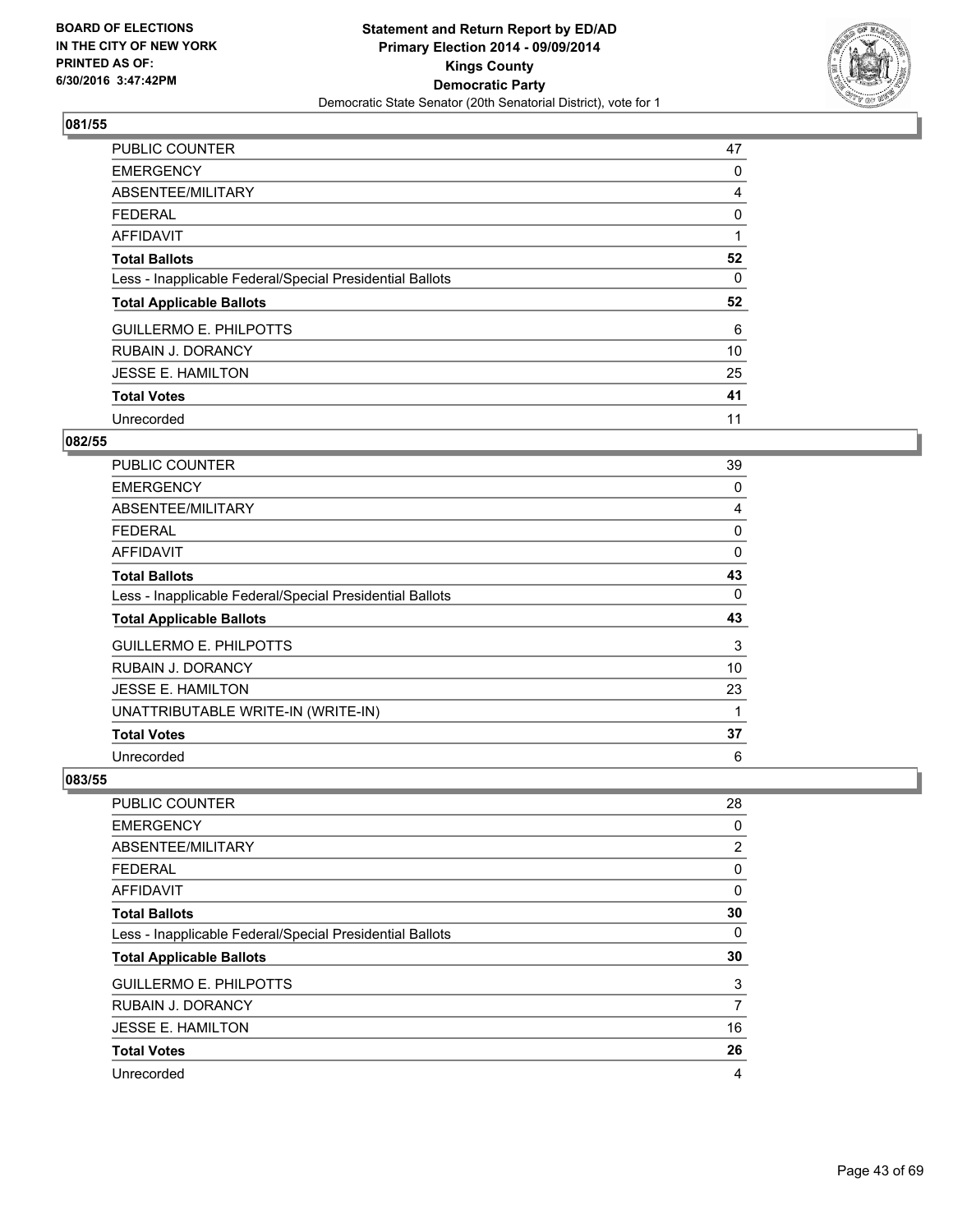BOARD OF ELECTIONS
IN THE CITY OF NEW YORK
PRINTED AS OF:
6/30/2016 3:47:42PM

**Statement and Return Report by ED/AD**
**Primary Election 2014 - 09/09/2014**
**Kings County**
**Democratic Party**
Democratic State Senator (20th Senatorial District), vote for 1

## 081/55

| | |
|---|---|
| PUBLIC COUNTER | 47 |
| EMERGENCY | 0 |
| ABSENTEE/MILITARY | 4 |
| FEDERAL | 0 |
| AFFIDAVIT | 1 |
| **Total Ballots** | **52** |
| Less - Inapplicable Federal/Special Presidential Ballots | 0 |
| **Total Applicable Ballots** | **52** |
| GUILLERMO E. PHILPOTTS | 6 |
| RUBAIN J. DORANCY | 10 |
| JESSE E. HAMILTON | 25 |
| **Total Votes** | **41** |
| Unrecorded | 11 |

## 082/55

| | |
|---|---|
| PUBLIC COUNTER | 39 |
| EMERGENCY | 0 |
| ABSENTEE/MILITARY | 4 |
| FEDERAL | 0 |
| AFFIDAVIT | 0 |
| **Total Ballots** | **43** |
| Less - Inapplicable Federal/Special Presidential Ballots | 0 |
| **Total Applicable Ballots** | **43** |
| GUILLERMO E. PHILPOTTS | 3 |
| RUBAIN J. DORANCY | 10 |
| JESSE E. HAMILTON | 23 |
| UNATTRIBUTABLE WRITE-IN (WRITE-IN) | 1 |
| **Total Votes** | **37** |
| Unrecorded | 6 |

## 083/55

| | |
|---|---|
| PUBLIC COUNTER | 28 |
| EMERGENCY | 0 |
| ABSENTEE/MILITARY | 2 |
| FEDERAL | 0 |
| AFFIDAVIT | 0 |
| **Total Ballots** | **30** |
| Less - Inapplicable Federal/Special Presidential Ballots | 0 |
| **Total Applicable Ballots** | **30** |
| GUILLERMO E. PHILPOTTS | 3 |
| RUBAIN J. DORANCY | 7 |
| JESSE E. HAMILTON | 16 |
| **Total Votes** | **26** |
| Unrecorded | 4 |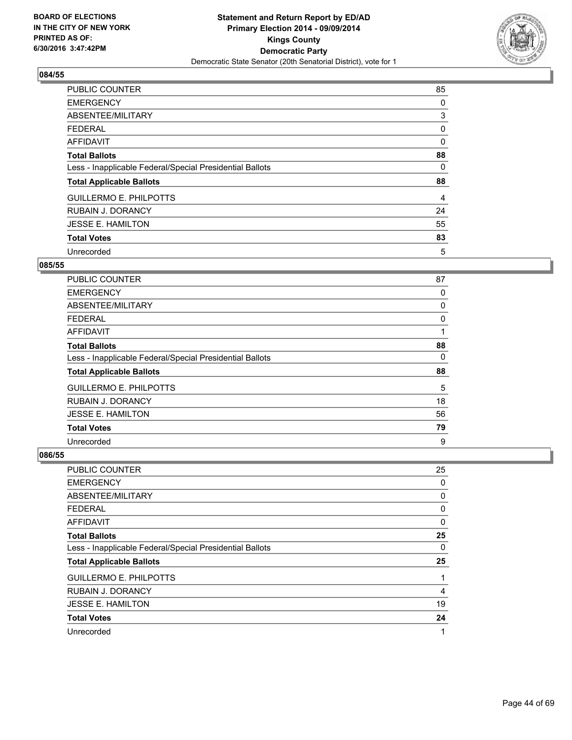BOARD OF ELECTIONS
IN THE CITY OF NEW YORK
PRINTED AS OF:
6/30/2016 3:47:42PM

**Statement and Return Report by ED/AD**
**Primary Election 2014 - 09/09/2014**
**Kings County**
**Democratic Party**
Democratic State Senator (20th Senatorial District), vote for 1

## 084/55

| | |
|---|---|
| PUBLIC COUNTER | 85 |
| EMERGENCY | 0 |
| ABSENTEE/MILITARY | 3 |
| FEDERAL | 0 |
| AFFIDAVIT | 0 |
| **Total Ballots** | **88** |
| Less - Inapplicable Federal/Special Presidential Ballots | 0 |
| **Total Applicable Ballots** | **88** |
| GUILLERMO E. PHILPOTTS | 4 |
| RUBAIN J. DORANCY | 24 |
| JESSE E. HAMILTON | 55 |
| **Total Votes** | **83** |
| Unrecorded | 5 |

## 085/55

| | |
|---|---|
| PUBLIC COUNTER | 87 |
| EMERGENCY | 0 |
| ABSENTEE/MILITARY | 0 |
| FEDERAL | 0 |
| AFFIDAVIT | 1 |
| **Total Ballots** | **88** |
| Less - Inapplicable Federal/Special Presidential Ballots | 0 |
| **Total Applicable Ballots** | **88** |
| GUILLERMO E. PHILPOTTS | 5 |
| RUBAIN J. DORANCY | 18 |
| JESSE E. HAMILTON | 56 |
| **Total Votes** | **79** |
| Unrecorded | 9 |

## 086/55

| | |
|---|---|
| PUBLIC COUNTER | 25 |
| EMERGENCY | 0 |
| ABSENTEE/MILITARY | 0 |
| FEDERAL | 0 |
| AFFIDAVIT | 0 |
| **Total Ballots** | **25** |
| Less - Inapplicable Federal/Special Presidential Ballots | 0 |
| **Total Applicable Ballots** | **25** |
| GUILLERMO E. PHILPOTTS | 1 |
| RUBAIN J. DORANCY | 4 |
| JESSE E. HAMILTON | 19 |
| **Total Votes** | **24** |
| Unrecorded | 1 |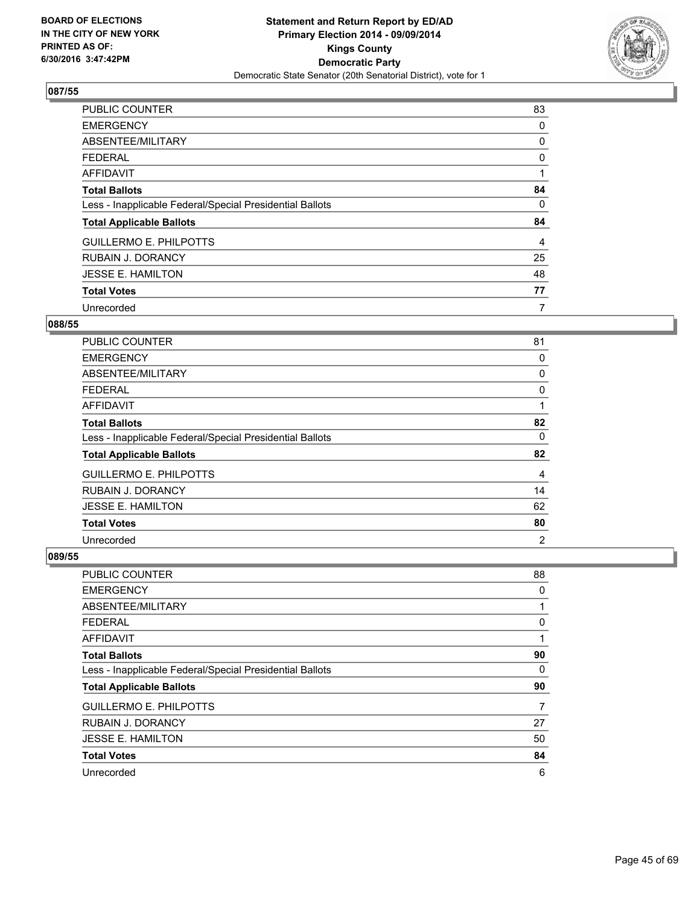BOARD OF ELECTIONS
IN THE CITY OF NEW YORK
PRINTED AS OF:
6/30/2016 3:47:42PM

**Statement and Return Report by ED/AD**
**Primary Election 2014 - 09/09/2014**
**Kings County**
**Democratic Party**
Democratic State Senator (20th Senatorial District), vote for 1

### 087/55

| | |
|---|---|
| PUBLIC COUNTER | 83 |
| EMERGENCY | 0 |
| ABSENTEE/MILITARY | 0 |
| FEDERAL | 0 |
| AFFIDAVIT | 1 |
| **Total Ballots** | **84** |
| Less - Inapplicable Federal/Special Presidential Ballots | 0 |
| **Total Applicable Ballots** | **84** |
| GUILLERMO E. PHILPOTTS | 4 |
| RUBAIN J. DORANCY | 25 |
| JESSE E. HAMILTON | 48 |
| **Total Votes** | **77** |
| Unrecorded | 7 |

### 088/55

| | |
|---|---|
| PUBLIC COUNTER | 81 |
| EMERGENCY | 0 |
| ABSENTEE/MILITARY | 0 |
| FEDERAL | 0 |
| AFFIDAVIT | 1 |
| **Total Ballots** | **82** |
| Less - Inapplicable Federal/Special Presidential Ballots | 0 |
| **Total Applicable Ballots** | **82** |
| GUILLERMO E. PHILPOTTS | 4 |
| RUBAIN J. DORANCY | 14 |
| JESSE E. HAMILTON | 62 |
| **Total Votes** | **80** |
| Unrecorded | 2 |

### 089/55

| | |
|---|---|
| PUBLIC COUNTER | 88 |
| EMERGENCY | 0 |
| ABSENTEE/MILITARY | 1 |
| FEDERAL | 0 |
| AFFIDAVIT | 1 |
| **Total Ballots** | **90** |
| Less - Inapplicable Federal/Special Presidential Ballots | 0 |
| **Total Applicable Ballots** | **90** |
| GUILLERMO E. PHILPOTTS | 7 |
| RUBAIN J. DORANCY | 27 |
| JESSE E. HAMILTON | 50 |
| **Total Votes** | **84** |
| Unrecorded | 6 |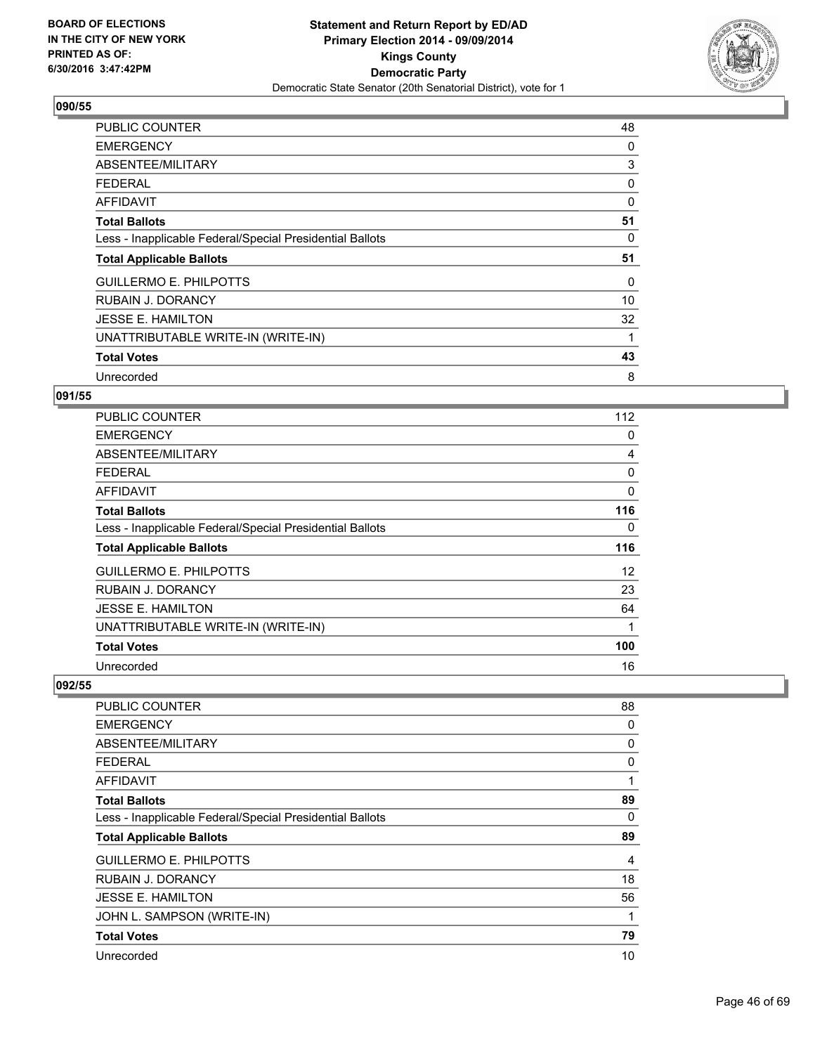**BOARD OF ELECTIONS IN THE CITY OF NEW YORK PRINTED AS OF: 6/30/2016 3:47:42PM**

**Statement and Return Report by ED/AD**
**Primary Election 2014 - 09/09/2014**
**Kings County**
**Democratic Party**
Democratic State Senator (20th Senatorial District), vote for 1

## 090/55

| | |
|---|---|
| PUBLIC COUNTER | 48 |
| EMERGENCY | 0 |
| ABSENTEE/MILITARY | 3 |
| FEDERAL | 0 |
| AFFIDAVIT | 0 |
| **Total Ballots** | **51** |
| Less - Inapplicable Federal/Special Presidential Ballots | 0 |
| **Total Applicable Ballots** | **51** |
| GUILLERMO E. PHILPOTTS | 0 |
| RUBAIN J. DORANCY | 10 |
| JESSE E. HAMILTON | 32 |
| UNATTRIBUTABLE WRITE-IN (WRITE-IN) | 1 |
| **Total Votes** | **43** |
| Unrecorded | 8 |

## 091/55

| | |
|---|---|
| PUBLIC COUNTER | 112 |
| EMERGENCY | 0 |
| ABSENTEE/MILITARY | 4 |
| FEDERAL | 0 |
| AFFIDAVIT | 0 |
| **Total Ballots** | **116** |
| Less - Inapplicable Federal/Special Presidential Ballots | 0 |
| **Total Applicable Ballots** | **116** |
| GUILLERMO E. PHILPOTTS | 12 |
| RUBAIN J. DORANCY | 23 |
| JESSE E. HAMILTON | 64 |
| UNATTRIBUTABLE WRITE-IN (WRITE-IN) | 1 |
| **Total Votes** | **100** |
| Unrecorded | 16 |

## 092/55

| | |
|---|---|
| PUBLIC COUNTER | 88 |
| EMERGENCY | 0 |
| ABSENTEE/MILITARY | 0 |
| FEDERAL | 0 |
| AFFIDAVIT | 1 |
| **Total Ballots** | **89** |
| Less - Inapplicable Federal/Special Presidential Ballots | 0 |
| **Total Applicable Ballots** | **89** |
| GUILLERMO E. PHILPOTTS | 4 |
| RUBAIN J. DORANCY | 18 |
| JESSE E. HAMILTON | 56 |
| JOHN L. SAMPSON (WRITE-IN) | 1 |
| **Total Votes** | **79** |
| Unrecorded | 10 |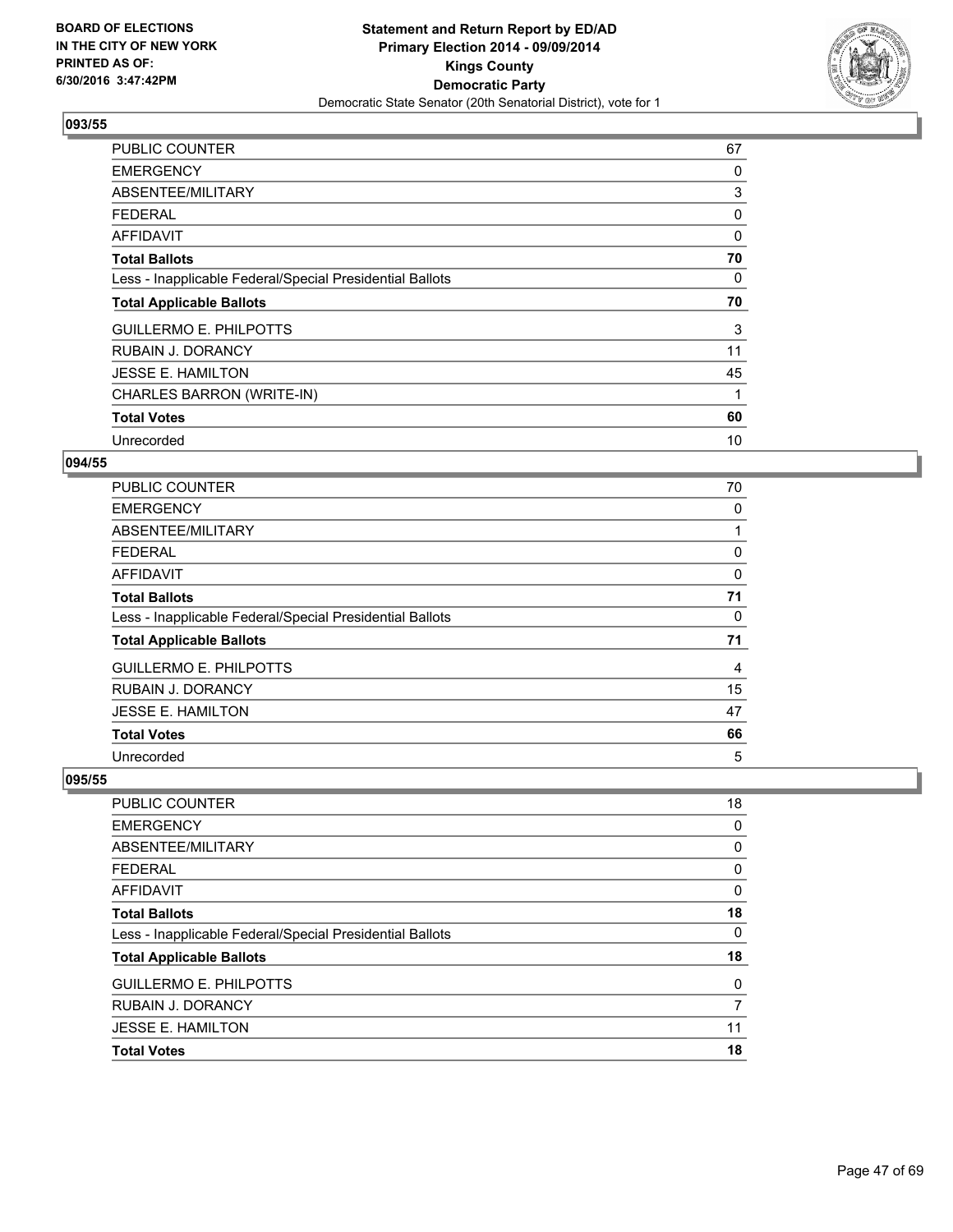**BOARD OF ELECTIONS IN THE CITY OF NEW YORK PRINTED AS OF: 6/30/2016 3:47:42PM**

**Statement and Return Report by ED/AD**
**Primary Election 2014 - 09/09/2014**
**Kings County**
**Democratic Party**
Democratic State Senator (20th Senatorial District), vote for 1

## 093/55

| | |
|---|---|
| PUBLIC COUNTER | 67 |
| EMERGENCY | 0 |
| ABSENTEE/MILITARY | 3 |
| FEDERAL | 0 |
| AFFIDAVIT | 0 |
| **Total Ballots** | **70** |
| Less - Inapplicable Federal/Special Presidential Ballots | 0 |
| **Total Applicable Ballots** | **70** |
| GUILLERMO E. PHILPOTTS | 3 |
| RUBAIN J. DORANCY | 11 |
| JESSE E. HAMILTON | 45 |
| CHARLES BARRON (WRITE-IN) | 1 |
| **Total Votes** | **60** |
| Unrecorded | 10 |

## 094/55

| | |
|---|---|
| PUBLIC COUNTER | 70 |
| EMERGENCY | 0 |
| ABSENTEE/MILITARY | 1 |
| FEDERAL | 0 |
| AFFIDAVIT | 0 |
| **Total Ballots** | **71** |
| Less - Inapplicable Federal/Special Presidential Ballots | 0 |
| **Total Applicable Ballots** | **71** |
| GUILLERMO E. PHILPOTTS | 4 |
| RUBAIN J. DORANCY | 15 |
| JESSE E. HAMILTON | 47 |
| **Total Votes** | **66** |
| Unrecorded | 5 |

## 095/55

| | |
|---|---|
| PUBLIC COUNTER | 18 |
| EMERGENCY | 0 |
| ABSENTEE/MILITARY | 0 |
| FEDERAL | 0 |
| AFFIDAVIT | 0 |
| **Total Ballots** | **18** |
| Less - Inapplicable Federal/Special Presidential Ballots | 0 |
| **Total Applicable Ballots** | **18** |
| GUILLERMO E. PHILPOTTS | 0 |
| RUBAIN J. DORANCY | 7 |
| JESSE E. HAMILTON | 11 |
| **Total Votes** | **18** |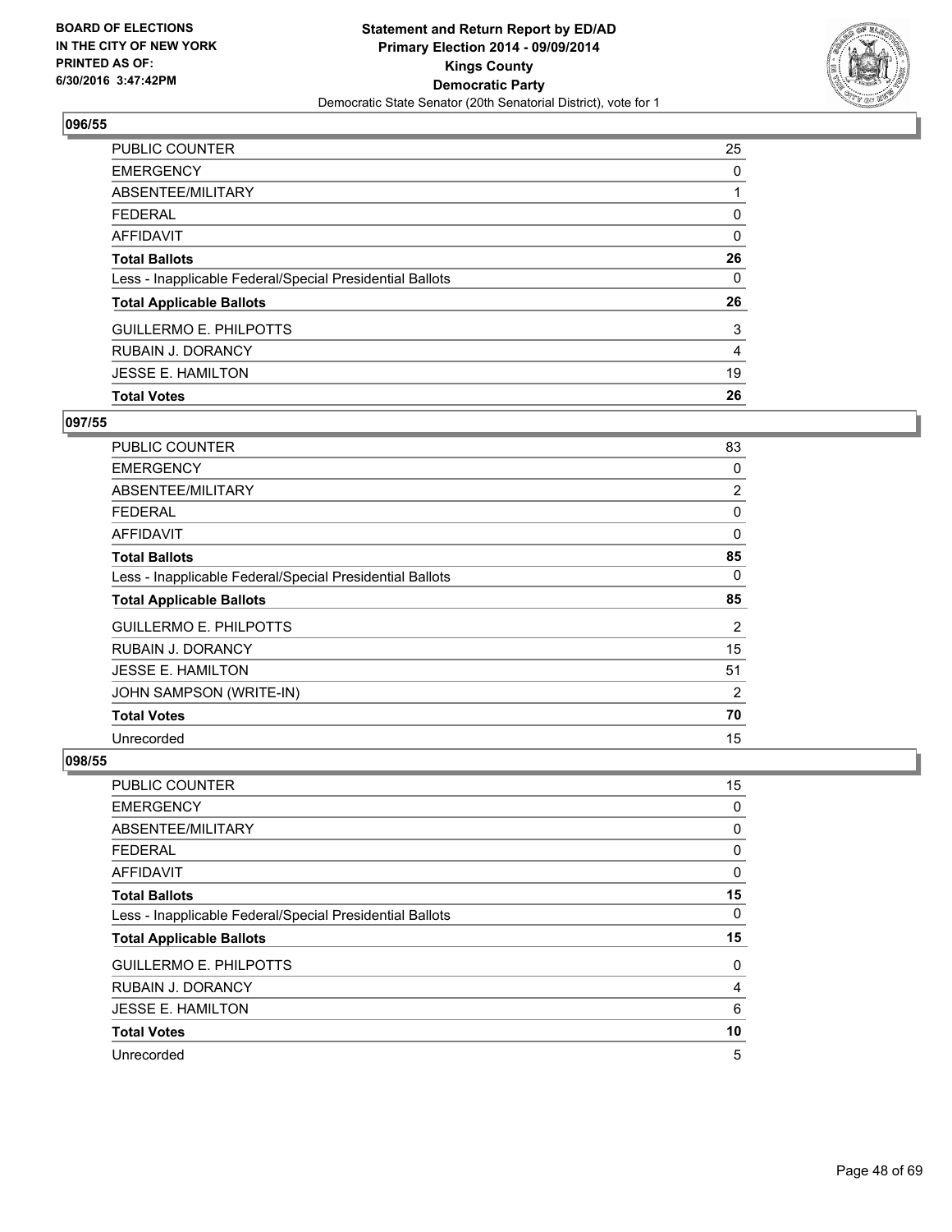BOARD OF ELECTIONS
IN THE CITY OF NEW YORK
PRINTED AS OF:
6/30/2016 3:47:42PM

**Statement and Return Report by ED/AD**
**Primary Election 2014 - 09/09/2014**
**Kings County**
**Democratic Party**
Democratic State Senator (20th Senatorial District), vote for 1

## 096/55

| | |
|---|---|
| PUBLIC COUNTER | 25 |
| EMERGENCY | 0 |
| ABSENTEE/MILITARY | 1 |
| FEDERAL | 0 |
| AFFIDAVIT | 0 |
| **Total Ballots** | **26** |
| Less - Inapplicable Federal/Special Presidential Ballots | 0 |
| **Total Applicable Ballots** | **26** |
| GUILLERMO E. PHILPOTTS | 3 |
| RUBAIN J. DORANCY | 4 |
| JESSE E. HAMILTON | 19 |
| **Total Votes** | **26** |

## 097/55

| | |
|---|---|
| PUBLIC COUNTER | 83 |
| EMERGENCY | 0 |
| ABSENTEE/MILITARY | 2 |
| FEDERAL | 0 |
| AFFIDAVIT | 0 |
| **Total Ballots** | **85** |
| Less - Inapplicable Federal/Special Presidential Ballots | 0 |
| **Total Applicable Ballots** | **85** |
| GUILLERMO E. PHILPOTTS | 2 |
| RUBAIN J. DORANCY | 15 |
| JESSE E. HAMILTON | 51 |
| JOHN SAMPSON (WRITE-IN) | 2 |
| **Total Votes** | **70** |
| Unrecorded | 15 |

## 098/55

| | |
|---|---|
| PUBLIC COUNTER | 15 |
| EMERGENCY | 0 |
| ABSENTEE/MILITARY | 0 |
| FEDERAL | 0 |
| AFFIDAVIT | 0 |
| **Total Ballots** | **15** |
| Less - Inapplicable Federal/Special Presidential Ballots | 0 |
| **Total Applicable Ballots** | **15** |
| GUILLERMO E. PHILPOTTS | 0 |
| RUBAIN J. DORANCY | 4 |
| JESSE E. HAMILTON | 6 |
| **Total Votes** | **10** |
| Unrecorded | 5 |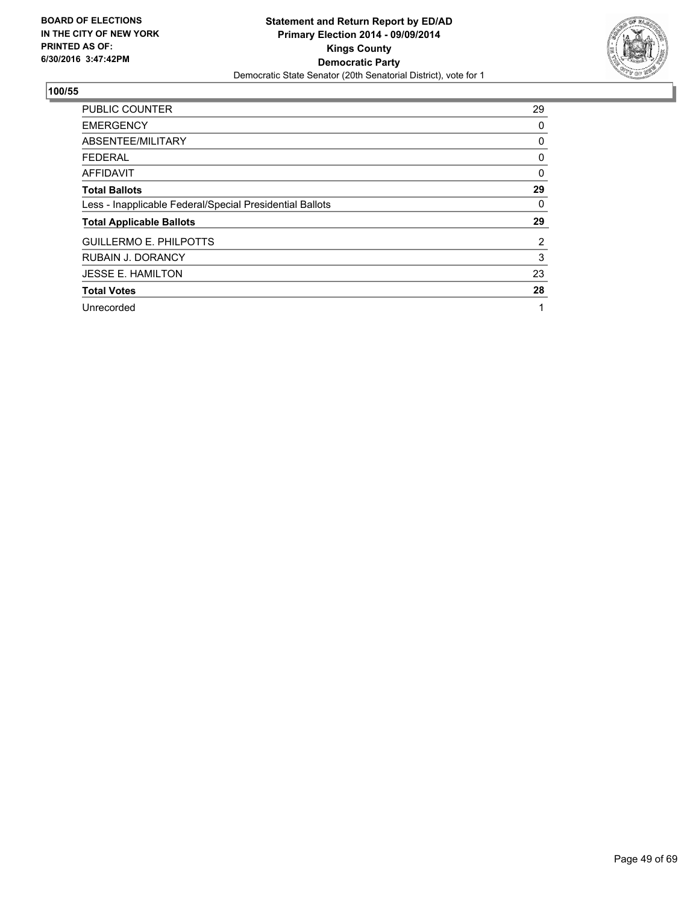BOARD OF ELECTIONS
IN THE CITY OF NEW YORK
PRINTED AS OF:
6/30/2016 3:47:42PM

**Statement and Return Report by ED/AD**
**Primary Election 2014 - 09/09/2014**
**Kings County**
**Democratic Party**
Democratic State Senator (20th Senatorial District), vote for 1

**100/55**

| | |
|---|---|
| PUBLIC COUNTER | 29 |
| EMERGENCY | 0 |
| ABSENTEE/MILITARY | 0 |
| FEDERAL | 0 |
| AFFIDAVIT | 0 |
| **Total Ballots** | **29** |
| Less - Inapplicable Federal/Special Presidential Ballots | 0 |
| **Total Applicable Ballots** | **29** |
| GUILLERMO E. PHILPOTTS | 2 |
| RUBAIN J. DORANCY | 3 |
| JESSE E. HAMILTON | 23 |
| **Total Votes** | **28** |
| Unrecorded | 1 |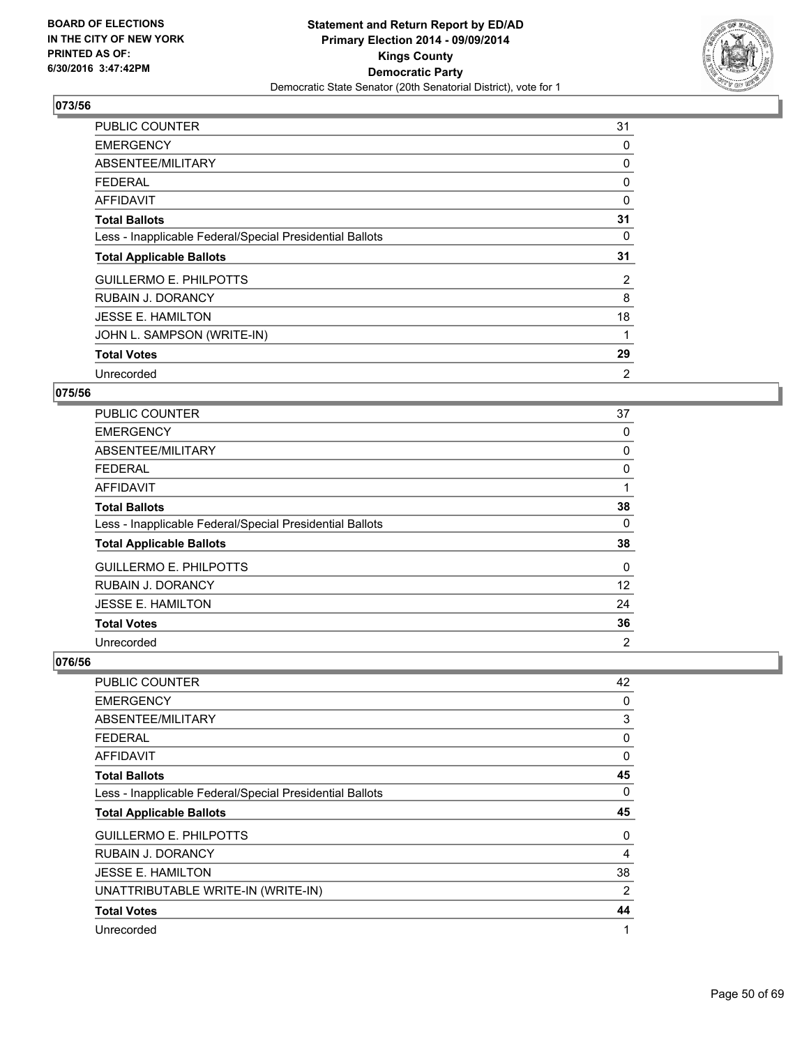**BOARD OF ELECTIONS IN THE CITY OF NEW YORK PRINTED AS OF: 6/30/2016 3:47:42PM**

**Statement and Return Report by ED/AD**
**Primary Election 2014 - 09/09/2014**
**Kings County**
**Democratic Party**
Democratic State Senator (20th Senatorial District), vote for 1

## 073/56

| | |
|---|---|
| PUBLIC COUNTER | 31 |
| EMERGENCY | 0 |
| ABSENTEE/MILITARY | 0 |
| FEDERAL | 0 |
| AFFIDAVIT | 0 |
| **Total Ballots** | **31** |
| Less - Inapplicable Federal/Special Presidential Ballots | 0 |
| **Total Applicable Ballots** | **31** |
| GUILLERMO E. PHILPOTTS | 2 |
| RUBAIN J. DORANCY | 8 |
| JESSE E. HAMILTON | 18 |
| JOHN L. SAMPSON (WRITE-IN) | 1 |
| **Total Votes** | **29** |
| Unrecorded | 2 |

## 075/56

| | |
|---|---|
| PUBLIC COUNTER | 37 |
| EMERGENCY | 0 |
| ABSENTEE/MILITARY | 0 |
| FEDERAL | 0 |
| AFFIDAVIT | 1 |
| **Total Ballots** | **38** |
| Less - Inapplicable Federal/Special Presidential Ballots | 0 |
| **Total Applicable Ballots** | **38** |
| GUILLERMO E. PHILPOTTS | 0 |
| RUBAIN J. DORANCY | 12 |
| JESSE E. HAMILTON | 24 |
| **Total Votes** | **36** |
| Unrecorded | 2 |

## 076/56

| | |
|---|---|
| PUBLIC COUNTER | 42 |
| EMERGENCY | 0 |
| ABSENTEE/MILITARY | 3 |
| FEDERAL | 0 |
| AFFIDAVIT | 0 |
| **Total Ballots** | **45** |
| Less - Inapplicable Federal/Special Presidential Ballots | 0 |
| **Total Applicable Ballots** | **45** |
| GUILLERMO E. PHILPOTTS | 0 |
| RUBAIN J. DORANCY | 4 |
| JESSE E. HAMILTON | 38 |
| UNATTRIBUTABLE WRITE-IN (WRITE-IN) | 2 |
| **Total Votes** | **44** |
| Unrecorded | 1 |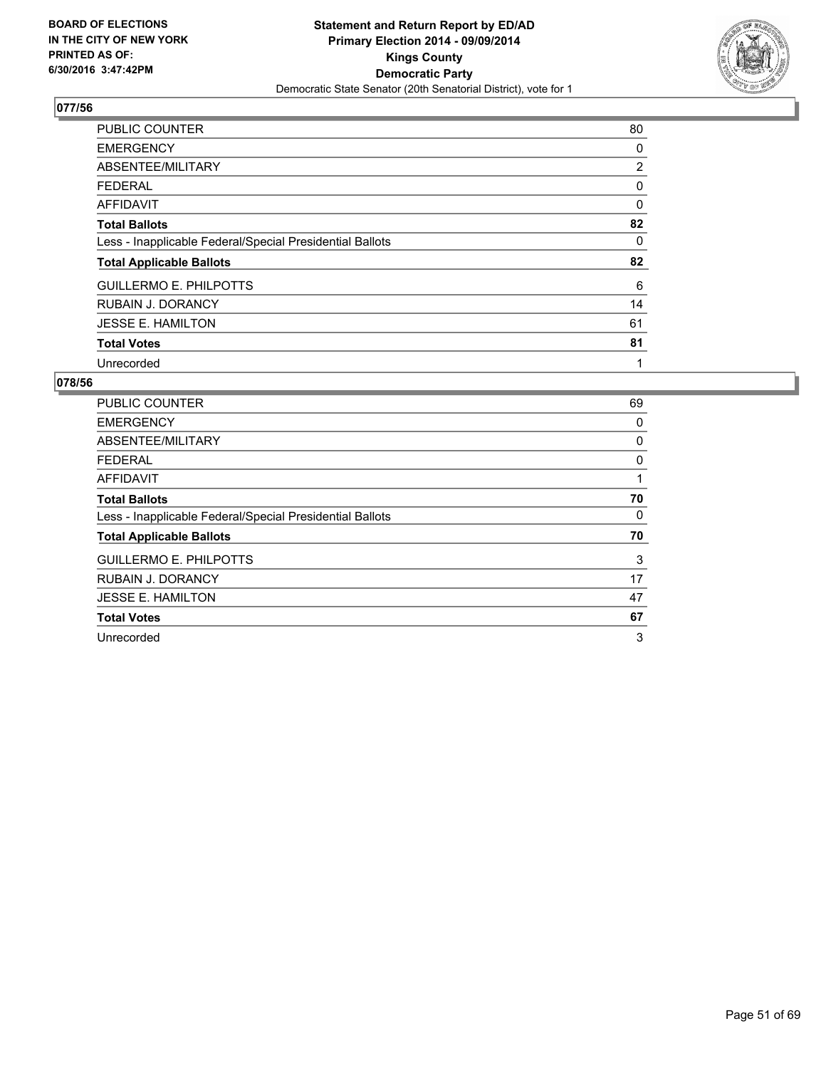BOARD OF ELECTIONS
IN THE CITY OF NEW YORK
PRINTED AS OF:
6/30/2016 3:47:42PM

**Statement and Return Report by ED/AD**
**Primary Election 2014 - 09/09/2014**
**Kings County**
**Democratic Party**
Democratic State Senator (20th Senatorial District), vote for 1

## 077/56

| | |
|---|---|
| PUBLIC COUNTER | 80 |
| EMERGENCY | 0 |
| ABSENTEE/MILITARY | 2 |
| FEDERAL | 0 |
| AFFIDAVIT | 0 |
| **Total Ballots** | **82** |
| Less - Inapplicable Federal/Special Presidential Ballots | 0 |
| **Total Applicable Ballots** | **82** |
| GUILLERMO E. PHILPOTTS | 6 |
| RUBAIN J. DORANCY | 14 |
| JESSE E. HAMILTON | 61 |
| **Total Votes** | **81** |
| Unrecorded | 1 |

## 078/56

| | |
|---|---|
| PUBLIC COUNTER | 69 |
| EMERGENCY | 0 |
| ABSENTEE/MILITARY | 0 |
| FEDERAL | 0 |
| AFFIDAVIT | 1 |
| **Total Ballots** | **70** |
| Less - Inapplicable Federal/Special Presidential Ballots | 0 |
| **Total Applicable Ballots** | **70** |
| GUILLERMO E. PHILPOTTS | 3 |
| RUBAIN J. DORANCY | 17 |
| JESSE E. HAMILTON | 47 |
| **Total Votes** | **67** |
| Unrecorded | 3 |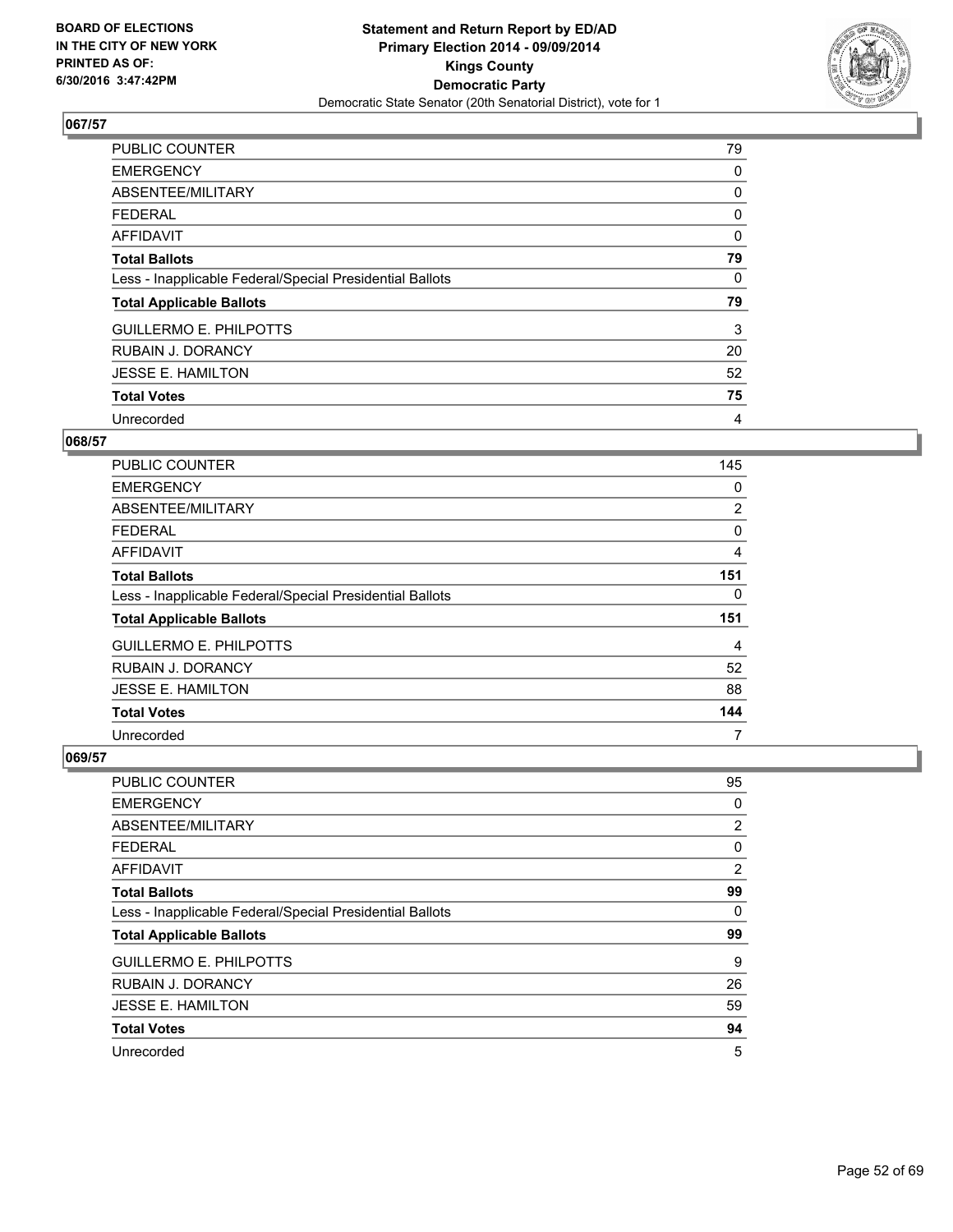BOARD OF ELECTIONS
IN THE CITY OF NEW YORK
PRINTED AS OF:
6/30/2016 3:47:42PM

**Statement and Return Report by ED/AD**
**Primary Election 2014 - 09/09/2014**
**Kings County**
**Democratic Party**
Democratic State Senator (20th Senatorial District), vote for 1

### 067/57

| | |
|---|---|
| PUBLIC COUNTER | 79 |
| EMERGENCY | 0 |
| ABSENTEE/MILITARY | 0 |
| FEDERAL | 0 |
| AFFIDAVIT | 0 |
| **Total Ballots** | **79** |
| Less - Inapplicable Federal/Special Presidential Ballots | 0 |
| **Total Applicable Ballots** | **79** |
| GUILLERMO E. PHILPOTTS | 3 |
| RUBAIN J. DORANCY | 20 |
| JESSE E. HAMILTON | 52 |
| **Total Votes** | **75** |
| Unrecorded | 4 |

### 068/57

| | |
|---|---|
| PUBLIC COUNTER | 145 |
| EMERGENCY | 0 |
| ABSENTEE/MILITARY | 2 |
| FEDERAL | 0 |
| AFFIDAVIT | 4 |
| **Total Ballots** | **151** |
| Less - Inapplicable Federal/Special Presidential Ballots | 0 |
| **Total Applicable Ballots** | **151** |
| GUILLERMO E. PHILPOTTS | 4 |
| RUBAIN J. DORANCY | 52 |
| JESSE E. HAMILTON | 88 |
| **Total Votes** | **144** |
| Unrecorded | 7 |

### 069/57

| | |
|---|---|
| PUBLIC COUNTER | 95 |
| EMERGENCY | 0 |
| ABSENTEE/MILITARY | 2 |
| FEDERAL | 0 |
| AFFIDAVIT | 2 |
| **Total Ballots** | **99** |
| Less - Inapplicable Federal/Special Presidential Ballots | 0 |
| **Total Applicable Ballots** | **99** |
| GUILLERMO E. PHILPOTTS | 9 |
| RUBAIN J. DORANCY | 26 |
| JESSE E. HAMILTON | 59 |
| **Total Votes** | **94** |
| Unrecorded | 5 |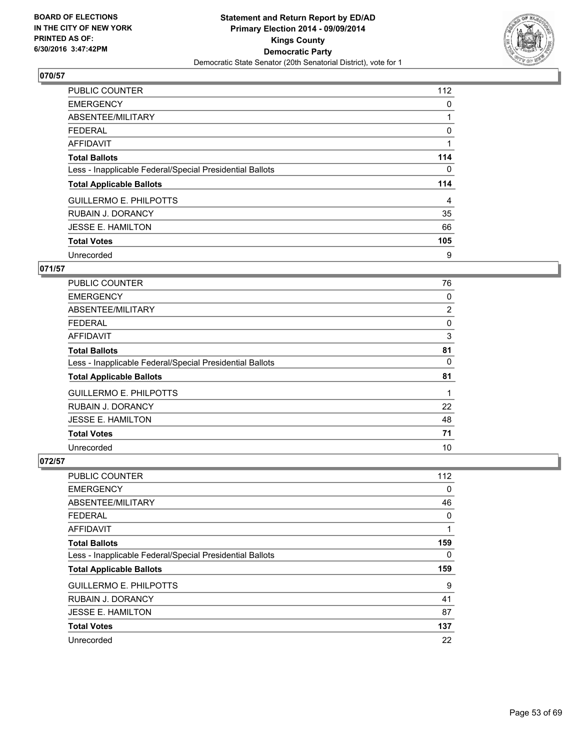BOARD OF ELECTIONS
IN THE CITY OF NEW YORK
PRINTED AS OF:
6/30/2016 3:47:42PM

**Statement and Return Report by ED/AD**
**Primary Election 2014 - 09/09/2014**
**Kings County**
**Democratic Party**
Democratic State Senator (20th Senatorial District), vote for 1

## 070/57

| | |
|---|---|
| PUBLIC COUNTER | 112 |
| EMERGENCY | 0 |
| ABSENTEE/MILITARY | 1 |
| FEDERAL | 0 |
| AFFIDAVIT | 1 |
| **Total Ballots** | **114** |
| Less - Inapplicable Federal/Special Presidential Ballots | 0 |
| **Total Applicable Ballots** | **114** |
| GUILLERMO E. PHILPOTTS | 4 |
| RUBAIN J. DORANCY | 35 |
| JESSE E. HAMILTON | 66 |
| **Total Votes** | **105** |
| Unrecorded | 9 |

## 071/57

| | |
|---|---|
| PUBLIC COUNTER | 76 |
| EMERGENCY | 0 |
| ABSENTEE/MILITARY | 2 |
| FEDERAL | 0 |
| AFFIDAVIT | 3 |
| **Total Ballots** | **81** |
| Less - Inapplicable Federal/Special Presidential Ballots | 0 |
| **Total Applicable Ballots** | **81** |
| GUILLERMO E. PHILPOTTS | 1 |
| RUBAIN J. DORANCY | 22 |
| JESSE E. HAMILTON | 48 |
| **Total Votes** | **71** |
| Unrecorded | 10 |

## 072/57

| | |
|---|---|
| PUBLIC COUNTER | 112 |
| EMERGENCY | 0 |
| ABSENTEE/MILITARY | 46 |
| FEDERAL | 0 |
| AFFIDAVIT | 1 |
| **Total Ballots** | **159** |
| Less - Inapplicable Federal/Special Presidential Ballots | 0 |
| **Total Applicable Ballots** | **159** |
| GUILLERMO E. PHILPOTTS | 9 |
| RUBAIN J. DORANCY | 41 |
| JESSE E. HAMILTON | 87 |
| **Total Votes** | **137** |
| Unrecorded | 22 |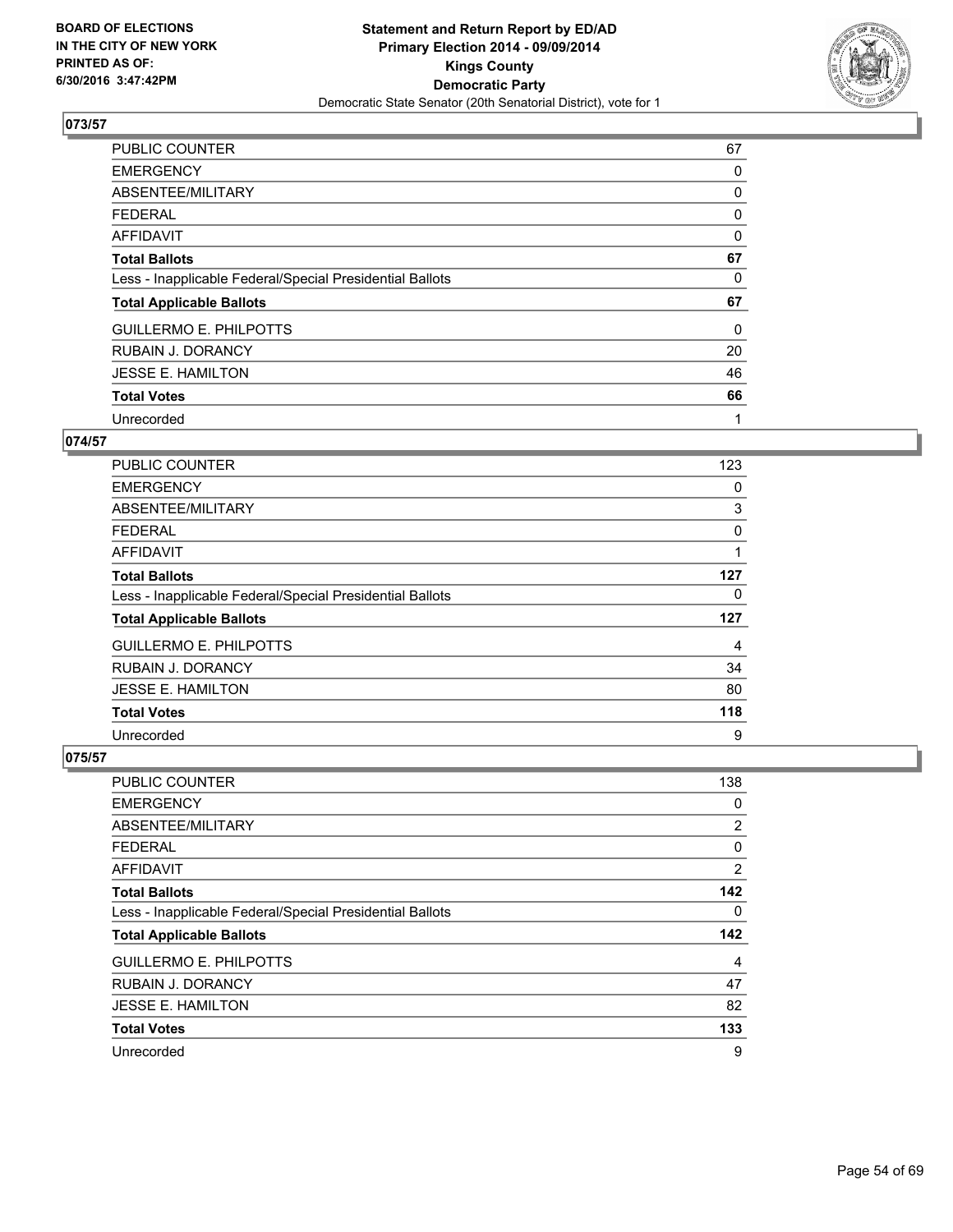**BOARD OF ELECTIONS IN THE CITY OF NEW YORK**
**PRINTED AS OF: 6/30/2016 3:47:42PM**

**Statement and Return Report by ED/AD**
**Primary Election 2014 - 09/09/2014**
**Kings County**
**Democratic Party**
Democratic State Senator (20th Senatorial District), vote for 1

## 073/57

| | |
|---|---|
| PUBLIC COUNTER | 67 |
| EMERGENCY | 0 |
| ABSENTEE/MILITARY | 0 |
| FEDERAL | 0 |
| AFFIDAVIT | 0 |
| **Total Ballots** | **67** |
| Less - Inapplicable Federal/Special Presidential Ballots | 0 |
| **Total Applicable Ballots** | **67** |
| GUILLERMO E. PHILPOTTS | 0 |
| RUBAIN J. DORANCY | 20 |
| JESSE E. HAMILTON | 46 |
| **Total Votes** | **66** |
| Unrecorded | 1 |

## 074/57

| | |
|---|---|
| PUBLIC COUNTER | 123 |
| EMERGENCY | 0 |
| ABSENTEE/MILITARY | 3 |
| FEDERAL | 0 |
| AFFIDAVIT | 1 |
| **Total Ballots** | **127** |
| Less - Inapplicable Federal/Special Presidential Ballots | 0 |
| **Total Applicable Ballots** | **127** |
| GUILLERMO E. PHILPOTTS | 4 |
| RUBAIN J. DORANCY | 34 |
| JESSE E. HAMILTON | 80 |
| **Total Votes** | **118** |
| Unrecorded | 9 |

## 075/57

| | |
|---|---|
| PUBLIC COUNTER | 138 |
| EMERGENCY | 0 |
| ABSENTEE/MILITARY | 2 |
| FEDERAL | 0 |
| AFFIDAVIT | 2 |
| **Total Ballots** | **142** |
| Less - Inapplicable Federal/Special Presidential Ballots | 0 |
| **Total Applicable Ballots** | **142** |
| GUILLERMO E. PHILPOTTS | 4 |
| RUBAIN J. DORANCY | 47 |
| JESSE E. HAMILTON | 82 |
| **Total Votes** | **133** |
| Unrecorded | 9 |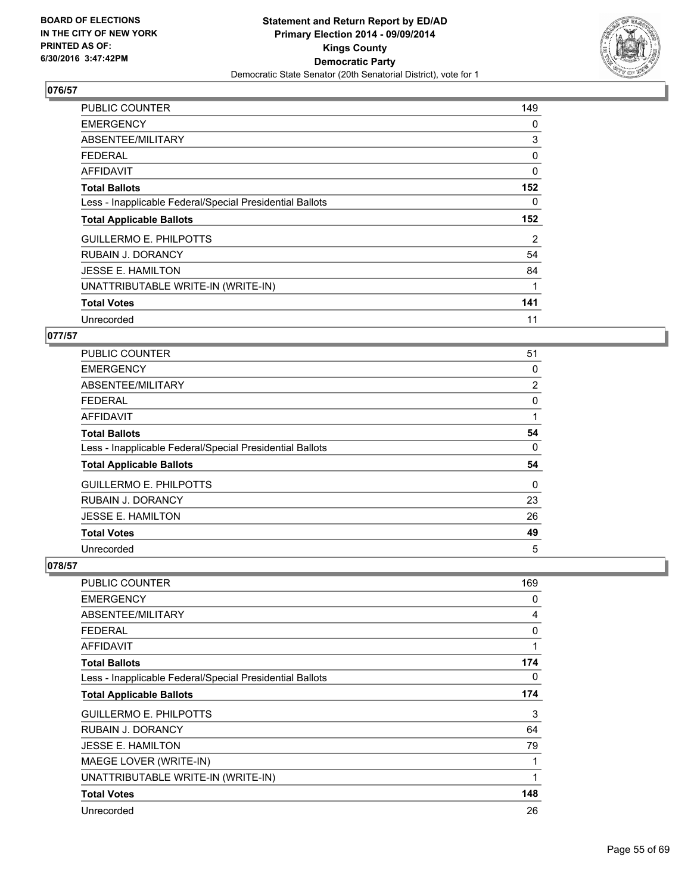**BOARD OF ELECTIONS IN THE CITY OF NEW YORK PRINTED AS OF: 6/30/2016 3:47:42PM**

**Statement and Return Report by ED/AD Primary Election 2014 - 09/09/2014 Kings County Democratic Party**

Democratic State Senator (20th Senatorial District), vote for 1

## 076/57

| | |
|---|---|
| PUBLIC COUNTER | 149 |
| EMERGENCY | 0 |
| ABSENTEE/MILITARY | 3 |
| FEDERAL | 0 |
| AFFIDAVIT | 0 |
| **Total Ballots** | **152** |
| Less - Inapplicable Federal/Special Presidential Ballots | 0 |
| **Total Applicable Ballots** | **152** |
| GUILLERMO E. PHILPOTTS | 2 |
| RUBAIN J. DORANCY | 54 |
| JESSE E. HAMILTON | 84 |
| UNATTRIBUTABLE WRITE-IN (WRITE-IN) | 1 |
| **Total Votes** | **141** |
| Unrecorded | 11 |

## 077/57

| | |
|---|---|
| PUBLIC COUNTER | 51 |
| EMERGENCY | 0 |
| ABSENTEE/MILITARY | 2 |
| FEDERAL | 0 |
| AFFIDAVIT | 1 |
| **Total Ballots** | **54** |
| Less - Inapplicable Federal/Special Presidential Ballots | 0 |
| **Total Applicable Ballots** | **54** |
| GUILLERMO E. PHILPOTTS | 0 |
| RUBAIN J. DORANCY | 23 |
| JESSE E. HAMILTON | 26 |
| **Total Votes** | **49** |
| Unrecorded | 5 |

## 078/57

| | |
|---|---|
| PUBLIC COUNTER | 169 |
| EMERGENCY | 0 |
| ABSENTEE/MILITARY | 4 |
| FEDERAL | 0 |
| AFFIDAVIT | 1 |
| **Total Ballots** | **174** |
| Less - Inapplicable Federal/Special Presidential Ballots | 0 |
| **Total Applicable Ballots** | **174** |
| GUILLERMO E. PHILPOTTS | 3 |
| RUBAIN J. DORANCY | 64 |
| JESSE E. HAMILTON | 79 |
| MAEGE LOVER (WRITE-IN) | 1 |
| UNATTRIBUTABLE WRITE-IN (WRITE-IN) | 1 |
| **Total Votes** | **148** |
| Unrecorded | 26 |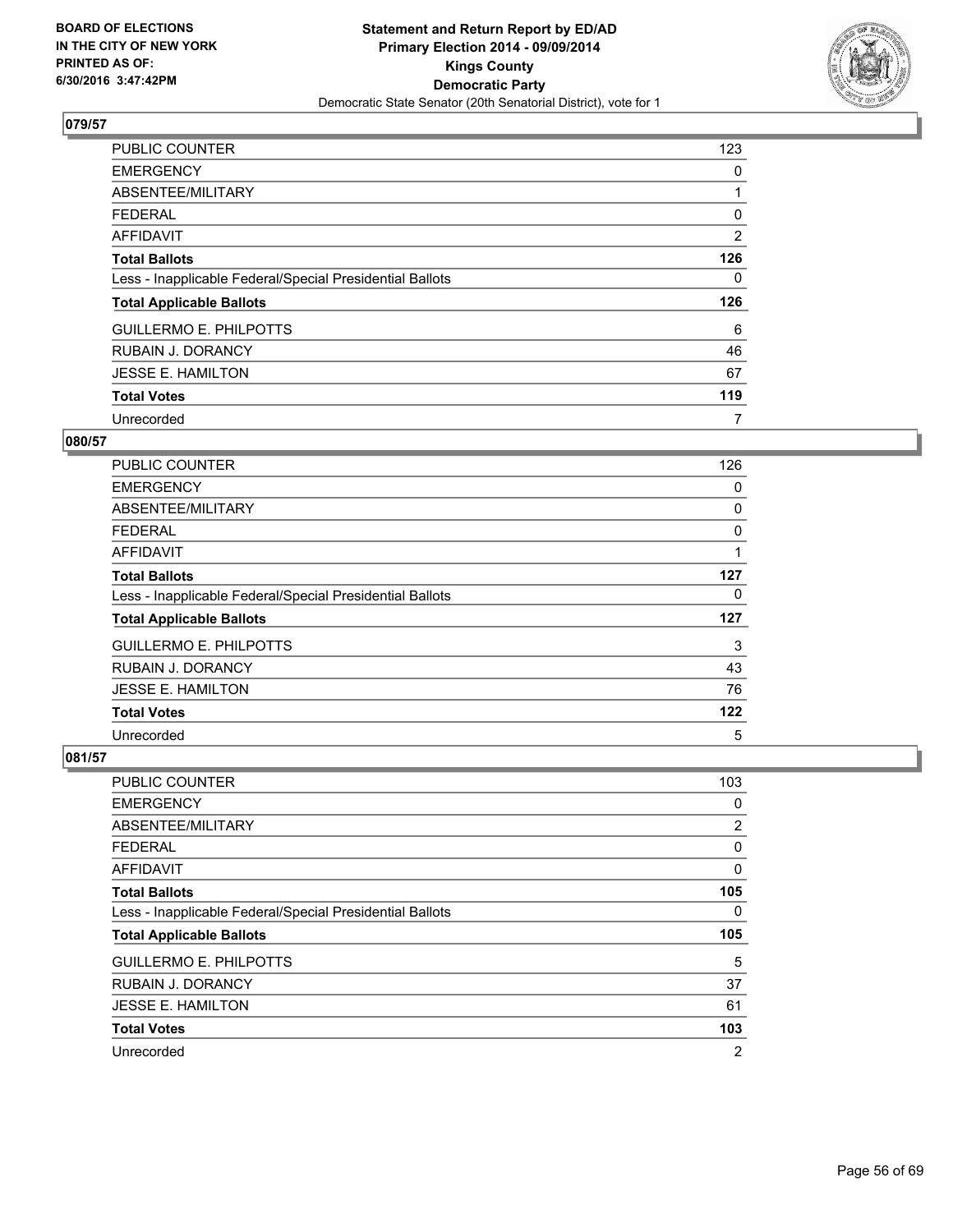## 079/57

| | |
|---|---|
| PUBLIC COUNTER | 123 |
| EMERGENCY | 0 |
| ABSENTEE/MILITARY | 1 |
| FEDERAL | 0 |
| AFFIDAVIT | 2 |
| **Total Ballots** | **126** |
| Less - Inapplicable Federal/Special Presidential Ballots | 0 |
| **Total Applicable Ballots** | **126** |
| GUILLERMO E. PHILPOTTS | 6 |
| RUBAIN J. DORANCY | 46 |
| JESSE E. HAMILTON | 67 |
| **Total Votes** | **119** |
| Unrecorded | 7 |

## 080/57

| | |
|---|---|
| PUBLIC COUNTER | 126 |
| EMERGENCY | 0 |
| ABSENTEE/MILITARY | 0 |
| FEDERAL | 0 |
| AFFIDAVIT | 1 |
| **Total Ballots** | **127** |
| Less - Inapplicable Federal/Special Presidential Ballots | 0 |
| **Total Applicable Ballots** | **127** |
| GUILLERMO E. PHILPOTTS | 3 |
| RUBAIN J. DORANCY | 43 |
| JESSE E. HAMILTON | 76 |
| **Total Votes** | **122** |
| Unrecorded | 5 |

## 081/57

| | |
|---|---|
| PUBLIC COUNTER | 103 |
| EMERGENCY | 0 |
| ABSENTEE/MILITARY | 2 |
| FEDERAL | 0 |
| AFFIDAVIT | 0 |
| **Total Ballots** | **105** |
| Less - Inapplicable Federal/Special Presidential Ballots | 0 |
| **Total Applicable Ballots** | **105** |
| GUILLERMO E. PHILPOTTS | 5 |
| RUBAIN J. DORANCY | 37 |
| JESSE E. HAMILTON | 61 |
| **Total Votes** | **103** |
| Unrecorded | 2 |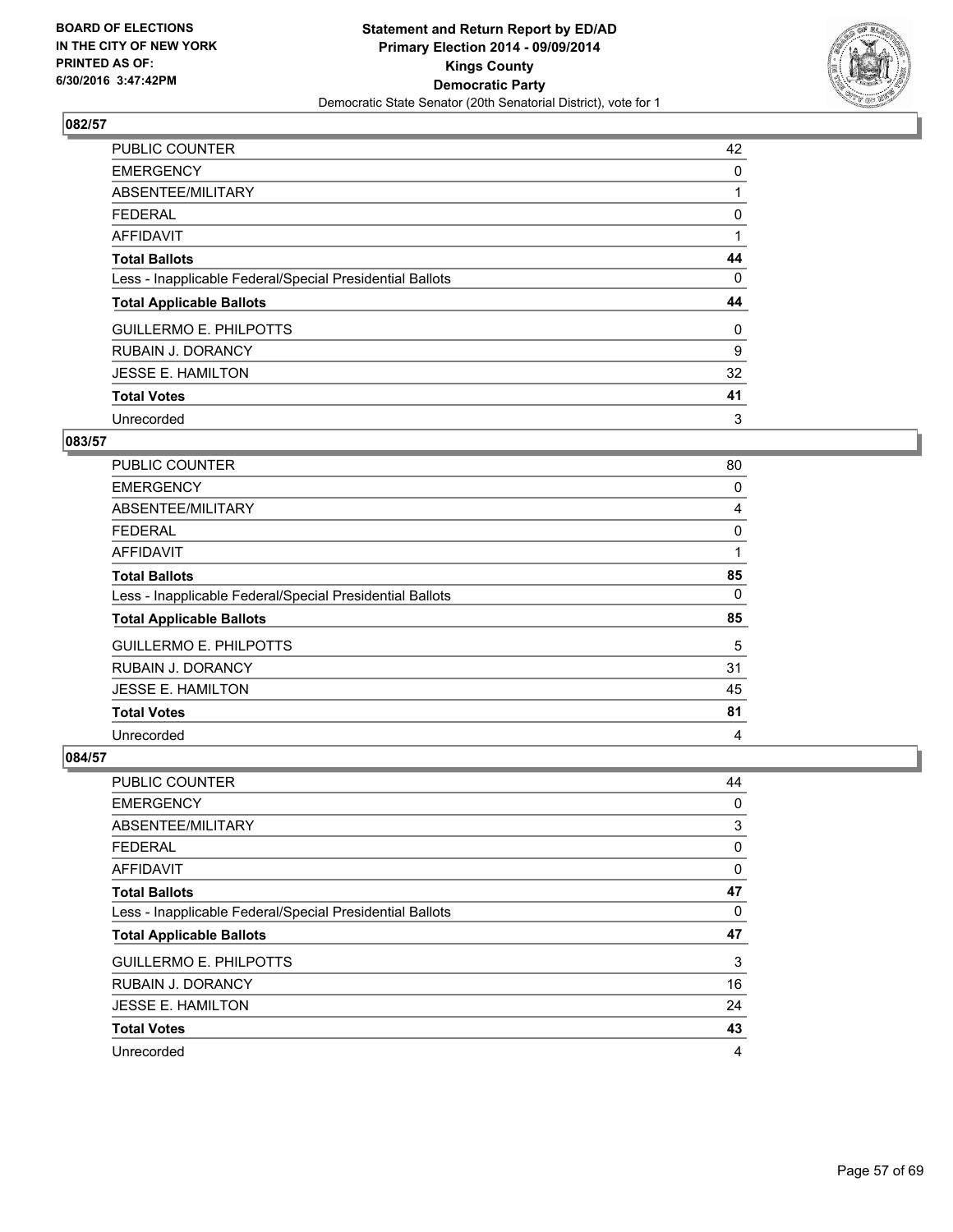**BOARD OF ELECTIONS IN THE CITY OF NEW YORK PRINTED AS OF: 6/30/2016 3:47:42PM**

**Statement and Return Report by ED/AD Primary Election 2014 - 09/09/2014 Kings County Democratic Party**

Democratic State Senator (20th Senatorial District), vote for 1

### 082/57

| | |
|---|---|
| PUBLIC COUNTER | 42 |
| EMERGENCY | 0 |
| ABSENTEE/MILITARY | 1 |
| FEDERAL | 0 |
| AFFIDAVIT | 1 |
| **Total Ballots** | **44** |
| Less - Inapplicable Federal/Special Presidential Ballots | 0 |
| **Total Applicable Ballots** | **44** |
| GUILLERMO E. PHILPOTTS | 0 |
| RUBAIN J. DORANCY | 9 |
| JESSE E. HAMILTON | 32 |
| **Total Votes** | **41** |
| Unrecorded | 3 |

### 083/57

| | |
|---|---|
| PUBLIC COUNTER | 80 |
| EMERGENCY | 0 |
| ABSENTEE/MILITARY | 4 |
| FEDERAL | 0 |
| AFFIDAVIT | 1 |
| **Total Ballots** | **85** |
| Less - Inapplicable Federal/Special Presidential Ballots | 0 |
| **Total Applicable Ballots** | **85** |
| GUILLERMO E. PHILPOTTS | 5 |
| RUBAIN J. DORANCY | 31 |
| JESSE E. HAMILTON | 45 |
| **Total Votes** | **81** |
| Unrecorded | 4 |

### 084/57

| | |
|---|---|
| PUBLIC COUNTER | 44 |
| EMERGENCY | 0 |
| ABSENTEE/MILITARY | 3 |
| FEDERAL | 0 |
| AFFIDAVIT | 0 |
| **Total Ballots** | **47** |
| Less - Inapplicable Federal/Special Presidential Ballots | 0 |
| **Total Applicable Ballots** | **47** |
| GUILLERMO E. PHILPOTTS | 3 |
| RUBAIN J. DORANCY | 16 |
| JESSE E. HAMILTON | 24 |
| **Total Votes** | **43** |
| Unrecorded | 4 |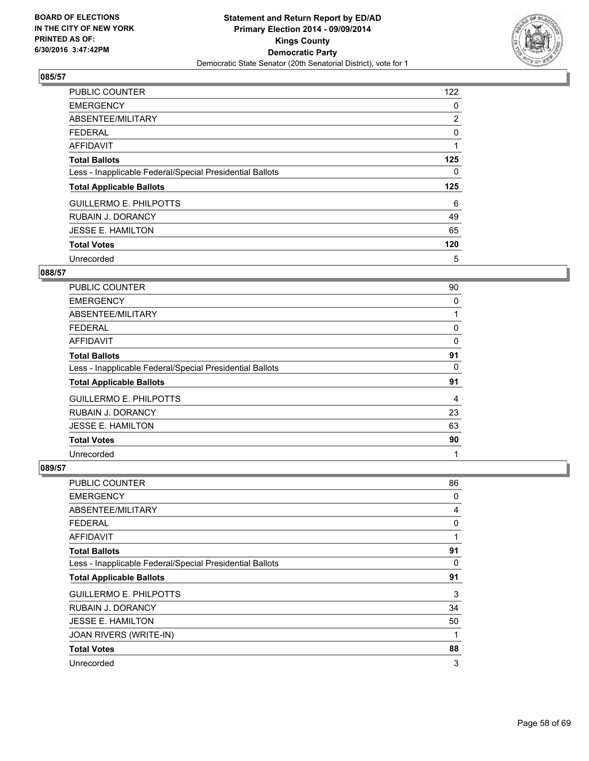BOARD OF ELECTIONS
IN THE CITY OF NEW YORK
PRINTED AS OF:
6/30/2016 3:47:42PM

**Statement and Return Report by ED/AD**
**Primary Election 2014 - 09/09/2014**
**Kings County**
**Democratic Party**
Democratic State Senator (20th Senatorial District), vote for 1

### 085/57

| | |
|---|---|
| PUBLIC COUNTER | 122 |
| EMERGENCY | 0 |
| ABSENTEE/MILITARY | 2 |
| FEDERAL | 0 |
| AFFIDAVIT | 1 |
| **Total Ballots** | **125** |
| Less - Inapplicable Federal/Special Presidential Ballots | 0 |
| **Total Applicable Ballots** | **125** |
| GUILLERMO E. PHILPOTTS | 6 |
| RUBAIN J. DORANCY | 49 |
| JESSE E. HAMILTON | 65 |
| **Total Votes** | **120** |
| Unrecorded | 5 |

### 088/57

| | |
|---|---|
| PUBLIC COUNTER | 90 |
| EMERGENCY | 0 |
| ABSENTEE/MILITARY | 1 |
| FEDERAL | 0 |
| AFFIDAVIT | 0 |
| **Total Ballots** | **91** |
| Less - Inapplicable Federal/Special Presidential Ballots | 0 |
| **Total Applicable Ballots** | **91** |
| GUILLERMO E. PHILPOTTS | 4 |
| RUBAIN J. DORANCY | 23 |
| JESSE E. HAMILTON | 63 |
| **Total Votes** | **90** |
| Unrecorded | 1 |

### 089/57

| | |
|---|---|
| PUBLIC COUNTER | 86 |
| EMERGENCY | 0 |
| ABSENTEE/MILITARY | 4 |
| FEDERAL | 0 |
| AFFIDAVIT | 1 |
| **Total Ballots** | **91** |
| Less - Inapplicable Federal/Special Presidential Ballots | 0 |
| **Total Applicable Ballots** | **91** |
| GUILLERMO E. PHILPOTTS | 3 |
| RUBAIN J. DORANCY | 34 |
| JESSE E. HAMILTON | 50 |
| JOAN RIVERS (WRITE-IN) | 1 |
| **Total Votes** | **88** |
| Unrecorded | 3 |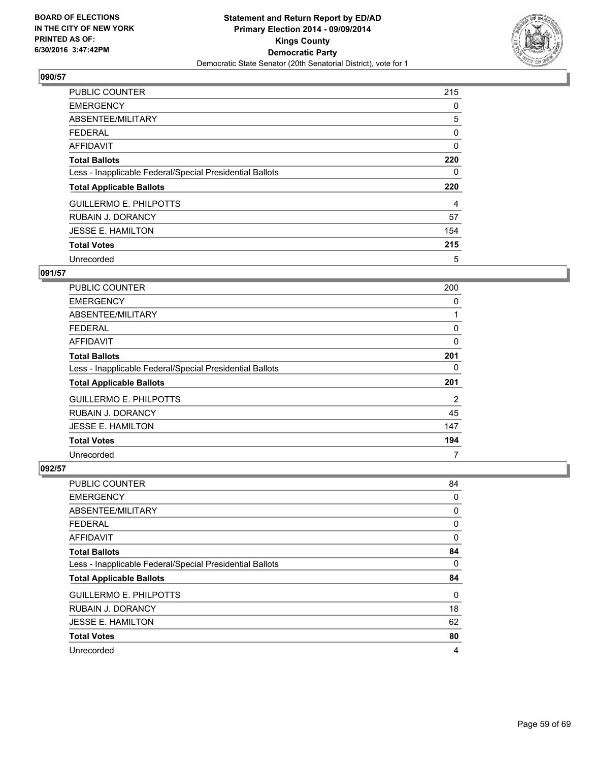BOARD OF ELECTIONS
IN THE CITY OF NEW YORK
PRINTED AS OF:
6/30/2016 3:47:42PM

**Statement and Return Report by ED/AD**
**Primary Election 2014 - 09/09/2014**
**Kings County**
**Democratic Party**
Democratic State Senator (20th Senatorial District), vote for 1

### 090/57

| | |
|---|---|
| PUBLIC COUNTER | 215 |
| EMERGENCY | 0 |
| ABSENTEE/MILITARY | 5 |
| FEDERAL | 0 |
| AFFIDAVIT | 0 |
| **Total Ballots** | **220** |
| Less - Inapplicable Federal/Special Presidential Ballots | 0 |
| **Total Applicable Ballots** | **220** |
| GUILLERMO E. PHILPOTTS | 4 |
| RUBAIN J. DORANCY | 57 |
| JESSE E. HAMILTON | 154 |
| **Total Votes** | **215** |
| Unrecorded | 5 |

### 091/57

| | |
|---|---|
| PUBLIC COUNTER | 200 |
| EMERGENCY | 0 |
| ABSENTEE/MILITARY | 1 |
| FEDERAL | 0 |
| AFFIDAVIT | 0 |
| **Total Ballots** | **201** |
| Less - Inapplicable Federal/Special Presidential Ballots | 0 |
| **Total Applicable Ballots** | **201** |
| GUILLERMO E. PHILPOTTS | 2 |
| RUBAIN J. DORANCY | 45 |
| JESSE E. HAMILTON | 147 |
| **Total Votes** | **194** |
| Unrecorded | 7 |

### 092/57

| | |
|---|---|
| PUBLIC COUNTER | 84 |
| EMERGENCY | 0 |
| ABSENTEE/MILITARY | 0 |
| FEDERAL | 0 |
| AFFIDAVIT | 0 |
| **Total Ballots** | **84** |
| Less - Inapplicable Federal/Special Presidential Ballots | 0 |
| **Total Applicable Ballots** | **84** |
| GUILLERMO E. PHILPOTTS | 0 |
| RUBAIN J. DORANCY | 18 |
| JESSE E. HAMILTON | 62 |
| **Total Votes** | **80** |
| Unrecorded | 4 |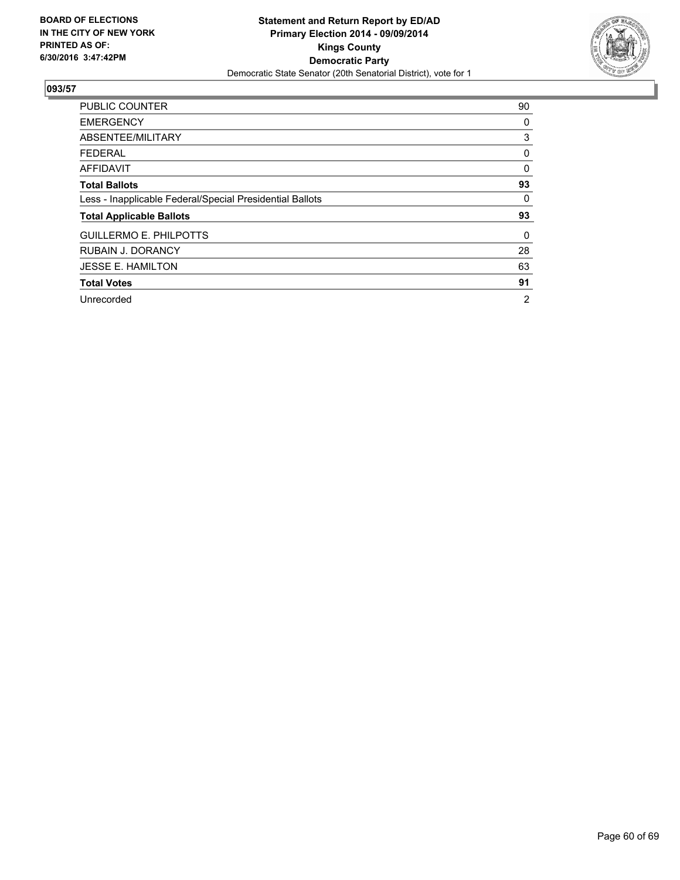**BOARD OF ELECTIONS IN THE CITY OF NEW YORK PRINTED AS OF: 6/30/2016 3:47:42PM**

**Statement and Return Report by ED/AD**
**Primary Election 2014 - 09/09/2014**
**Kings County**
**Democratic Party**
Democratic State Senator (20th Senatorial District), vote for 1

## 093/57

| | |
|---|---|
| PUBLIC COUNTER | 90 |
| EMERGENCY | 0 |
| ABSENTEE/MILITARY | 3 |
| FEDERAL | 0 |
| AFFIDAVIT | 0 |
| **Total Ballots** | **93** |
| Less - Inapplicable Federal/Special Presidential Ballots | 0 |
| **Total Applicable Ballots** | **93** |
| GUILLERMO E. PHILPOTTS | 0 |
| RUBAIN J. DORANCY | 28 |
| JESSE E. HAMILTON | 63 |
| **Total Votes** | **91** |
| Unrecorded | 2 |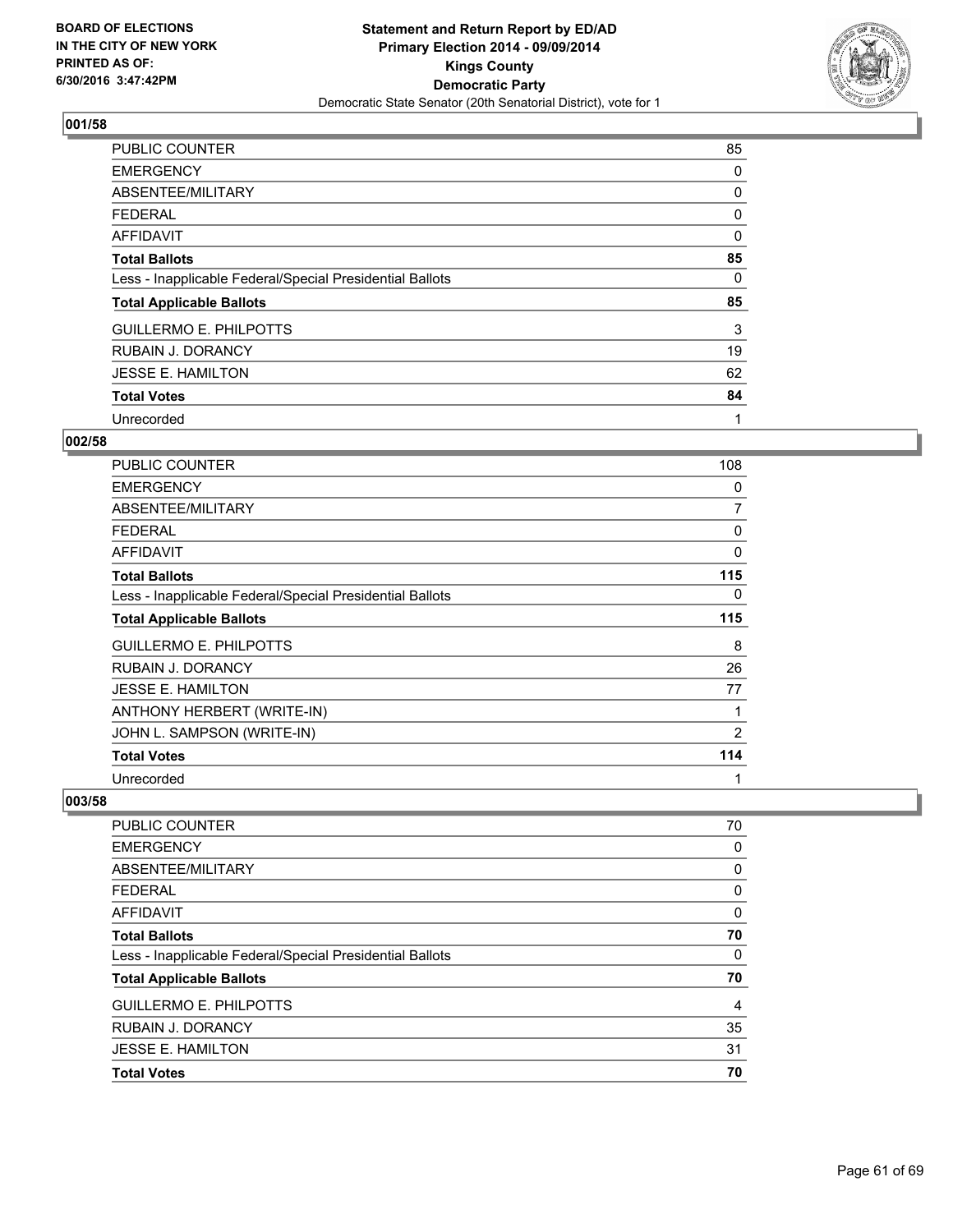BOARD OF ELECTIONS
IN THE CITY OF NEW YORK
PRINTED AS OF:
6/30/2016 3:47:42PM

**Statement and Return Report by ED/AD**
**Primary Election 2014 - 09/09/2014**
**Kings County**
**Democratic Party**
Democratic State Senator (20th Senatorial District), vote for 1

## 001/58

| | |
|---|---|
| PUBLIC COUNTER | 85 |
| EMERGENCY | 0 |
| ABSENTEE/MILITARY | 0 |
| FEDERAL | 0 |
| AFFIDAVIT | 0 |
| **Total Ballots** | **85** |
| Less - Inapplicable Federal/Special Presidential Ballots | 0 |
| **Total Applicable Ballots** | **85** |
| GUILLERMO E. PHILPOTTS | 3 |
| RUBAIN J. DORANCY | 19 |
| JESSE E. HAMILTON | 62 |
| **Total Votes** | **84** |
| Unrecorded | 1 |

## 002/58

| | |
|---|---|
| PUBLIC COUNTER | 108 |
| EMERGENCY | 0 |
| ABSENTEE/MILITARY | 7 |
| FEDERAL | 0 |
| AFFIDAVIT | 0 |
| **Total Ballots** | **115** |
| Less - Inapplicable Federal/Special Presidential Ballots | 0 |
| **Total Applicable Ballots** | **115** |
| GUILLERMO E. PHILPOTTS | 8 |
| RUBAIN J. DORANCY | 26 |
| JESSE E. HAMILTON | 77 |
| ANTHONY HERBERT (WRITE-IN) | 1 |
| JOHN L. SAMPSON (WRITE-IN) | 2 |
| **Total Votes** | **114** |
| Unrecorded | 1 |

## 003/58

| | |
|---|---|
| PUBLIC COUNTER | 70 |
| EMERGENCY | 0 |
| ABSENTEE/MILITARY | 0 |
| FEDERAL | 0 |
| AFFIDAVIT | 0 |
| **Total Ballots** | **70** |
| Less - Inapplicable Federal/Special Presidential Ballots | 0 |
| **Total Applicable Ballots** | **70** |
| GUILLERMO E. PHILPOTTS | 4 |
| RUBAIN J. DORANCY | 35 |
| JESSE E. HAMILTON | 31 |
| **Total Votes** | **70** |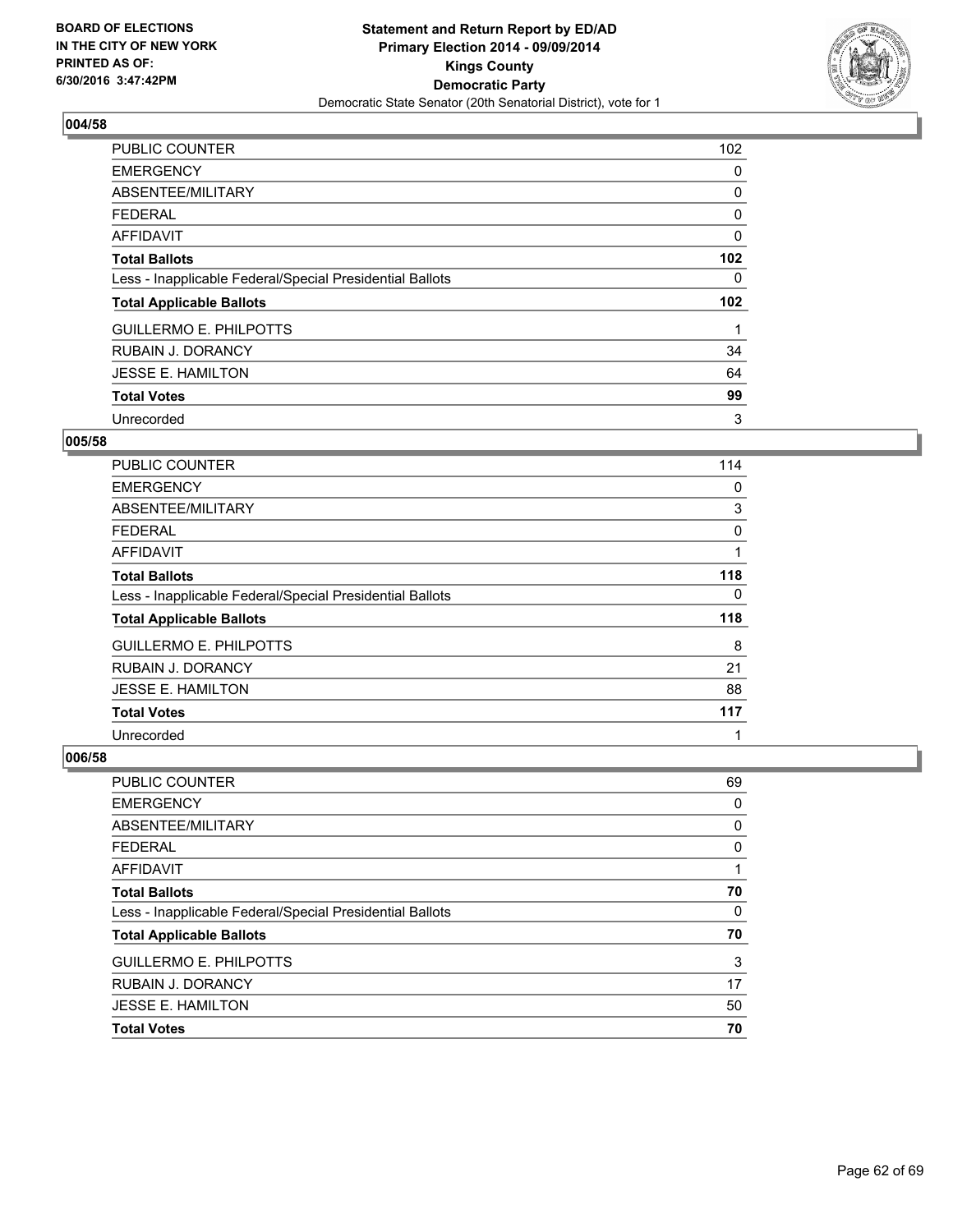BOARD OF ELECTIONS
IN THE CITY OF NEW YORK
PRINTED AS OF:
6/30/2016 3:47:42PM

**Statement and Return Report by ED/AD**
**Primary Election 2014 - 09/09/2014**
**Kings County**
**Democratic Party**
Democratic State Senator (20th Senatorial District), vote for 1

## 004/58

| | |
|---|---|
| PUBLIC COUNTER | 102 |
| EMERGENCY | 0 |
| ABSENTEE/MILITARY | 0 |
| FEDERAL | 0 |
| AFFIDAVIT | 0 |
| **Total Ballots** | **102** |
| Less - Inapplicable Federal/Special Presidential Ballots | 0 |
| **Total Applicable Ballots** | **102** |
| GUILLERMO E. PHILPOTTS | 1 |
| RUBAIN J. DORANCY | 34 |
| JESSE E. HAMILTON | 64 |
| **Total Votes** | **99** |
| Unrecorded | 3 |

## 005/58

| | |
|---|---|
| PUBLIC COUNTER | 114 |
| EMERGENCY | 0 |
| ABSENTEE/MILITARY | 3 |
| FEDERAL | 0 |
| AFFIDAVIT | 1 |
| **Total Ballots** | **118** |
| Less - Inapplicable Federal/Special Presidential Ballots | 0 |
| **Total Applicable Ballots** | **118** |
| GUILLERMO E. PHILPOTTS | 8 |
| RUBAIN J. DORANCY | 21 |
| JESSE E. HAMILTON | 88 |
| **Total Votes** | **117** |
| Unrecorded | 1 |

## 006/58

| | |
|---|---|
| PUBLIC COUNTER | 69 |
| EMERGENCY | 0 |
| ABSENTEE/MILITARY | 0 |
| FEDERAL | 0 |
| AFFIDAVIT | 1 |
| **Total Ballots** | **70** |
| Less - Inapplicable Federal/Special Presidential Ballots | 0 |
| **Total Applicable Ballots** | **70** |
| GUILLERMO E. PHILPOTTS | 3 |
| RUBAIN J. DORANCY | 17 |
| JESSE E. HAMILTON | 50 |
| **Total Votes** | **70** |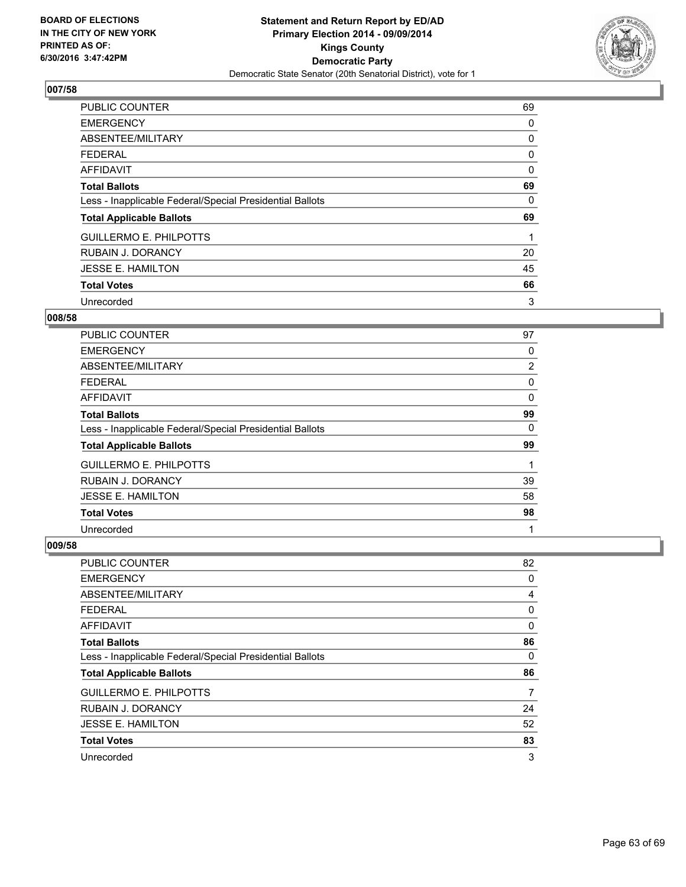**BOARD OF ELECTIONS IN THE CITY OF NEW YORK PRINTED AS OF: 6/30/2016 3:47:42PM**

**Statement and Return Report by ED/AD**
**Primary Election 2014 - 09/09/2014**
**Kings County**
**Democratic Party**
Democratic State Senator (20th Senatorial District), vote for 1

### 007/58

| | |
|---|---|
| PUBLIC COUNTER | 69 |
| EMERGENCY | 0 |
| ABSENTEE/MILITARY | 0 |
| FEDERAL | 0 |
| AFFIDAVIT | 0 |
| **Total Ballots** | **69** |
| Less - Inapplicable Federal/Special Presidential Ballots | 0 |
| **Total Applicable Ballots** | **69** |
| GUILLERMO E. PHILPOTTS | 1 |
| RUBAIN J. DORANCY | 20 |
| JESSE E. HAMILTON | 45 |
| **Total Votes** | **66** |
| Unrecorded | 3 |

### 008/58

| | |
|---|---|
| PUBLIC COUNTER | 97 |
| EMERGENCY | 0 |
| ABSENTEE/MILITARY | 2 |
| FEDERAL | 0 |
| AFFIDAVIT | 0 |
| **Total Ballots** | **99** |
| Less - Inapplicable Federal/Special Presidential Ballots | 0 |
| **Total Applicable Ballots** | **99** |
| GUILLERMO E. PHILPOTTS | 1 |
| RUBAIN J. DORANCY | 39 |
| JESSE E. HAMILTON | 58 |
| **Total Votes** | **98** |
| Unrecorded | 1 |

### 009/58

| | |
|---|---|
| PUBLIC COUNTER | 82 |
| EMERGENCY | 0 |
| ABSENTEE/MILITARY | 4 |
| FEDERAL | 0 |
| AFFIDAVIT | 0 |
| **Total Ballots** | **86** |
| Less - Inapplicable Federal/Special Presidential Ballots | 0 |
| **Total Applicable Ballots** | **86** |
| GUILLERMO E. PHILPOTTS | 7 |
| RUBAIN J. DORANCY | 24 |
| JESSE E. HAMILTON | 52 |
| **Total Votes** | **83** |
| Unrecorded | 3 |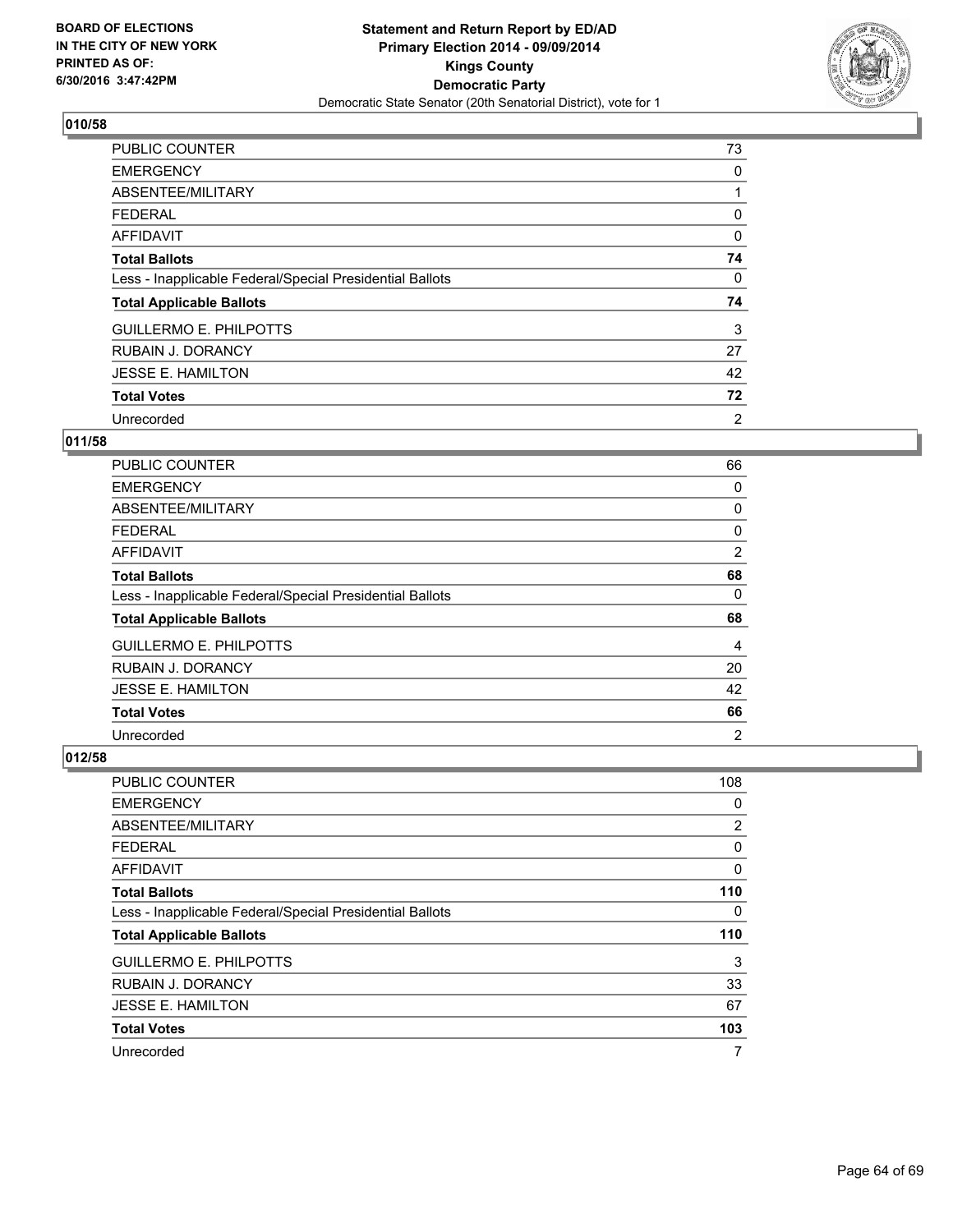**BOARD OF ELECTIONS IN THE CITY OF NEW YORK PRINTED AS OF: 6/30/2016 3:47:42PM**

# Statement and Return Report by ED/AD
## Primary Election 2014 - 09/09/2014
## Kings County
## Democratic Party
### Democratic State Senator (20th Senatorial District), vote for 1

### 010/58

| | |
|---|---|
| PUBLIC COUNTER | 73 |
| EMERGENCY | 0 |
| ABSENTEE/MILITARY | 1 |
| FEDERAL | 0 |
| AFFIDAVIT | 0 |
| **Total Ballots** | **74** |
| Less - Inapplicable Federal/Special Presidential Ballots | 0 |
| **Total Applicable Ballots** | **74** |
| GUILLERMO E. PHILPOTTS | 3 |
| RUBAIN J. DORANCY | 27 |
| JESSE E. HAMILTON | 42 |
| **Total Votes** | **72** |
| Unrecorded | 2 |

### 011/58

| | |
|---|---|
| PUBLIC COUNTER | 66 |
| EMERGENCY | 0 |
| ABSENTEE/MILITARY | 0 |
| FEDERAL | 0 |
| AFFIDAVIT | 2 |
| **Total Ballots** | **68** |
| Less - Inapplicable Federal/Special Presidential Ballots | 0 |
| **Total Applicable Ballots** | **68** |
| GUILLERMO E. PHILPOTTS | 4 |
| RUBAIN J. DORANCY | 20 |
| JESSE E. HAMILTON | 42 |
| **Total Votes** | **66** |
| Unrecorded | 2 |

### 012/58

| | |
|---|---|
| PUBLIC COUNTER | 108 |
| EMERGENCY | 0 |
| ABSENTEE/MILITARY | 2 |
| FEDERAL | 0 |
| AFFIDAVIT | 0 |
| **Total Ballots** | **110** |
| Less - Inapplicable Federal/Special Presidential Ballots | 0 |
| **Total Applicable Ballots** | **110** |
| GUILLERMO E. PHILPOTTS | 3 |
| RUBAIN J. DORANCY | 33 |
| JESSE E. HAMILTON | 67 |
| **Total Votes** | **103** |
| Unrecorded | 7 |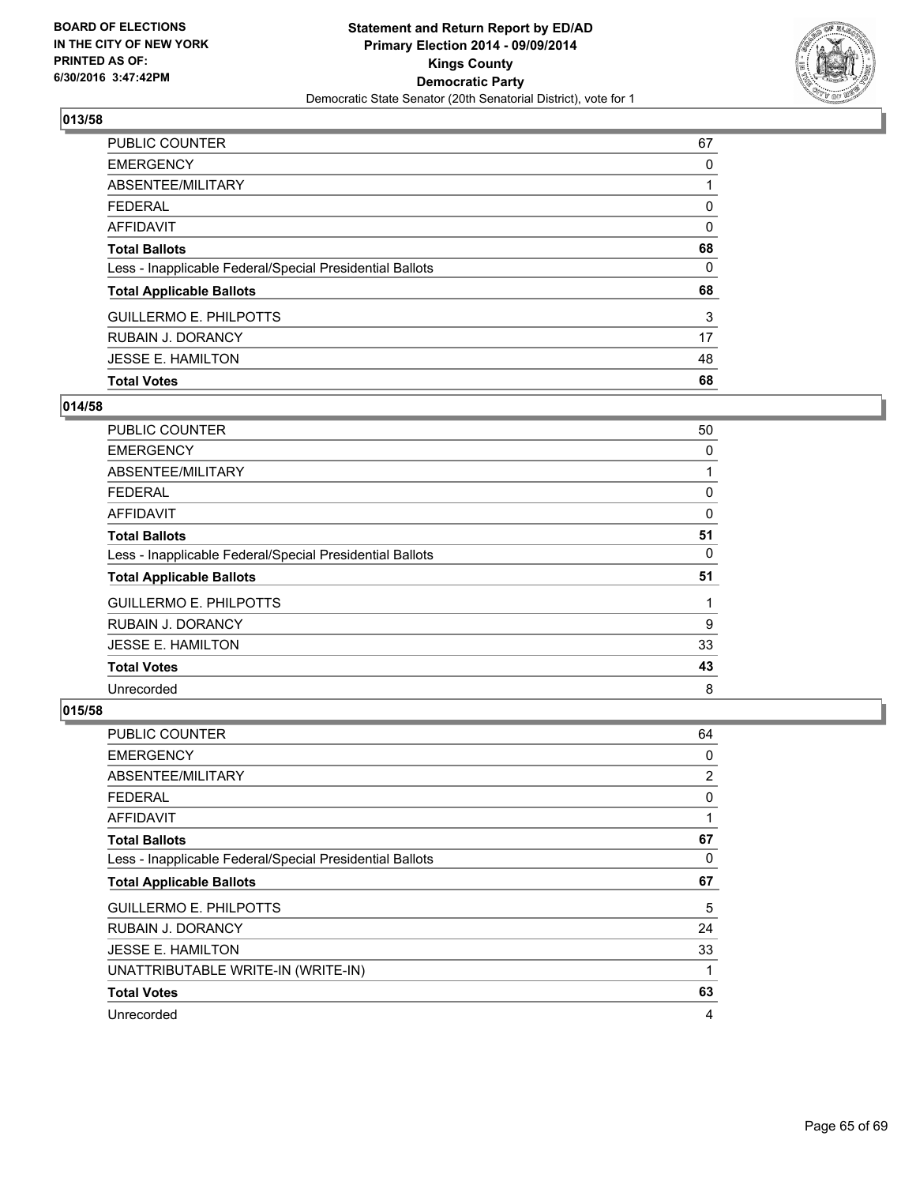BOARD OF ELECTIONS
IN THE CITY OF NEW YORK
PRINTED AS OF:
6/30/2016 3:47:42PM

**Statement and Return Report by ED/AD**
**Primary Election 2014 - 09/09/2014**
**Kings County**
**Democratic Party**
Democratic State Senator (20th Senatorial District), vote for 1

### 013/58

| | |
|---|---|
| PUBLIC COUNTER | 67 |
| EMERGENCY | 0 |
| ABSENTEE/MILITARY | 1 |
| FEDERAL | 0 |
| AFFIDAVIT | 0 |
| **Total Ballots** | **68** |
| Less - Inapplicable Federal/Special Presidential Ballots | 0 |
| **Total Applicable Ballots** | **68** |
| GUILLERMO E. PHILPOTTS | 3 |
| RUBAIN J. DORANCY | 17 |
| JESSE E. HAMILTON | 48 |
| **Total Votes** | **68** |

### 014/58

| | |
|---|---|
| PUBLIC COUNTER | 50 |
| EMERGENCY | 0 |
| ABSENTEE/MILITARY | 1 |
| FEDERAL | 0 |
| AFFIDAVIT | 0 |
| **Total Ballots** | **51** |
| Less - Inapplicable Federal/Special Presidential Ballots | 0 |
| **Total Applicable Ballots** | **51** |
| GUILLERMO E. PHILPOTTS | 1 |
| RUBAIN J. DORANCY | 9 |
| JESSE E. HAMILTON | 33 |
| **Total Votes** | **43** |
| Unrecorded | 8 |

### 015/58

| | |
|---|---|
| PUBLIC COUNTER | 64 |
| EMERGENCY | 0 |
| ABSENTEE/MILITARY | 2 |
| FEDERAL | 0 |
| AFFIDAVIT | 1 |
| **Total Ballots** | **67** |
| Less - Inapplicable Federal/Special Presidential Ballots | 0 |
| **Total Applicable Ballots** | **67** |
| GUILLERMO E. PHILPOTTS | 5 |
| RUBAIN J. DORANCY | 24 |
| JESSE E. HAMILTON | 33 |
| UNATTRIBUTABLE WRITE-IN (WRITE-IN) | 1 |
| **Total Votes** | **63** |
| Unrecorded | 4 |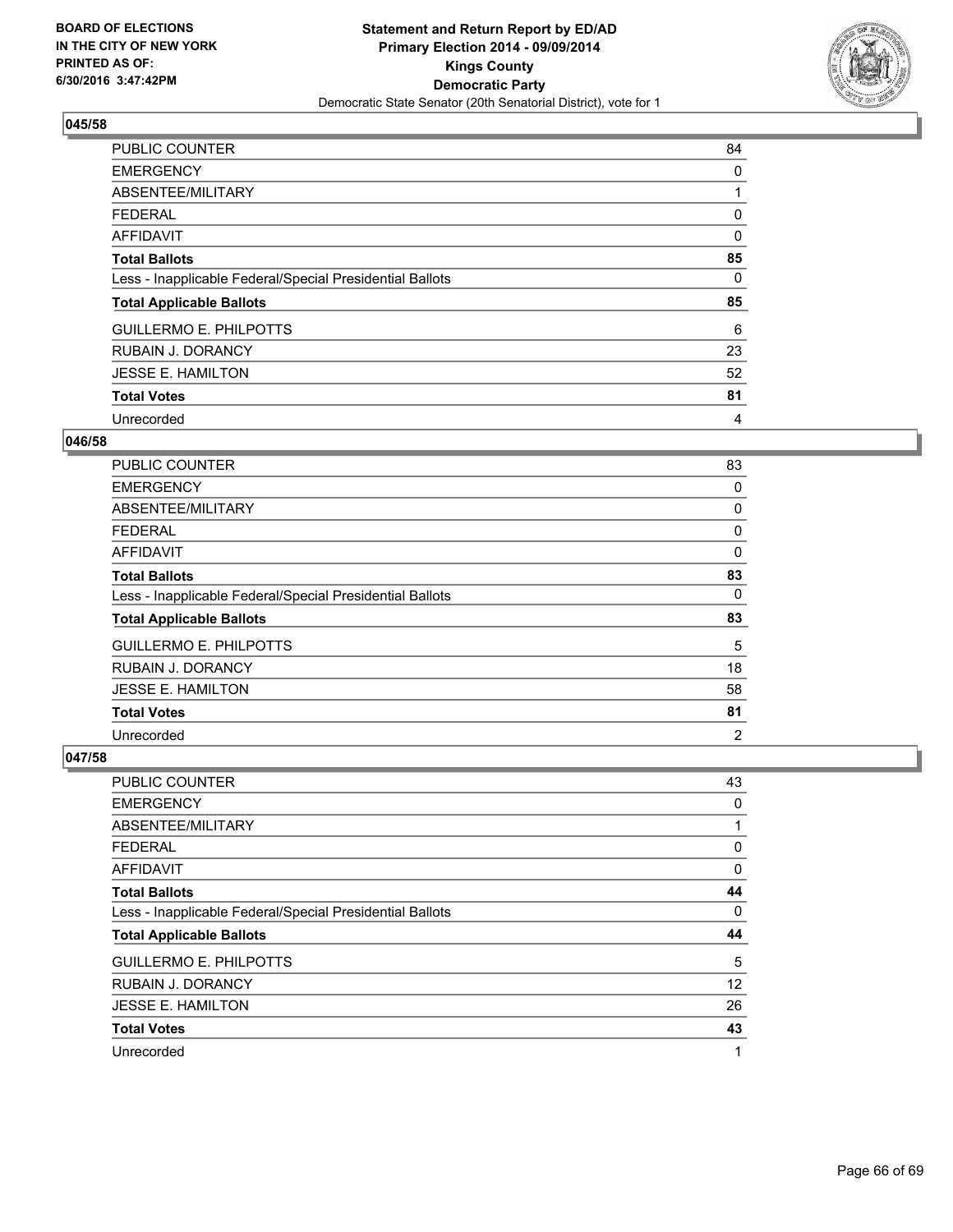**BOARD OF ELECTIONS IN THE CITY OF NEW YORK PRINTED AS OF: 6/30/2016 3:47:42PM**

**Statement and Return Report by ED/AD Primary Election 2014 - 09/09/2014 Kings County Democratic Party**

Democratic State Senator (20th Senatorial District), vote for 1

### 045/58

| | |
|---|---|
| PUBLIC COUNTER | 84 |
| EMERGENCY | 0 |
| ABSENTEE/MILITARY | 1 |
| FEDERAL | 0 |
| AFFIDAVIT | 0 |
| **Total Ballots** | **85** |
| Less - Inapplicable Federal/Special Presidential Ballots | 0 |
| **Total Applicable Ballots** | **85** |
| GUILLERMO E. PHILPOTTS | 6 |
| RUBAIN J. DORANCY | 23 |
| JESSE E. HAMILTON | 52 |
| **Total Votes** | **81** |
| Unrecorded | 4 |

### 046/58

| | |
|---|---|
| PUBLIC COUNTER | 83 |
| EMERGENCY | 0 |
| ABSENTEE/MILITARY | 0 |
| FEDERAL | 0 |
| AFFIDAVIT | 0 |
| **Total Ballots** | **83** |
| Less - Inapplicable Federal/Special Presidential Ballots | 0 |
| **Total Applicable Ballots** | **83** |
| GUILLERMO E. PHILPOTTS | 5 |
| RUBAIN J. DORANCY | 18 |
| JESSE E. HAMILTON | 58 |
| **Total Votes** | **81** |
| Unrecorded | 2 |

### 047/58

| | |
|---|---|
| PUBLIC COUNTER | 43 |
| EMERGENCY | 0 |
| ABSENTEE/MILITARY | 1 |
| FEDERAL | 0 |
| AFFIDAVIT | 0 |
| **Total Ballots** | **44** |
| Less - Inapplicable Federal/Special Presidential Ballots | 0 |
| **Total Applicable Ballots** | **44** |
| GUILLERMO E. PHILPOTTS | 5 |
| RUBAIN J. DORANCY | 12 |
| JESSE E. HAMILTON | 26 |
| **Total Votes** | **43** |
| Unrecorded | 1 |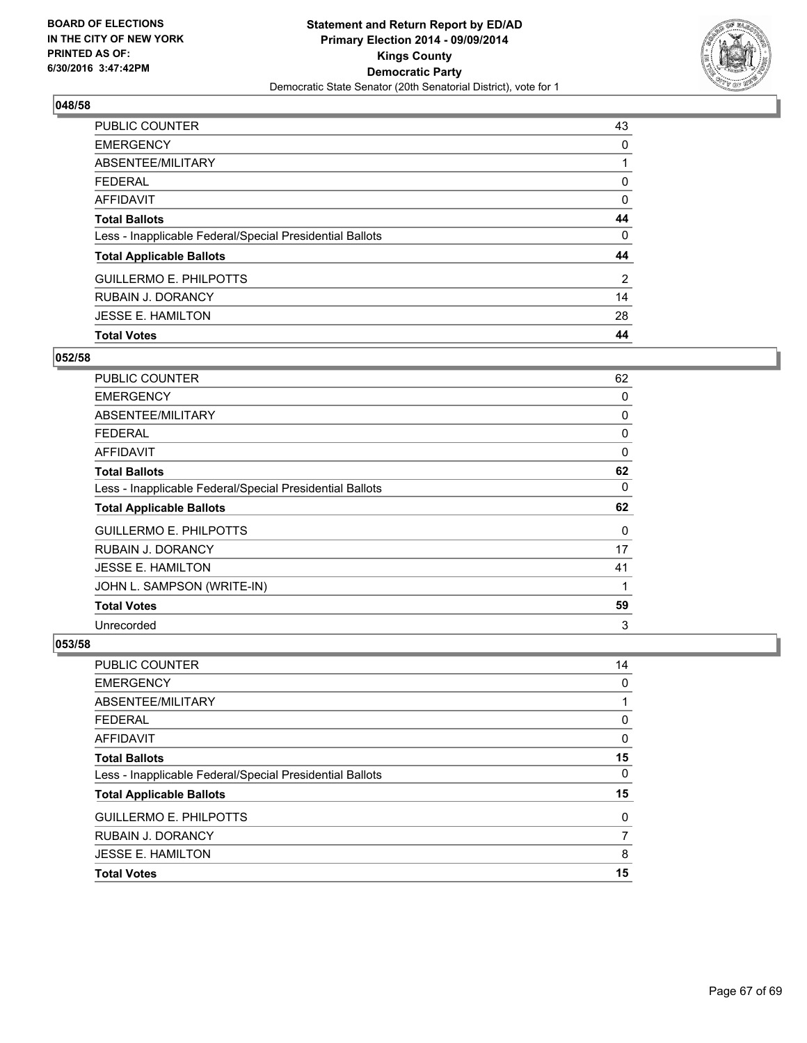**BOARD OF ELECTIONS IN THE CITY OF NEW YORK PRINTED AS OF: 6/30/2016 3:47:42PM**

**Statement and Return Report by ED/AD Primary Election 2014 - 09/09/2014 Kings County Democratic Party**

Democratic State Senator (20th Senatorial District), vote for 1

### 048/58

| | |
|---|---|
| PUBLIC COUNTER | 43 |
| EMERGENCY | 0 |
| ABSENTEE/MILITARY | 1 |
| FEDERAL | 0 |
| AFFIDAVIT | 0 |
| **Total Ballots** | **44** |
| Less - Inapplicable Federal/Special Presidential Ballots | 0 |
| **Total Applicable Ballots** | **44** |
| GUILLERMO E. PHILPOTTS | 2 |
| RUBAIN J. DORANCY | 14 |
| JESSE E. HAMILTON | 28 |
| **Total Votes** | **44** |

### 052/58

| | |
|---|---|
| PUBLIC COUNTER | 62 |
| EMERGENCY | 0 |
| ABSENTEE/MILITARY | 0 |
| FEDERAL | 0 |
| AFFIDAVIT | 0 |
| **Total Ballots** | **62** |
| Less - Inapplicable Federal/Special Presidential Ballots | 0 |
| **Total Applicable Ballots** | **62** |
| GUILLERMO E. PHILPOTTS | 0 |
| RUBAIN J. DORANCY | 17 |
| JESSE E. HAMILTON | 41 |
| JOHN L. SAMPSON (WRITE-IN) | 1 |
| **Total Votes** | **59** |
| Unrecorded | 3 |

### 053/58

| | |
|---|---|
| PUBLIC COUNTER | 14 |
| EMERGENCY | 0 |
| ABSENTEE/MILITARY | 1 |
| FEDERAL | 0 |
| AFFIDAVIT | 0 |
| **Total Ballots** | **15** |
| Less - Inapplicable Federal/Special Presidential Ballots | 0 |
| **Total Applicable Ballots** | **15** |
| GUILLERMO E. PHILPOTTS | 0 |
| RUBAIN J. DORANCY | 7 |
| JESSE E. HAMILTON | 8 |
| **Total Votes** | **15** |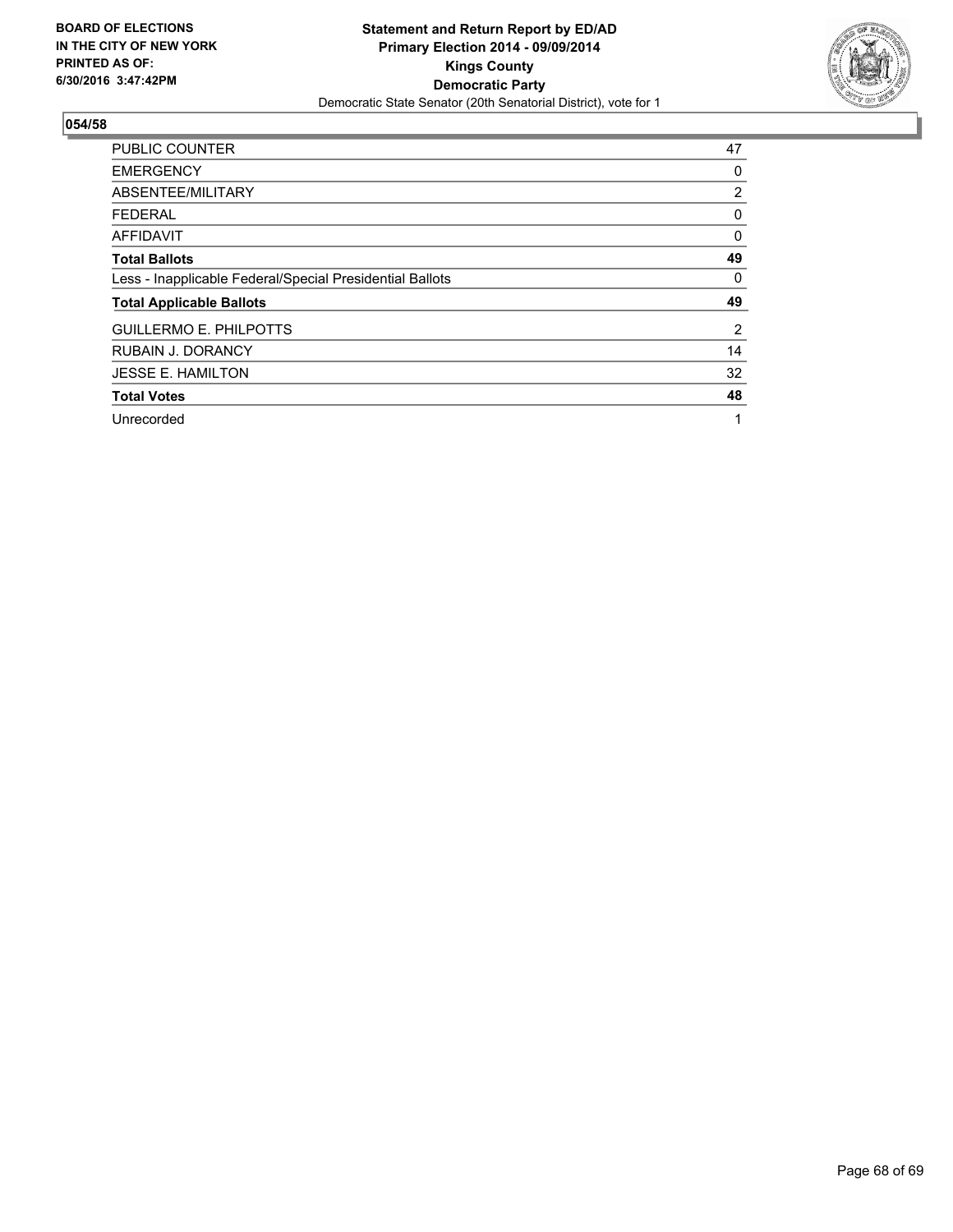**BOARD OF ELECTIONS IN THE CITY OF NEW YORK PRINTED AS OF: 6/30/2016 3:47:42PM**

**Statement and Return Report by ED/AD**
**Primary Election 2014 - 09/09/2014**
**Kings County**
**Democratic Party**
Democratic State Senator (20th Senatorial District), vote for 1

## 054/58

| | |
|---|---|
| PUBLIC COUNTER | 47 |
| EMERGENCY | 0 |
| ABSENTEE/MILITARY | 2 |
| FEDERAL | 0 |
| AFFIDAVIT | 0 |
| **Total Ballots** | **49** |
| Less - Inapplicable Federal/Special Presidential Ballots | 0 |
| **Total Applicable Ballots** | **49** |
| GUILLERMO E. PHILPOTTS | 2 |
| RUBAIN J. DORANCY | 14 |
| JESSE E. HAMILTON | 32 |
| **Total Votes** | **48** |
| Unrecorded | 1 |